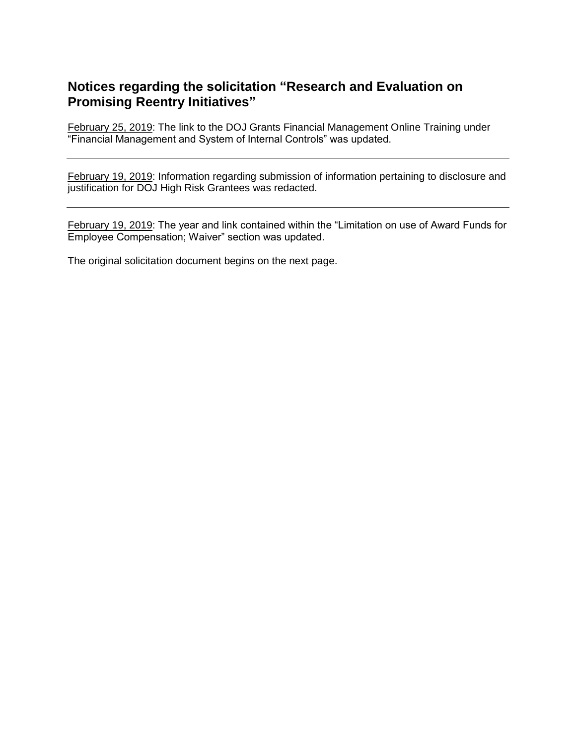## Notices regarding the solicitation "Research and Evaluation on Promising Reentry Initiatives"

February 25, 2019: The link to the DOJ Grants Financial Management Online Training under "Financial Management and System of Internal Controls" was updated.

---

February 19, 2019: Information regarding submission of information pertaining to disclosure and justification for DOJ High Risk Grantees was redacted.

---

February 19, 2019: The year and link contained within the "Limitation on use of Award Funds for Employee Compensation; Waiver" section was updated.

The original solicitation document begins on the next page.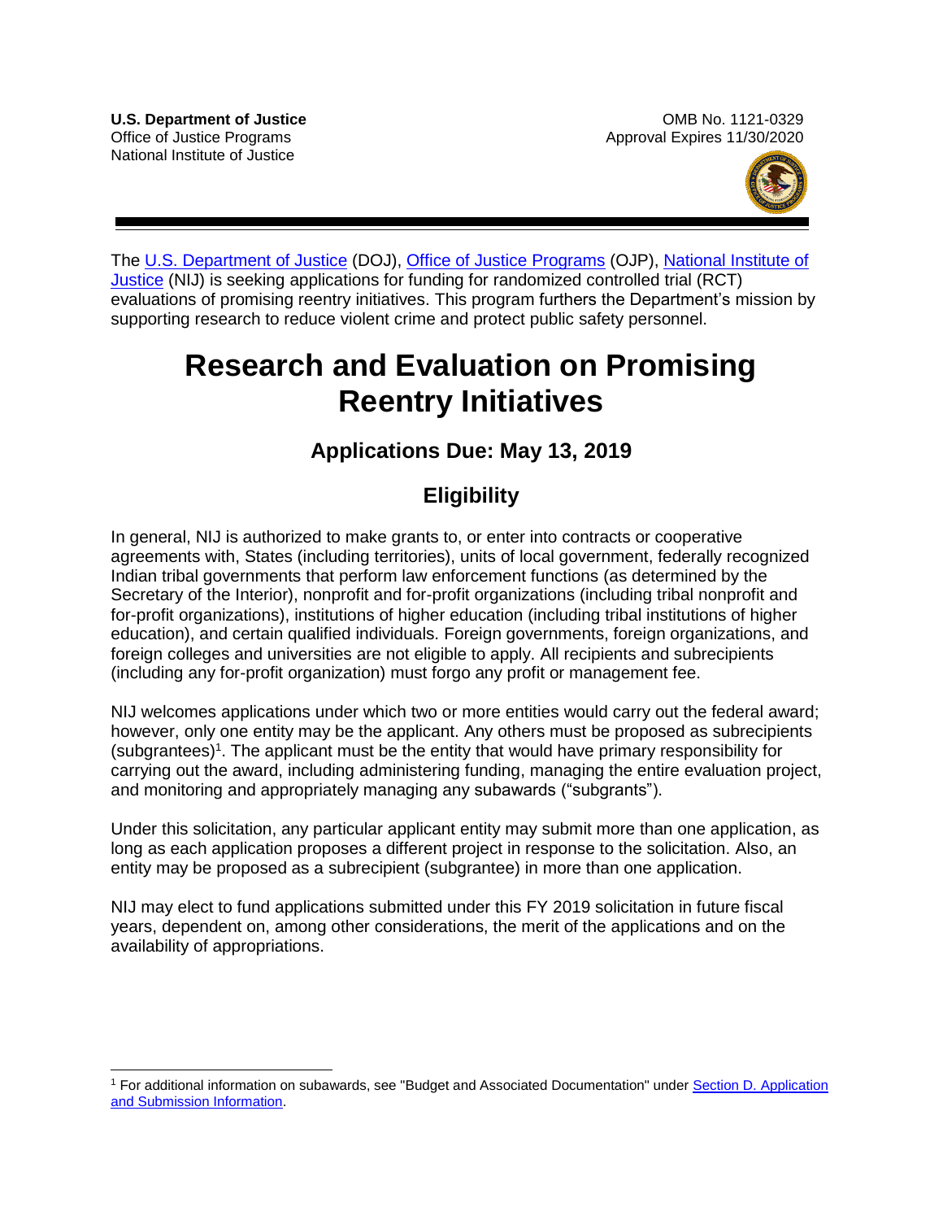**U.S. Department of Justice**
Office of Justice Programs
National Institute of Justice

OMB No. 1121-0329
Approval Expires 11/30/2020

The U.S. Department of Justice (DOJ), Office of Justice Programs (OJP), National Institute of Justice (NIJ) is seeking applications for funding for randomized controlled trial (RCT) evaluations of promising reentry initiatives. This program furthers the Department's mission by supporting research to reduce violent crime and protect public safety personnel.

# Research and Evaluation on Promising Reentry Initiatives

## Applications Due: May 13, 2019

## Eligibility

In general, NIJ is authorized to make grants to, or enter into contracts or cooperative agreements with, States (including territories), units of local government, federally recognized Indian tribal governments that perform law enforcement functions (as determined by the Secretary of the Interior), nonprofit and for-profit organizations (including tribal nonprofit and for-profit organizations), institutions of higher education (including tribal institutions of higher education), and certain qualified individuals. Foreign governments, foreign organizations, and foreign colleges and universities are not eligible to apply. All recipients and subrecipients (including any for-profit organization) must forgo any profit or management fee.

NIJ welcomes applications under which two or more entities would carry out the federal award; however, only one entity may be the applicant. Any others must be proposed as subrecipients (subgrantees)[1]. The applicant must be the entity that would have primary responsibility for carrying out the award, including administering funding, managing the entire evaluation project, and monitoring and appropriately managing any subawards ("subgrants").

Under this solicitation, any particular applicant entity may submit more than one application, as long as each application proposes a different project in response to the solicitation. Also, an entity may be proposed as a subrecipient (subgrantee) in more than one application.

NIJ may elect to fund applications submitted under this FY 2019 solicitation in future fiscal years, dependent on, among other considerations, the merit of the applications and on the availability of appropriations.

---

[1] For additional information on subawards, see "Budget and Associated Documentation" under Section D. Application and Submission Information.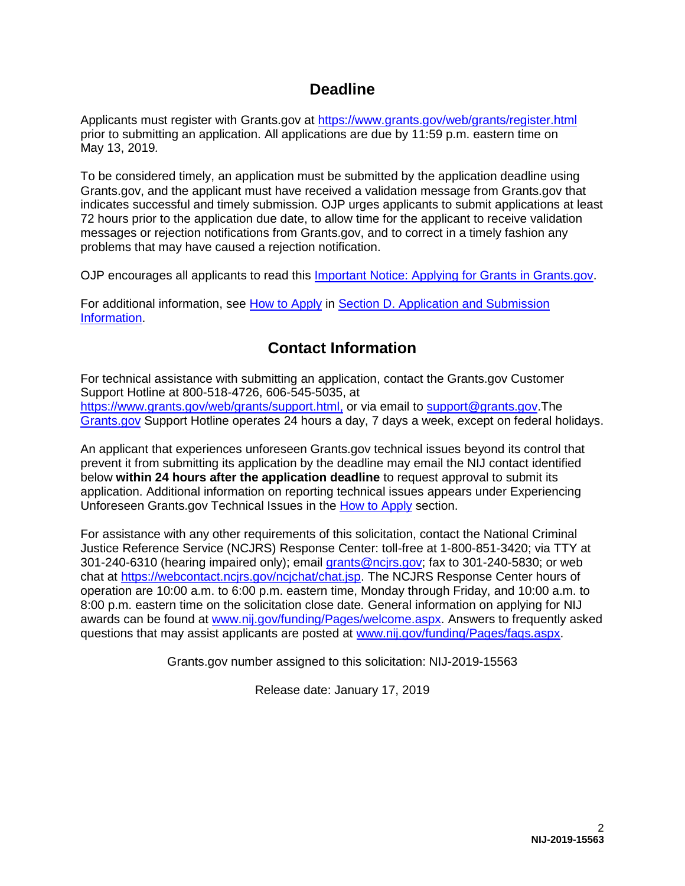## Deadline

Applicants must register with Grants.gov at https://www.grants.gov/web/grants/register.html prior to submitting an application. All applications are due by 11:59 p.m. eastern time on May 13, 2019*.*

To be considered timely, an application must be submitted by the application deadline using Grants.gov, and the applicant must have received a validation message from Grants.gov that indicates successful and timely submission. OJP urges applicants to submit applications at least 72 hours prior to the application due date, to allow time for the applicant to receive validation messages or rejection notifications from Grants.gov, and to correct in a timely fashion any problems that may have caused a rejection notification.

OJP encourages all applicants to read this Important Notice: Applying for Grants in Grants.gov.

For additional information, see How to Apply in Section D. Application and Submission Information.

## Contact Information

For technical assistance with submitting an application, contact the Grants.gov Customer Support Hotline at 800-518-4726, 606-545-5035, at https://www.grants.gov/web/grants/support.html, or via email to support@grants.gov.The Grants.gov Support Hotline operates 24 hours a day, 7 days a week, except on federal holidays.

An applicant that experiences unforeseen Grants.gov technical issues beyond its control that prevent it from submitting its application by the deadline may email the NIJ contact identified below **within 24 hours after the application deadline** to request approval to submit its application. Additional information on reporting technical issues appears under Experiencing Unforeseen Grants.gov Technical Issues in the How to Apply section.

For assistance with any other requirements of this solicitation, contact the National Criminal Justice Reference Service (NCJRS) Response Center: toll-free at 1-800-851-3420; via TTY at 301-240-6310 (hearing impaired only); email grants@ncjrs.gov; fax to 301-240-5830; or web chat at https://webcontact.ncjrs.gov/ncjchat/chat.jsp. The NCJRS Response Center hours of operation are 10:00 a.m. to 6:00 p.m. eastern time, Monday through Friday, and 10:00 a.m. to 8:00 p.m. eastern time on the solicitation close date*.* General information on applying for NIJ awards can be found at www.nij.gov/funding/Pages/welcome.aspx. Answers to frequently asked questions that may assist applicants are posted at www.nij.gov/funding/Pages/faqs.aspx.

Grants.gov number assigned to this solicitation: NIJ-2019-15563

Release date: January 17, 2019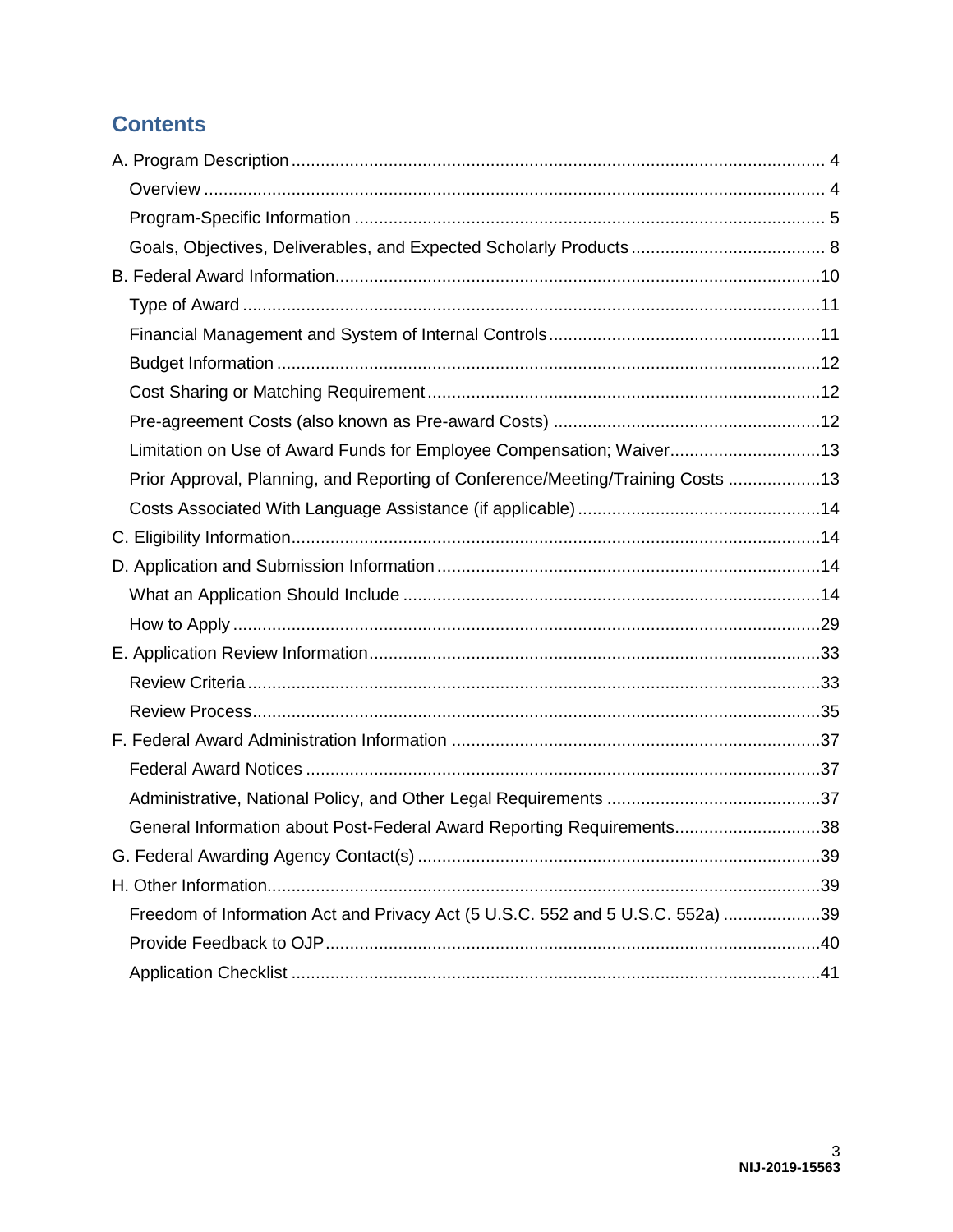## Contents

A. Program Description .......... 4
- Overview .......... 4
- Program-Specific Information .......... 5
- Goals, Objectives, Deliverables, and Expected Scholarly Products .......... 8

B. Federal Award Information .......... 10
- Type of Award .......... 11
- Financial Management and System of Internal Controls .......... 11
- Budget Information .......... 12
- Cost Sharing or Matching Requirement .......... 12
- Pre-agreement Costs (also known as Pre-award Costs) .......... 12
- Limitation on Use of Award Funds for Employee Compensation; Waiver .......... 13
- Prior Approval, Planning, and Reporting of Conference/Meeting/Training Costs .......... 13
- Costs Associated With Language Assistance (if applicable) .......... 14

C. Eligibility Information .......... 14

D. Application and Submission Information .......... 14
- What an Application Should Include .......... 14
- How to Apply .......... 29

E. Application Review Information .......... 33
- Review Criteria .......... 33
- Review Process .......... 35

F. Federal Award Administration Information .......... 37
- Federal Award Notices .......... 37
- Administrative, National Policy, and Other Legal Requirements .......... 37
- General Information about Post-Federal Award Reporting Requirements .......... 38

G. Federal Awarding Agency Contact(s) .......... 39

H. Other Information .......... 39
- Freedom of Information Act and Privacy Act (5 U.S.C. 552 and 5 U.S.C. 552a) .......... 39
- Provide Feedback to OJP .......... 40
- Application Checklist .......... 41

NIJ-2019-15563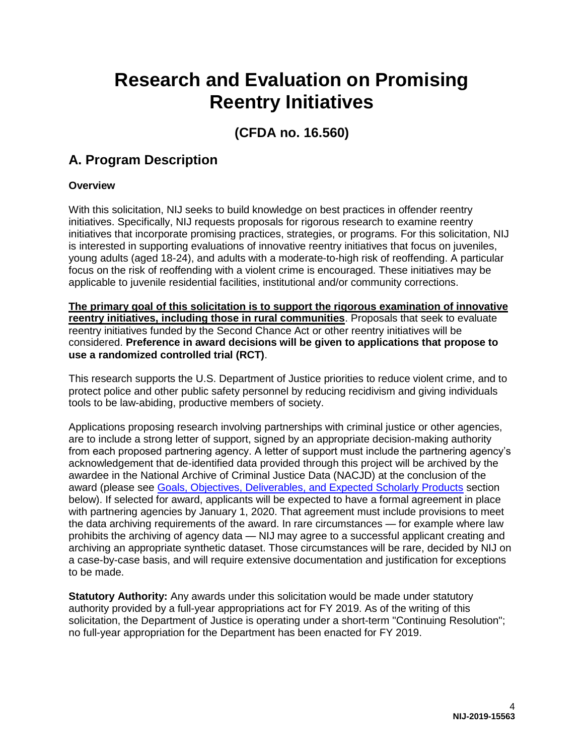# Research and Evaluation on Promising Reentry Initiatives

## (CFDA no. 16.560)

## A. Program Description

### Overview

With this solicitation, NIJ seeks to build knowledge on best practices in offender reentry initiatives. Specifically, NIJ requests proposals for rigorous research to examine reentry initiatives that incorporate promising practices, strategies, or programs. For this solicitation, NIJ is interested in supporting evaluations of innovative reentry initiatives that focus on juveniles, young adults (aged 18-24), and adults with a moderate-to-high risk of reoffending. A particular focus on the risk of reoffending with a violent crime is encouraged. These initiatives may be applicable to juvenile residential facilities, institutional and/or community corrections.

**The primary goal of this solicitation is to support the rigorous examination of innovative reentry initiatives, including those in rural communities**. Proposals that seek to evaluate reentry initiatives funded by the Second Chance Act or other reentry initiatives will be considered. **Preference in award decisions will be given to applications that propose to use a randomized controlled trial (RCT)**.

This research supports the U.S. Department of Justice priorities to reduce violent crime, and to protect police and other public safety personnel by reducing recidivism and giving individuals tools to be law-abiding, productive members of society.

Applications proposing research involving partnerships with criminal justice or other agencies, are to include a strong letter of support, signed by an appropriate decision-making authority from each proposed partnering agency. A letter of support must include the partnering agency's acknowledgement that de-identified data provided through this project will be archived by the awardee in the National Archive of Criminal Justice Data (NACJD) at the conclusion of the award (please see Goals, Objectives, Deliverables, and Expected Scholarly Products section below). If selected for award, applicants will be expected to have a formal agreement in place with partnering agencies by January 1, 2020. That agreement must include provisions to meet the data archiving requirements of the award. In rare circumstances — for example where law prohibits the archiving of agency data — NIJ may agree to a successful applicant creating and archiving an appropriate synthetic dataset. Those circumstances will be rare, decided by NIJ on a case-by-case basis, and will require extensive documentation and justification for exceptions to be made.

**Statutory Authority:** Any awards under this solicitation would be made under statutory authority provided by a full-year appropriations act for FY 2019. As of the writing of this solicitation, the Department of Justice is operating under a short-term "Continuing Resolution"; no full-year appropriation for the Department has been enacted for FY 2019.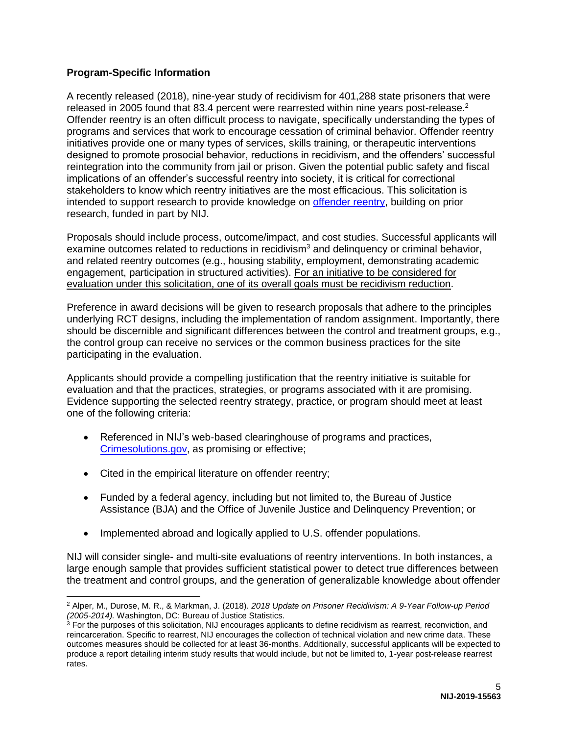**Program-Specific Information**

A recently released (2018), nine-year study of recidivism for 401,288 state prisoners that were released in 2005 found that 83.4 percent were rearrested within nine years post-release.[2] Offender reentry is an often difficult process to navigate, specifically understanding the types of programs and services that work to encourage cessation of criminal behavior. Offender reentry initiatives provide one or many types of services, skills training, or therapeutic interventions designed to promote prosocial behavior, reductions in recidivism, and the offenders' successful reintegration into the community from jail or prison. Given the potential public safety and fiscal implications of an offender's successful reentry into society, it is critical for correctional stakeholders to know which reentry initiatives are the most efficacious. This solicitation is intended to support research to provide knowledge on offender reentry, building on prior research, funded in part by NIJ.

Proposals should include process, outcome/impact, and cost studies. Successful applicants will examine outcomes related to reductions in recidivism[3] and delinquency or criminal behavior, and related reentry outcomes (e.g., housing stability, employment, demonstrating academic engagement, participation in structured activities). For an initiative to be considered for evaluation under this solicitation, one of its overall goals must be recidivism reduction.

Preference in award decisions will be given to research proposals that adhere to the principles underlying RCT designs, including the implementation of random assignment. Importantly, there should be discernible and significant differences between the control and treatment groups, e.g., the control group can receive no services or the common business practices for the site participating in the evaluation.

Applicants should provide a compelling justification that the reentry initiative is suitable for evaluation and that the practices, strategies, or programs associated with it are promising. Evidence supporting the selected reentry strategy, practice, or program should meet at least one of the following criteria:

- Referenced in NIJ's web-based clearinghouse of programs and practices, Crimesolutions.gov, as promising or effective;
- Cited in the empirical literature on offender reentry;
- Funded by a federal agency, including but not limited to, the Bureau of Justice Assistance (BJA) and the Office of Juvenile Justice and Delinquency Prevention; or
- Implemented abroad and logically applied to U.S. offender populations.

NIJ will consider single- and multi-site evaluations of reentry interventions. In both instances, a large enough sample that provides sufficient statistical power to detect true differences between the treatment and control groups, and the generation of generalizable knowledge about offender

---

[2] Alper, M., Durose, M. R., & Markman, J. (2018). *2018 Update on Prisoner Recidivism: A 9-Year Follow-up Period (2005-2014).* Washington, DC: Bureau of Justice Statistics.

[3] For the purposes of this solicitation, NIJ encourages applicants to define recidivism as rearrest, reconviction, and reincarceration. Specific to rearrest, NIJ encourages the collection of technical violation and new crime data. These outcomes measures should be collected for at least 36-months. Additionally, successful applicants will be expected to produce a report detailing interim study results that would include, but not be limited to, 1-year post-release rearrest rates.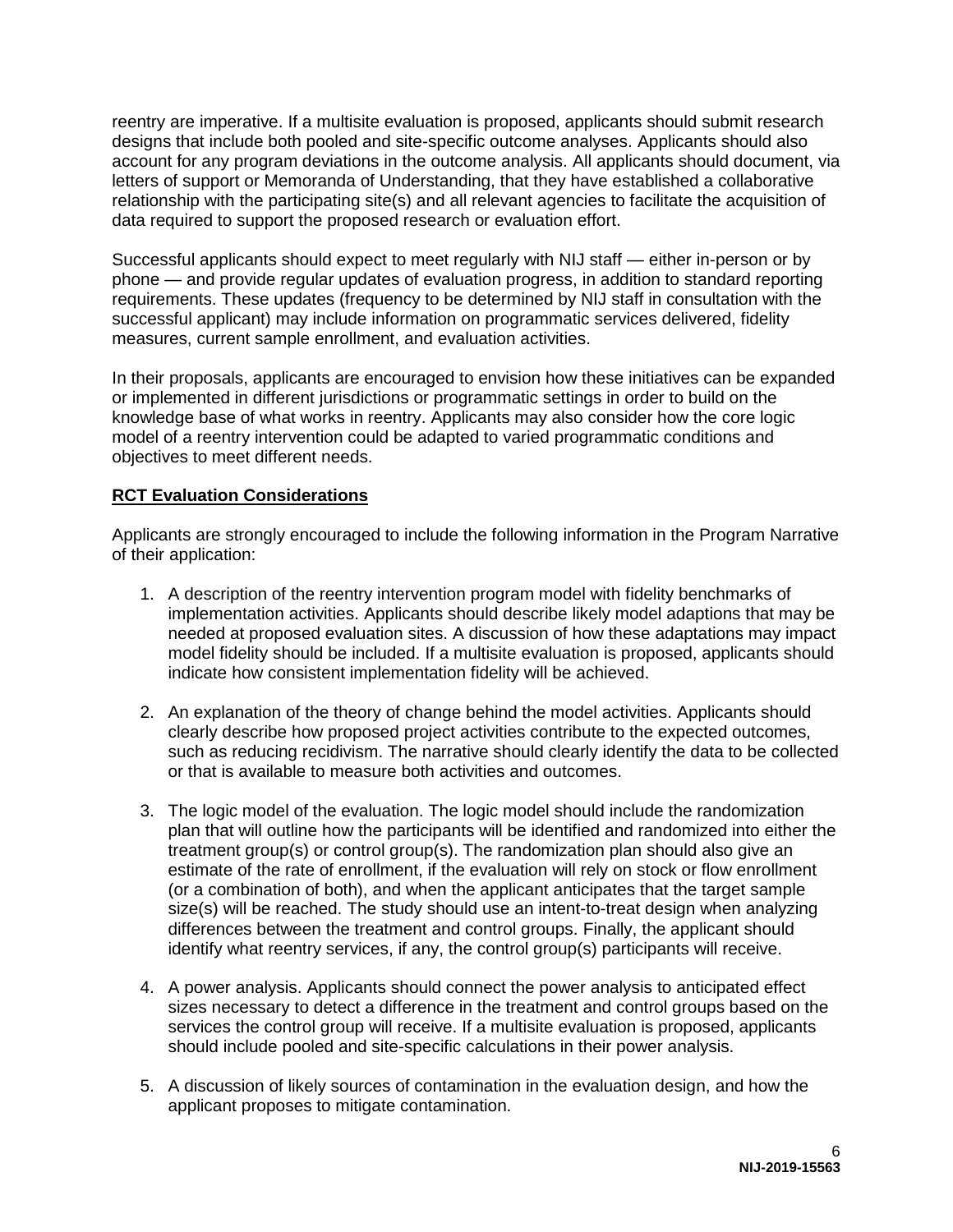reentry are imperative. If a multisite evaluation is proposed, applicants should submit research designs that include both pooled and site-specific outcome analyses. Applicants should also account for any program deviations in the outcome analysis. All applicants should document, via letters of support or Memoranda of Understanding, that they have established a collaborative relationship with the participating site(s) and all relevant agencies to facilitate the acquisition of data required to support the proposed research or evaluation effort.

Successful applicants should expect to meet regularly with NIJ staff — either in-person or by phone — and provide regular updates of evaluation progress, in addition to standard reporting requirements. These updates (frequency to be determined by NIJ staff in consultation with the successful applicant) may include information on programmatic services delivered, fidelity measures, current sample enrollment, and evaluation activities.

In their proposals, applicants are encouraged to envision how these initiatives can be expanded or implemented in different jurisdictions or programmatic settings in order to build on the knowledge base of what works in reentry. Applicants may also consider how the core logic model of a reentry intervention could be adapted to varied programmatic conditions and objectives to meet different needs.

**RCT Evaluation Considerations**

Applicants are strongly encouraged to include the following information in the Program Narrative of their application:

1. A description of the reentry intervention program model with fidelity benchmarks of implementation activities. Applicants should describe likely model adaptions that may be needed at proposed evaluation sites. A discussion of how these adaptations may impact model fidelity should be included. If a multisite evaluation is proposed, applicants should indicate how consistent implementation fidelity will be achieved.

2. An explanation of the theory of change behind the model activities. Applicants should clearly describe how proposed project activities contribute to the expected outcomes, such as reducing recidivism. The narrative should clearly identify the data to be collected or that is available to measure both activities and outcomes.

3. The logic model of the evaluation. The logic model should include the randomization plan that will outline how the participants will be identified and randomized into either the treatment group(s) or control group(s). The randomization plan should also give an estimate of the rate of enrollment, if the evaluation will rely on stock or flow enrollment (or a combination of both), and when the applicant anticipates that the target sample size(s) will be reached. The study should use an intent-to-treat design when analyzing differences between the treatment and control groups. Finally, the applicant should identify what reentry services, if any, the control group(s) participants will receive.

4. A power analysis. Applicants should connect the power analysis to anticipated effect sizes necessary to detect a difference in the treatment and control groups based on the services the control group will receive. If a multisite evaluation is proposed, applicants should include pooled and site-specific calculations in their power analysis.

5. A discussion of likely sources of contamination in the evaluation design, and how the applicant proposes to mitigate contamination.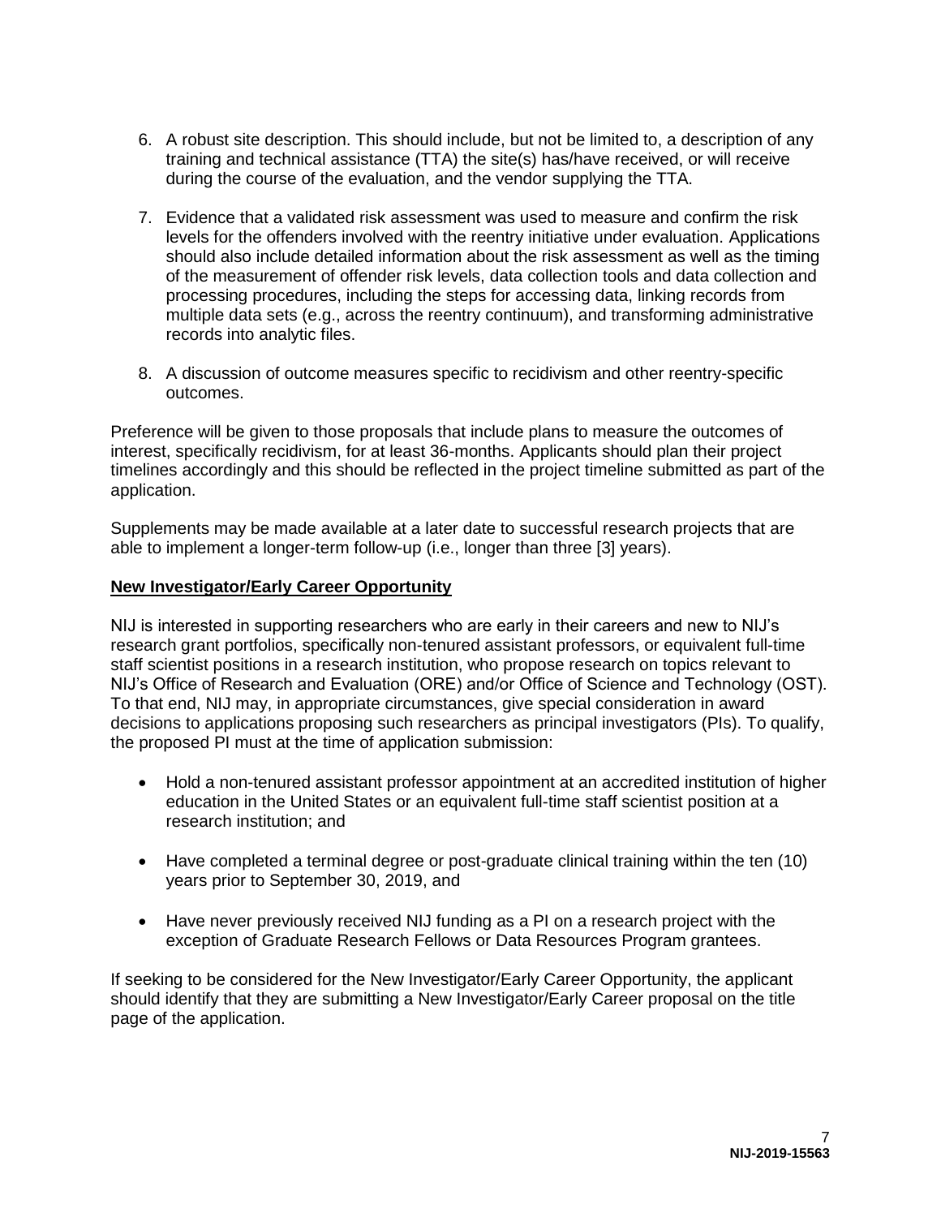6. A robust site description. This should include, but not be limited to, a description of any training and technical assistance (TTA) the site(s) has/have received, or will receive during the course of the evaluation, and the vendor supplying the TTA.

7. Evidence that a validated risk assessment was used to measure and confirm the risk levels for the offenders involved with the reentry initiative under evaluation. Applications should also include detailed information about the risk assessment as well as the timing of the measurement of offender risk levels, data collection tools and data collection and processing procedures, including the steps for accessing data, linking records from multiple data sets (e.g., across the reentry continuum), and transforming administrative records into analytic files.

8. A discussion of outcome measures specific to recidivism and other reentry-specific outcomes.

Preference will be given to those proposals that include plans to measure the outcomes of interest, specifically recidivism, for at least 36-months. Applicants should plan their project timelines accordingly and this should be reflected in the project timeline submitted as part of the application.

Supplements may be made available at a later date to successful research projects that are able to implement a longer-term follow-up (i.e., longer than three [3] years).

**New Investigator/Early Career Opportunity**

NIJ is interested in supporting researchers who are early in their careers and new to NIJ's research grant portfolios, specifically non-tenured assistant professors, or equivalent full-time staff scientist positions in a research institution, who propose research on topics relevant to NIJ's Office of Research and Evaluation (ORE) and/or Office of Science and Technology (OST). To that end, NIJ may, in appropriate circumstances, give special consideration in award decisions to applications proposing such researchers as principal investigators (PIs). To qualify, the proposed PI must at the time of application submission:

- Hold a non-tenured assistant professor appointment at an accredited institution of higher education in the United States or an equivalent full-time staff scientist position at a research institution; and

- Have completed a terminal degree or post-graduate clinical training within the ten (10) years prior to September 30, 2019, and

- Have never previously received NIJ funding as a PI on a research project with the exception of Graduate Research Fellows or Data Resources Program grantees.

If seeking to be considered for the New Investigator/Early Career Opportunity, the applicant should identify that they are submitting a New Investigator/Early Career proposal on the title page of the application.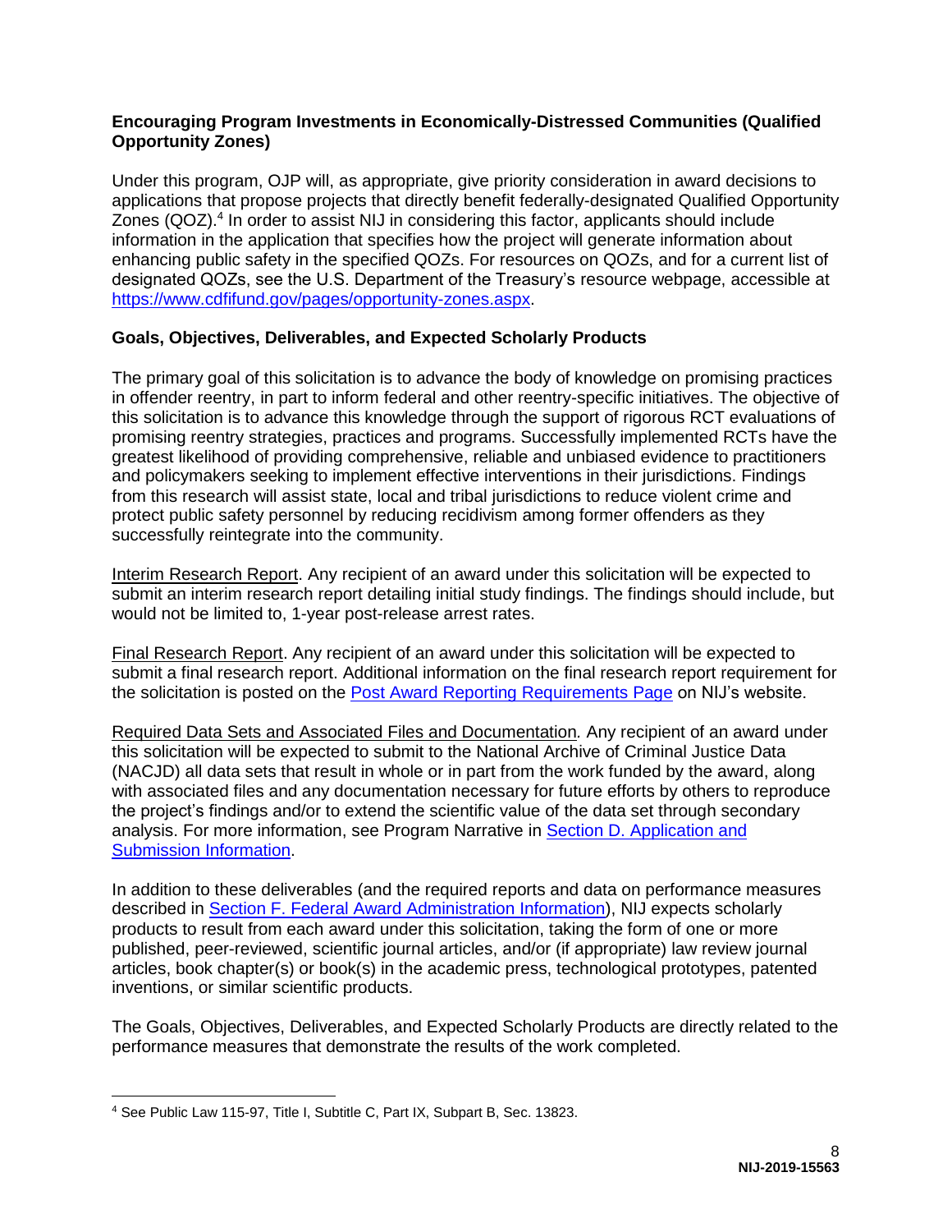**Encouraging Program Investments in Economically-Distressed Communities (Qualified Opportunity Zones)**

Under this program, OJP will, as appropriate, give priority consideration in award decisions to applications that propose projects that directly benefit federally-designated Qualified Opportunity Zones (QOZ).[4] In order to assist NIJ in considering this factor, applicants should include information in the application that specifies how the project will generate information about enhancing public safety in the specified QOZs. For resources on QOZs, and for a current list of designated QOZs, see the U.S. Department of the Treasury's resource webpage, accessible at https://www.cdfifund.gov/pages/opportunity-zones.aspx.

**Goals, Objectives, Deliverables, and Expected Scholarly Products**

The primary goal of this solicitation is to advance the body of knowledge on promising practices in offender reentry, in part to inform federal and other reentry-specific initiatives. The objective of this solicitation is to advance this knowledge through the support of rigorous RCT evaluations of promising reentry strategies, practices and programs. Successfully implemented RCTs have the greatest likelihood of providing comprehensive, reliable and unbiased evidence to practitioners and policymakers seeking to implement effective interventions in their jurisdictions. Findings from this research will assist state, local and tribal jurisdictions to reduce violent crime and protect public safety personnel by reducing recidivism among former offenders as they successfully reintegrate into the community.

Interim Research Report. Any recipient of an award under this solicitation will be expected to submit an interim research report detailing initial study findings. The findings should include, but would not be limited to, 1-year post-release arrest rates.

Final Research Report. Any recipient of an award under this solicitation will be expected to submit a final research report. Additional information on the final research report requirement for the solicitation is posted on the Post Award Reporting Requirements Page on NIJ's website.

Required Data Sets and Associated Files and Documentation. Any recipient of an award under this solicitation will be expected to submit to the National Archive of Criminal Justice Data (NACJD) all data sets that result in whole or in part from the work funded by the award, along with associated files and any documentation necessary for future efforts by others to reproduce the project's findings and/or to extend the scientific value of the data set through secondary analysis. For more information, see Program Narrative in Section D. Application and Submission Information.

In addition to these deliverables (and the required reports and data on performance measures described in Section F. Federal Award Administration Information), NIJ expects scholarly products to result from each award under this solicitation, taking the form of one or more published, peer-reviewed, scientific journal articles, and/or (if appropriate) law review journal articles, book chapter(s) or book(s) in the academic press, technological prototypes, patented inventions, or similar scientific products.

The Goals, Objectives, Deliverables, and Expected Scholarly Products are directly related to the performance measures that demonstrate the results of the work completed.

[4] See Public Law 115-97, Title I, Subtitle C, Part IX, Subpart B, Sec. 13823.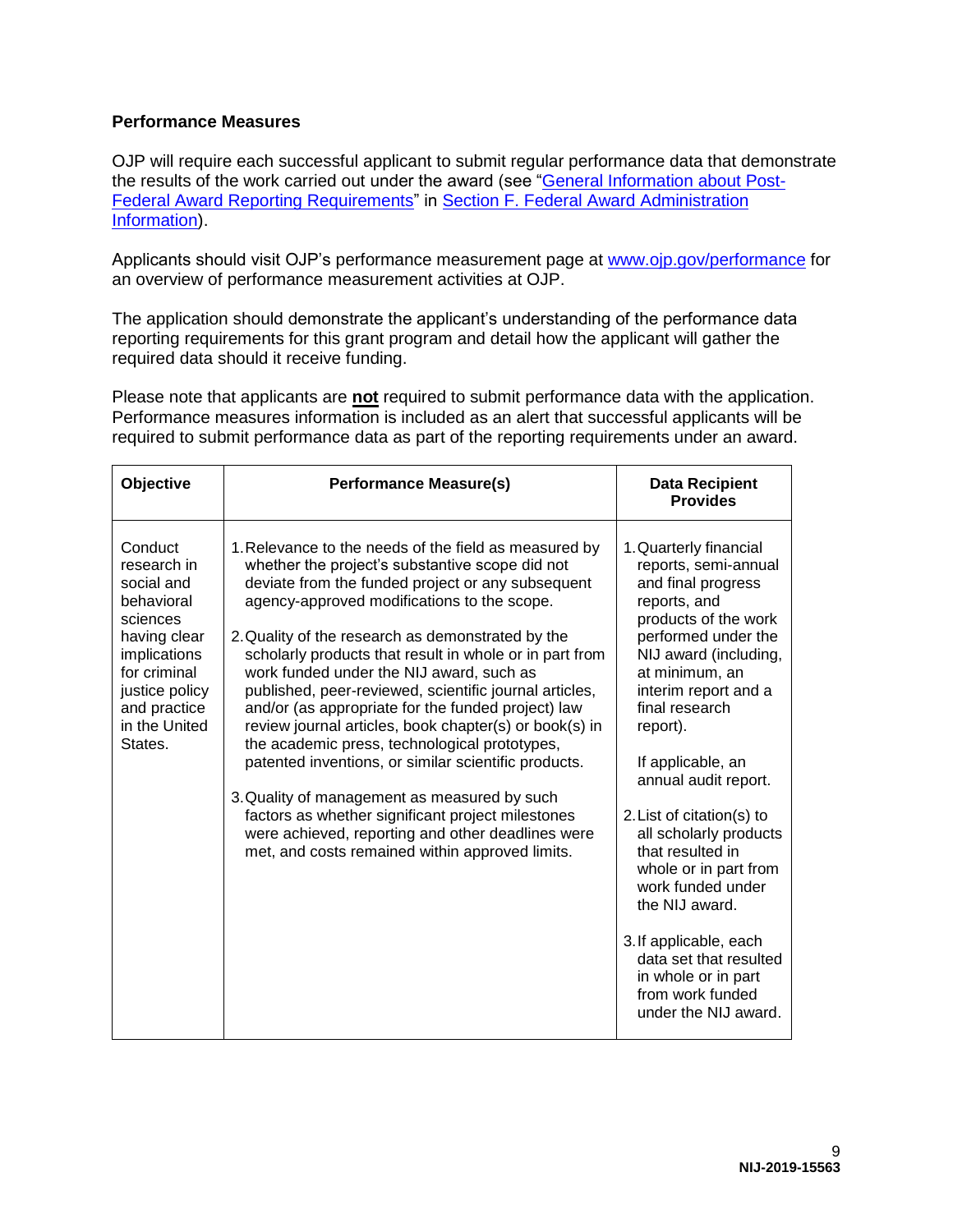### Performance Measures

OJP will require each successful applicant to submit regular performance data that demonstrate the results of the work carried out under the award (see "General Information about Post-Federal Award Reporting Requirements" in Section F. Federal Award Administration Information).

Applicants should visit OJP's performance measurement page at www.ojp.gov/performance for an overview of performance measurement activities at OJP.

The application should demonstrate the applicant's understanding of the performance data reporting requirements for this grant program and detail how the applicant will gather the required data should it receive funding.

Please note that applicants are **not** required to submit performance data with the application. Performance measures information is included as an alert that successful applicants will be required to submit performance data as part of the reporting requirements under an award.

| Objective | Performance Measure(s) | Data Recipient Provides |
|---|---|---|
| Conduct research in social and behavioral sciences having clear implications for criminal justice policy and practice in the United States. | 1. Relevance to the needs of the field as measured by whether the project's substantive scope did not deviate from the funded project or any subsequent agency-approved modifications to the scope.<br><br>2. Quality of the research as demonstrated by the scholarly products that result in whole or in part from work funded under the NIJ award, such as published, peer-reviewed, scientific journal articles, and/or (as appropriate for the funded project) law review journal articles, book chapter(s) or book(s) in the academic press, technological prototypes, patented inventions, or similar scientific products.<br><br>3. Quality of management as measured by such factors as whether significant project milestones were achieved, reporting and other deadlines were met, and costs remained within approved limits. | 1. Quarterly financial reports, semi-annual and final progress reports, and products of the work performed under the NIJ award (including, at minimum, an interim report and a final research report).<br><br>If applicable, an annual audit report.<br><br>2. List of citation(s) to all scholarly products that resulted in whole or in part from work funded under the NIJ award.<br><br>3. If applicable, each data set that resulted in whole or in part from work funded under the NIJ award. |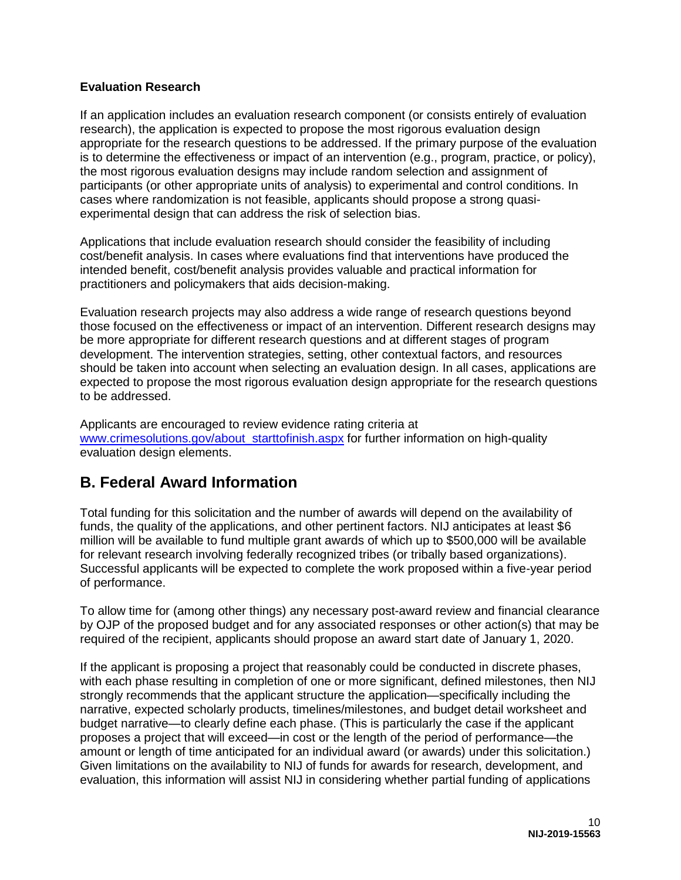**Evaluation Research**

If an application includes an evaluation research component (or consists entirely of evaluation research), the application is expected to propose the most rigorous evaluation design appropriate for the research questions to be addressed. If the primary purpose of the evaluation is to determine the effectiveness or impact of an intervention (e.g., program, practice, or policy), the most rigorous evaluation designs may include random selection and assignment of participants (or other appropriate units of analysis) to experimental and control conditions. In cases where randomization is not feasible, applicants should propose a strong quasi-experimental design that can address the risk of selection bias.

Applications that include evaluation research should consider the feasibility of including cost/benefit analysis. In cases where evaluations find that interventions have produced the intended benefit, cost/benefit analysis provides valuable and practical information for practitioners and policymakers that aids decision-making.

Evaluation research projects may also address a wide range of research questions beyond those focused on the effectiveness or impact of an intervention. Different research designs may be more appropriate for different research questions and at different stages of program development. The intervention strategies, setting, other contextual factors, and resources should be taken into account when selecting an evaluation design. In all cases, applications are expected to propose the most rigorous evaluation design appropriate for the research questions to be addressed.

Applicants are encouraged to review evidence rating criteria at [www.crimesolutions.gov/about_starttofinish.aspx](www.crimesolutions.gov/about_starttofinish.aspx) for further information on high-quality evaluation design elements.

## B. Federal Award Information

Total funding for this solicitation and the number of awards will depend on the availability of funds, the quality of the applications, and other pertinent factors. NIJ anticipates at least $6 million will be available to fund multiple grant awards of which up to $500,000 will be available for relevant research involving federally recognized tribes (or tribally based organizations). Successful applicants will be expected to complete the work proposed within a five-year period of performance.

To allow time for (among other things) any necessary post-award review and financial clearance by OJP of the proposed budget and for any associated responses or other action(s) that may be required of the recipient, applicants should propose an award start date of January 1, 2020.

If the applicant is proposing a project that reasonably could be conducted in discrete phases, with each phase resulting in completion of one or more significant, defined milestones, then NIJ strongly recommends that the applicant structure the application—specifically including the narrative, expected scholarly products, timelines/milestones, and budget detail worksheet and budget narrative—to clearly define each phase. (This is particularly the case if the applicant proposes a project that will exceed—in cost or the length of the period of performance—the amount or length of time anticipated for an individual award (or awards) under this solicitation.) Given limitations on the availability to NIJ of funds for awards for research, development, and evaluation, this information will assist NIJ in considering whether partial funding of applications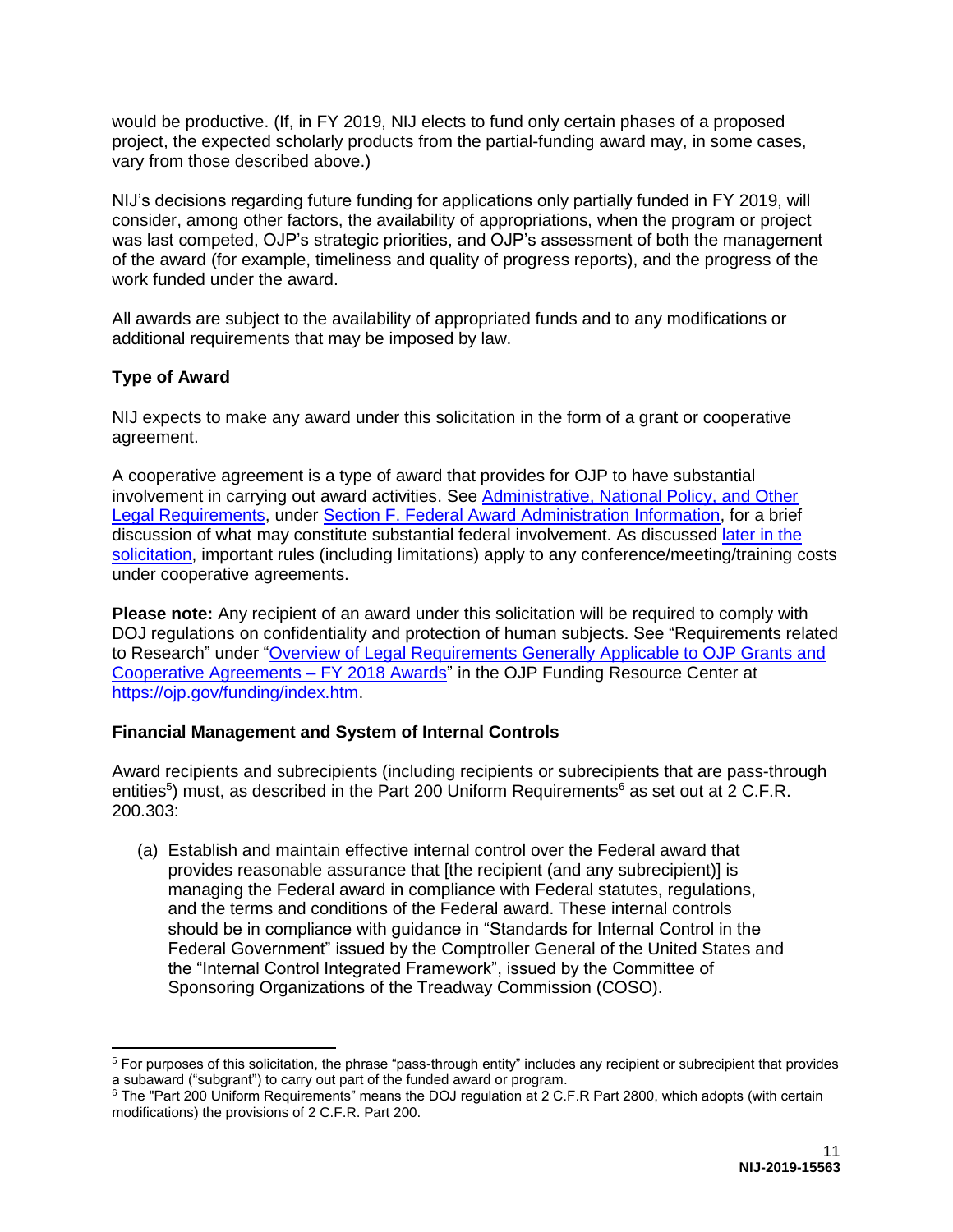would be productive. (If, in FY 2019, NIJ elects to fund only certain phases of a proposed project, the expected scholarly products from the partial-funding award may, in some cases, vary from those described above.)

NIJ's decisions regarding future funding for applications only partially funded in FY 2019, will consider, among other factors, the availability of appropriations, when the program or project was last competed, OJP's strategic priorities, and OJP's assessment of both the management of the award (for example, timeliness and quality of progress reports), and the progress of the work funded under the award.

All awards are subject to the availability of appropriated funds and to any modifications or additional requirements that may be imposed by law.

### Type of Award

NIJ expects to make any award under this solicitation in the form of a grant or cooperative agreement.

A cooperative agreement is a type of award that provides for OJP to have substantial involvement in carrying out award activities. See Administrative, National Policy, and Other Legal Requirements, under Section F. Federal Award Administration Information, for a brief discussion of what may constitute substantial federal involvement. As discussed later in the solicitation, important rules (including limitations) apply to any conference/meeting/training costs under cooperative agreements.

**Please note:** Any recipient of an award under this solicitation will be required to comply with DOJ regulations on confidentiality and protection of human subjects. See "Requirements related to Research" under "Overview of Legal Requirements Generally Applicable to OJP Grants and Cooperative Agreements – FY 2018 Awards" in the OJP Funding Resource Center at https://ojp.gov/funding/index.htm.

### Financial Management and System of Internal Controls

Award recipients and subrecipients (including recipients or subrecipients that are pass-through entities[5]) must, as described in the Part 200 Uniform Requirements[6] as set out at 2 C.F.R. 200.303:

(a) Establish and maintain effective internal control over the Federal award that provides reasonable assurance that [the recipient (and any subrecipient)] is managing the Federal award in compliance with Federal statutes, regulations, and the terms and conditions of the Federal award. These internal controls should be in compliance with guidance in "Standards for Internal Control in the Federal Government" issued by the Comptroller General of the United States and the "Internal Control Integrated Framework", issued by the Committee of Sponsoring Organizations of the Treadway Commission (COSO).

---

[5] For purposes of this solicitation, the phrase "pass-through entity" includes any recipient or subrecipient that provides a subaward ("subgrant") to carry out part of the funded award or program.

[6] The "Part 200 Uniform Requirements" means the DOJ regulation at 2 C.F.R Part 2800, which adopts (with certain modifications) the provisions of 2 C.F.R. Part 200.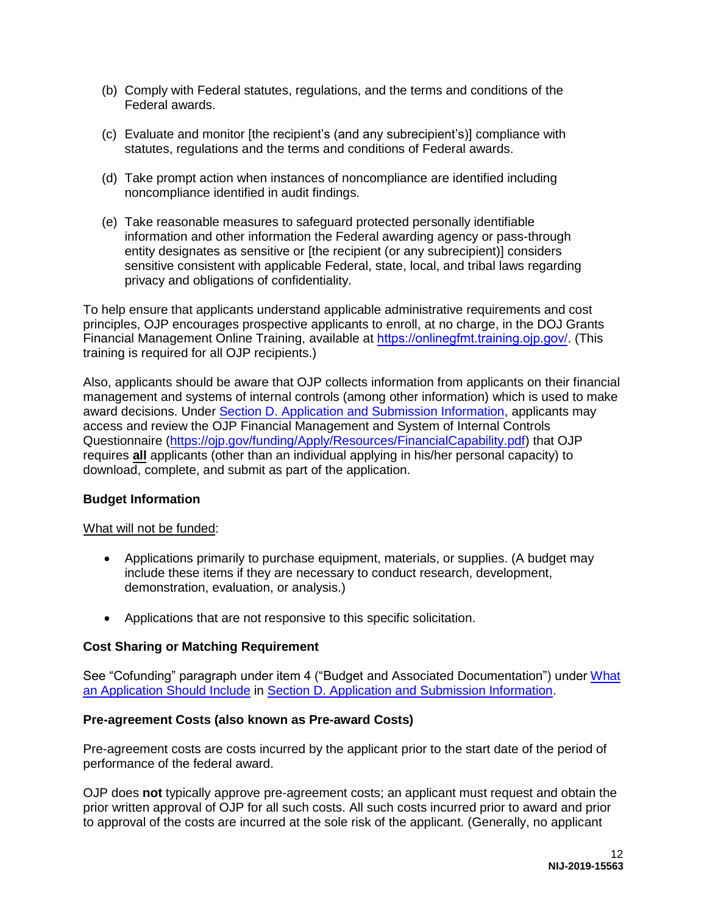(b) Comply with Federal statutes, regulations, and the terms and conditions of the Federal awards.

(c) Evaluate and monitor [the recipient's (and any subrecipient's)] compliance with statutes, regulations and the terms and conditions of Federal awards.

(d) Take prompt action when instances of noncompliance are identified including noncompliance identified in audit findings.

(e) Take reasonable measures to safeguard protected personally identifiable information and other information the Federal awarding agency or pass-through entity designates as sensitive or [the recipient (or any subrecipient)] considers sensitive consistent with applicable Federal, state, local, and tribal laws regarding privacy and obligations of confidentiality.

To help ensure that applicants understand applicable administrative requirements and cost principles, OJP encourages prospective applicants to enroll, at no charge, in the DOJ Grants Financial Management Online Training, available at https://onlinegfmt.training.ojp.gov/. (This training is required for all OJP recipients.)

Also, applicants should be aware that OJP collects information from applicants on their financial management and systems of internal controls (among other information) which is used to make award decisions. Under Section D. Application and Submission Information, applicants may access and review the OJP Financial Management and System of Internal Controls Questionnaire (https://ojp.gov/funding/Apply/Resources/FinancialCapability.pdf) that OJP requires **all** applicants (other than an individual applying in his/her personal capacity) to download, complete, and submit as part of the application.

**Budget Information**

What will not be funded:

- Applications primarily to purchase equipment, materials, or supplies. (A budget may include these items if they are necessary to conduct research, development, demonstration, evaluation, or analysis.)
- Applications that are not responsive to this specific solicitation.

**Cost Sharing or Matching Requirement**

See "Cofunding" paragraph under item 4 ("Budget and Associated Documentation") under What an Application Should Include in Section D. Application and Submission Information.

**Pre-agreement Costs (also known as Pre-award Costs)**

Pre-agreement costs are costs incurred by the applicant prior to the start date of the period of performance of the federal award.

OJP does **not** typically approve pre-agreement costs; an applicant must request and obtain the prior written approval of OJP for all such costs. All such costs incurred prior to award and prior to approval of the costs are incurred at the sole risk of the applicant. (Generally, no applicant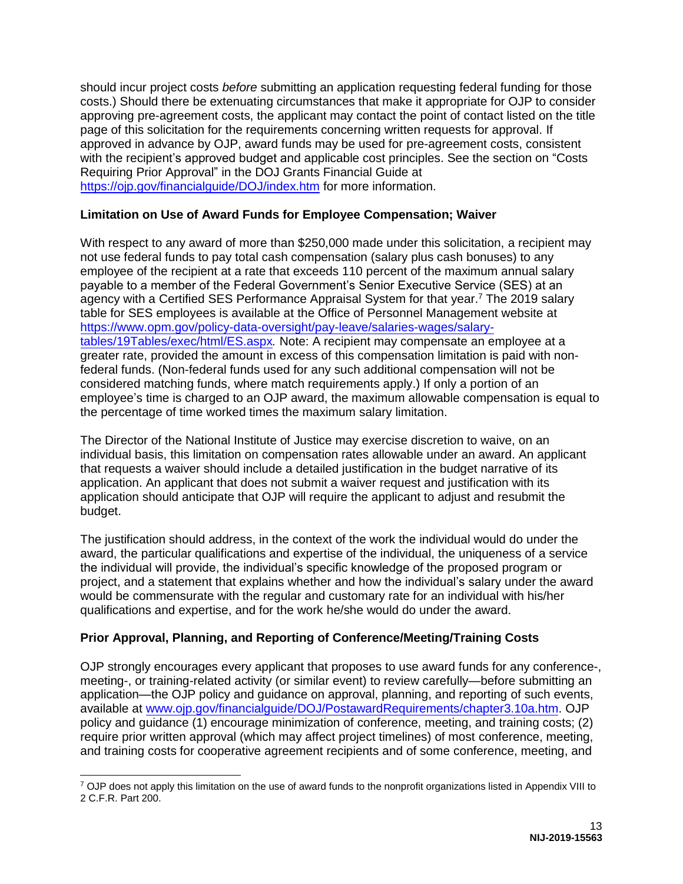should incur project costs *before* submitting an application requesting federal funding for those costs.) Should there be extenuating circumstances that make it appropriate for OJP to consider approving pre-agreement costs, the applicant may contact the point of contact listed on the title page of this solicitation for the requirements concerning written requests for approval. If approved in advance by OJP, award funds may be used for pre-agreement costs, consistent with the recipient's approved budget and applicable cost principles. See the section on "Costs Requiring Prior Approval" in the DOJ Grants Financial Guide at https://ojp.gov/financialguide/DOJ/index.htm for more information.

**Limitation on Use of Award Funds for Employee Compensation; Waiver**

With respect to any award of more than $250,000 made under this solicitation, a recipient may not use federal funds to pay total cash compensation (salary plus cash bonuses) to any employee of the recipient at a rate that exceeds 110 percent of the maximum annual salary payable to a member of the Federal Government's Senior Executive Service (SES) at an agency with a Certified SES Performance Appraisal System for that year.[7] The 2019 salary table for SES employees is available at the Office of Personnel Management website at https://www.opm.gov/policy-data-oversight/pay-leave/salaries-wages/salary-tables/19Tables/exec/html/ES.aspx*.* Note: A recipient may compensate an employee at a greater rate, provided the amount in excess of this compensation limitation is paid with non-federal funds. (Non-federal funds used for any such additional compensation will not be considered matching funds, where match requirements apply.) If only a portion of an employee's time is charged to an OJP award, the maximum allowable compensation is equal to the percentage of time worked times the maximum salary limitation.

The Director of the National Institute of Justice may exercise discretion to waive, on an individual basis, this limitation on compensation rates allowable under an award. An applicant that requests a waiver should include a detailed justification in the budget narrative of its application. An applicant that does not submit a waiver request and justification with its application should anticipate that OJP will require the applicant to adjust and resubmit the budget.

The justification should address, in the context of the work the individual would do under the award, the particular qualifications and expertise of the individual, the uniqueness of a service the individual will provide, the individual's specific knowledge of the proposed program or project, and a statement that explains whether and how the individual's salary under the award would be commensurate with the regular and customary rate for an individual with his/her qualifications and expertise, and for the work he/she would do under the award.

**Prior Approval, Planning, and Reporting of Conference/Meeting/Training Costs**

OJP strongly encourages every applicant that proposes to use award funds for any conference-, meeting-, or training-related activity (or similar event) to review carefully—before submitting an application—the OJP policy and guidance on approval, planning, and reporting of such events, available at www.ojp.gov/financialguide/DOJ/PostawardRequirements/chapter3.10a.htm. OJP policy and guidance (1) encourage minimization of conference, meeting, and training costs; (2) require prior written approval (which may affect project timelines) of most conference, meeting, and training costs for cooperative agreement recipients and of some conference, meeting, and

[7] OJP does not apply this limitation on the use of award funds to the nonprofit organizations listed in Appendix VIII to 2 C.F.R. Part 200.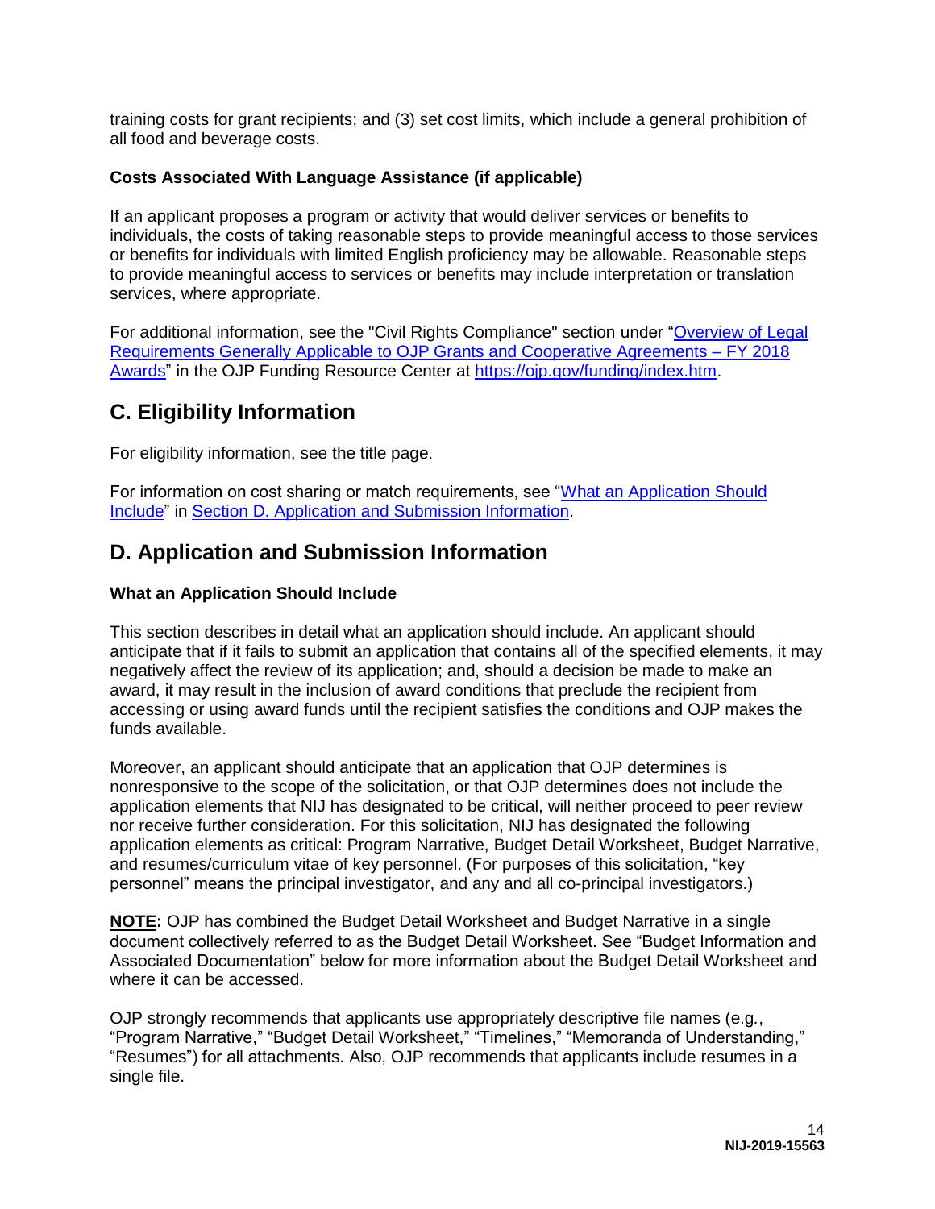training costs for grant recipients; and (3) set cost limits, which include a general prohibition of all food and beverage costs.

**Costs Associated With Language Assistance (if applicable)**

If an applicant proposes a program or activity that would deliver services or benefits to individuals, the costs of taking reasonable steps to provide meaningful access to those services or benefits for individuals with limited English proficiency may be allowable. Reasonable steps to provide meaningful access to services or benefits may include interpretation or translation services, where appropriate.

For additional information, see the "Civil Rights Compliance" section under "Overview of Legal Requirements Generally Applicable to OJP Grants and Cooperative Agreements – FY 2018 Awards" in the OJP Funding Resource Center at https://ojp.gov/funding/index.htm.

## C. Eligibility Information

For eligibility information, see the title page.

For information on cost sharing or match requirements, see "What an Application Should Include" in Section D. Application and Submission Information.

## D. Application and Submission Information

**What an Application Should Include**

This section describes in detail what an application should include. An applicant should anticipate that if it fails to submit an application that contains all of the specified elements, it may negatively affect the review of its application; and, should a decision be made to make an award, it may result in the inclusion of award conditions that preclude the recipient from accessing or using award funds until the recipient satisfies the conditions and OJP makes the funds available.

Moreover, an applicant should anticipate that an application that OJP determines is nonresponsive to the scope of the solicitation, or that OJP determines does not include the application elements that NIJ has designated to be critical, will neither proceed to peer review nor receive further consideration. For this solicitation, NIJ has designated the following application elements as critical: Program Narrative, Budget Detail Worksheet, Budget Narrative, and resumes/curriculum vitae of key personnel. (For purposes of this solicitation, "key personnel" means the principal investigator, and any and all co-principal investigators.)

**NOTE:** OJP has combined the Budget Detail Worksheet and Budget Narrative in a single document collectively referred to as the Budget Detail Worksheet. See "Budget Information and Associated Documentation" below for more information about the Budget Detail Worksheet and where it can be accessed.

OJP strongly recommends that applicants use appropriately descriptive file names (e.g., "Program Narrative," "Budget Detail Worksheet," "Timelines," "Memoranda of Understanding," "Resumes") for all attachments. Also, OJP recommends that applicants include resumes in a single file.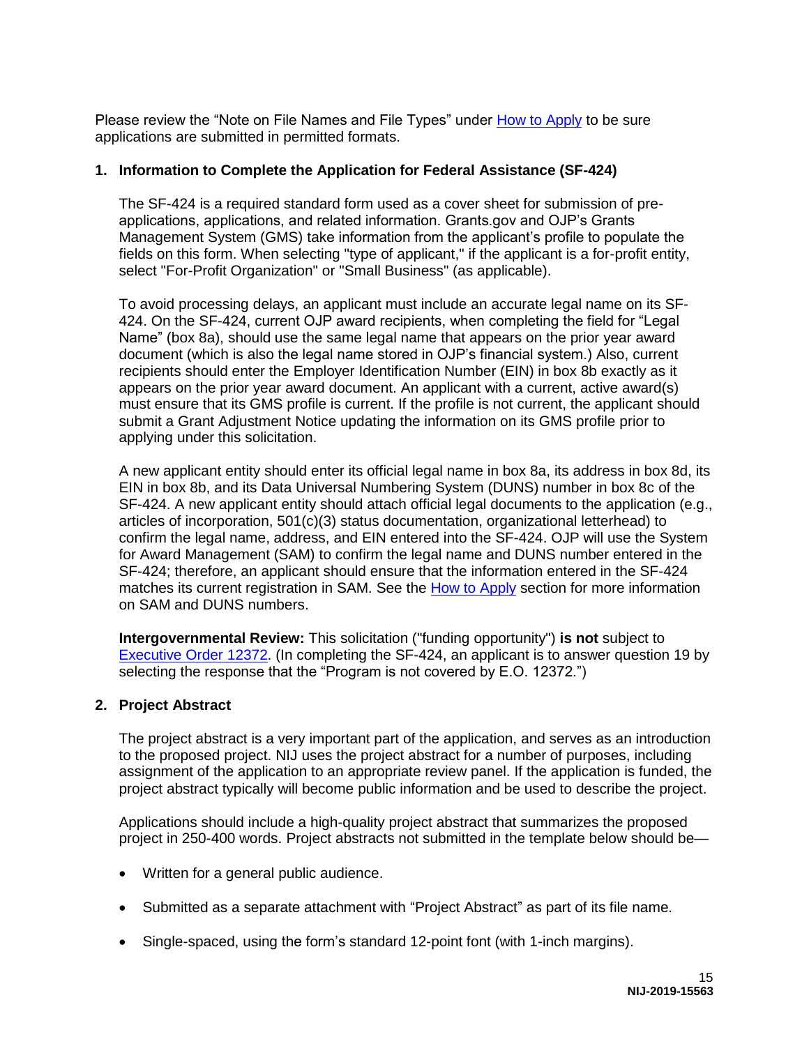Please review the "Note on File Names and File Types" under How to Apply to be sure applications are submitted in permitted formats.

**1. Information to Complete the Application for Federal Assistance (SF-424)**

The SF-424 is a required standard form used as a cover sheet for submission of pre-applications, applications, and related information. Grants.gov and OJP's Grants Management System (GMS) take information from the applicant's profile to populate the fields on this form. When selecting "type of applicant," if the applicant is a for-profit entity, select "For-Profit Organization" or "Small Business" (as applicable).

To avoid processing delays, an applicant must include an accurate legal name on its SF-424. On the SF-424, current OJP award recipients, when completing the field for "Legal Name" (box 8a), should use the same legal name that appears on the prior year award document (which is also the legal name stored in OJP's financial system.) Also, current recipients should enter the Employer Identification Number (EIN) in box 8b exactly as it appears on the prior year award document. An applicant with a current, active award(s) must ensure that its GMS profile is current. If the profile is not current, the applicant should submit a Grant Adjustment Notice updating the information on its GMS profile prior to applying under this solicitation.

A new applicant entity should enter its official legal name in box 8a, its address in box 8d, its EIN in box 8b, and its Data Universal Numbering System (DUNS) number in box 8c of the SF-424. A new applicant entity should attach official legal documents to the application (e.g., articles of incorporation, 501(c)(3) status documentation, organizational letterhead) to confirm the legal name, address, and EIN entered into the SF-424. OJP will use the System for Award Management (SAM) to confirm the legal name and DUNS number entered in the SF-424; therefore, an applicant should ensure that the information entered in the SF-424 matches its current registration in SAM. See the How to Apply section for more information on SAM and DUNS numbers.

**Intergovernmental Review:** This solicitation ("funding opportunity") **is not** subject to Executive Order 12372. (In completing the SF-424, an applicant is to answer question 19 by selecting the response that the "Program is not covered by E.O. 12372.")

**2. Project Abstract**

The project abstract is a very important part of the application, and serves as an introduction to the proposed project. NIJ uses the project abstract for a number of purposes, including assignment of the application to an appropriate review panel. If the application is funded, the project abstract typically will become public information and be used to describe the project.

Applications should include a high-quality project abstract that summarizes the proposed project in 250-400 words. Project abstracts not submitted in the template below should be—

- Written for a general public audience.
- Submitted as a separate attachment with "Project Abstract" as part of its file name.
- Single-spaced, using the form's standard 12-point font (with 1-inch margins).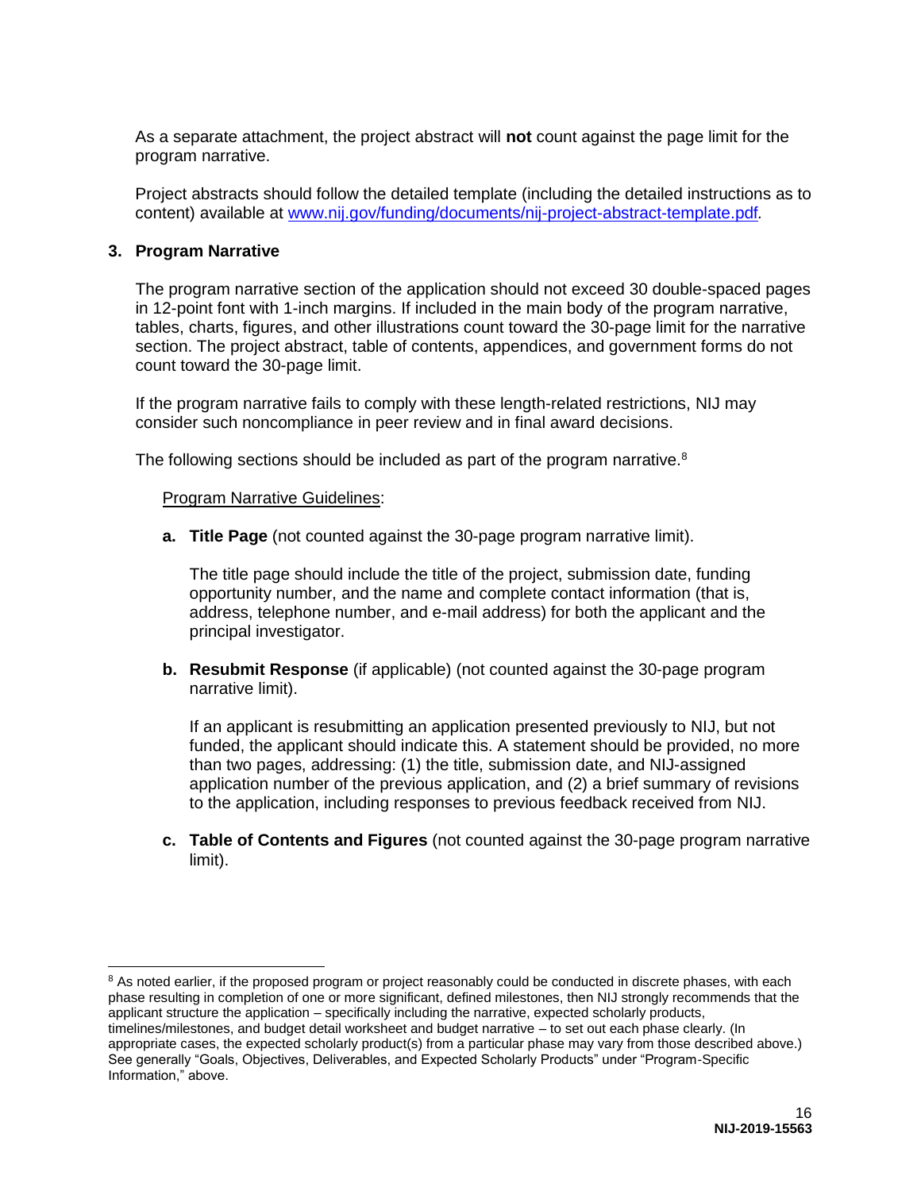As a separate attachment, the project abstract will **not** count against the page limit for the program narrative.

Project abstracts should follow the detailed template (including the detailed instructions as to content) available at [www.nij.gov/funding/documents/nij-project-abstract-template.pdf](www.nij.gov/funding/documents/nij-project-abstract-template.pdf).

### 3. Program Narrative

The program narrative section of the application should not exceed 30 double-spaced pages in 12-point font with 1-inch margins. If included in the main body of the program narrative, tables, charts, figures, and other illustrations count toward the 30-page limit for the narrative section. The project abstract, table of contents, appendices, and government forms do not count toward the 30-page limit.

If the program narrative fails to comply with these length-related restrictions, NIJ may consider such noncompliance in peer review and in final award decisions.

The following sections should be included as part of the program narrative.[8]

Program Narrative Guidelines:

**a. Title Page** (not counted against the 30-page program narrative limit).

The title page should include the title of the project, submission date, funding opportunity number, and the name and complete contact information (that is, address, telephone number, and e-mail address) for both the applicant and the principal investigator.

**b. Resubmit Response** (if applicable) (not counted against the 30-page program narrative limit).

If an applicant is resubmitting an application presented previously to NIJ, but not funded, the applicant should indicate this. A statement should be provided, no more than two pages, addressing: (1) the title, submission date, and NIJ-assigned application number of the previous application, and (2) a brief summary of revisions to the application, including responses to previous feedback received from NIJ.

**c. Table of Contents and Figures** (not counted against the 30-page program narrative limit).

---

[8] As noted earlier, if the proposed program or project reasonably could be conducted in discrete phases, with each phase resulting in completion of one or more significant, defined milestones, then NIJ strongly recommends that the applicant structure the application – specifically including the narrative, expected scholarly products, timelines/milestones, and budget detail worksheet and budget narrative – to set out each phase clearly. (In appropriate cases, the expected scholarly product(s) from a particular phase may vary from those described above.) See generally "Goals, Objectives, Deliverables, and Expected Scholarly Products" under "Program-Specific Information," above.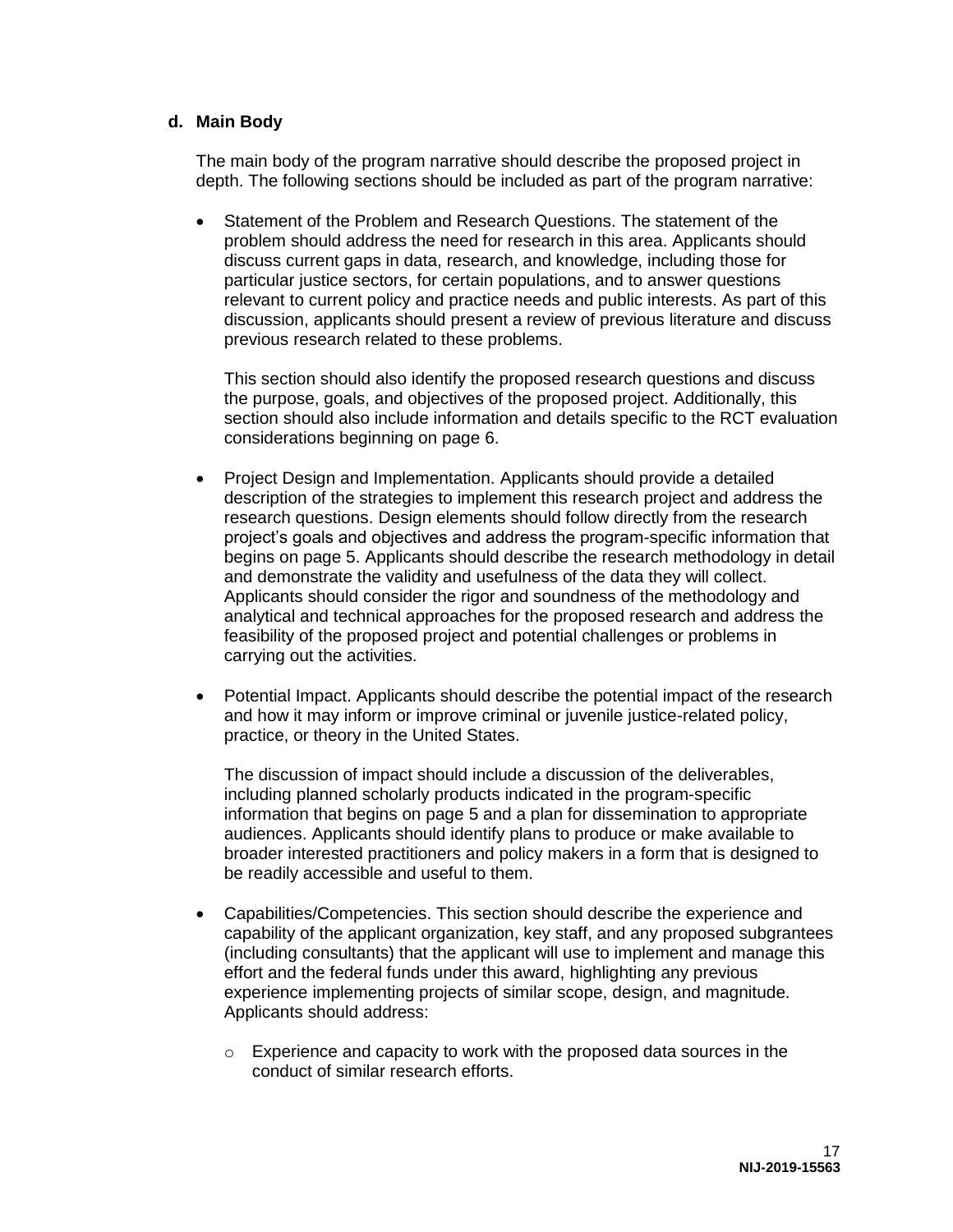### d. Main Body

The main body of the program narrative should describe the proposed project in depth. The following sections should be included as part of the program narrative:

- Statement of the Problem and Research Questions. The statement of the problem should address the need for research in this area. Applicants should discuss current gaps in data, research, and knowledge, including those for particular justice sectors, for certain populations, and to answer questions relevant to current policy and practice needs and public interests. As part of this discussion, applicants should present a review of previous literature and discuss previous research related to these problems.

  This section should also identify the proposed research questions and discuss the purpose, goals, and objectives of the proposed project. Additionally, this section should also include information and details specific to the RCT evaluation considerations beginning on page 6.

- Project Design and Implementation. Applicants should provide a detailed description of the strategies to implement this research project and address the research questions. Design elements should follow directly from the research project's goals and objectives and address the program-specific information that begins on page 5. Applicants should describe the research methodology in detail and demonstrate the validity and usefulness of the data they will collect. Applicants should consider the rigor and soundness of the methodology and analytical and technical approaches for the proposed research and address the feasibility of the proposed project and potential challenges or problems in carrying out the activities.

- Potential Impact. Applicants should describe the potential impact of the research and how it may inform or improve criminal or juvenile justice-related policy, practice, or theory in the United States.

  The discussion of impact should include a discussion of the deliverables, including planned scholarly products indicated in the program-specific information that begins on page 5 and a plan for dissemination to appropriate audiences. Applicants should identify plans to produce or make available to broader interested practitioners and policy makers in a form that is designed to be readily accessible and useful to them.

- Capabilities/Competencies. This section should describe the experience and capability of the applicant organization, key staff, and any proposed subgrantees (including consultants) that the applicant will use to implement and manage this effort and the federal funds under this award, highlighting any previous experience implementing projects of similar scope, design, and magnitude. Applicants should address:

  - Experience and capacity to work with the proposed data sources in the conduct of similar research efforts.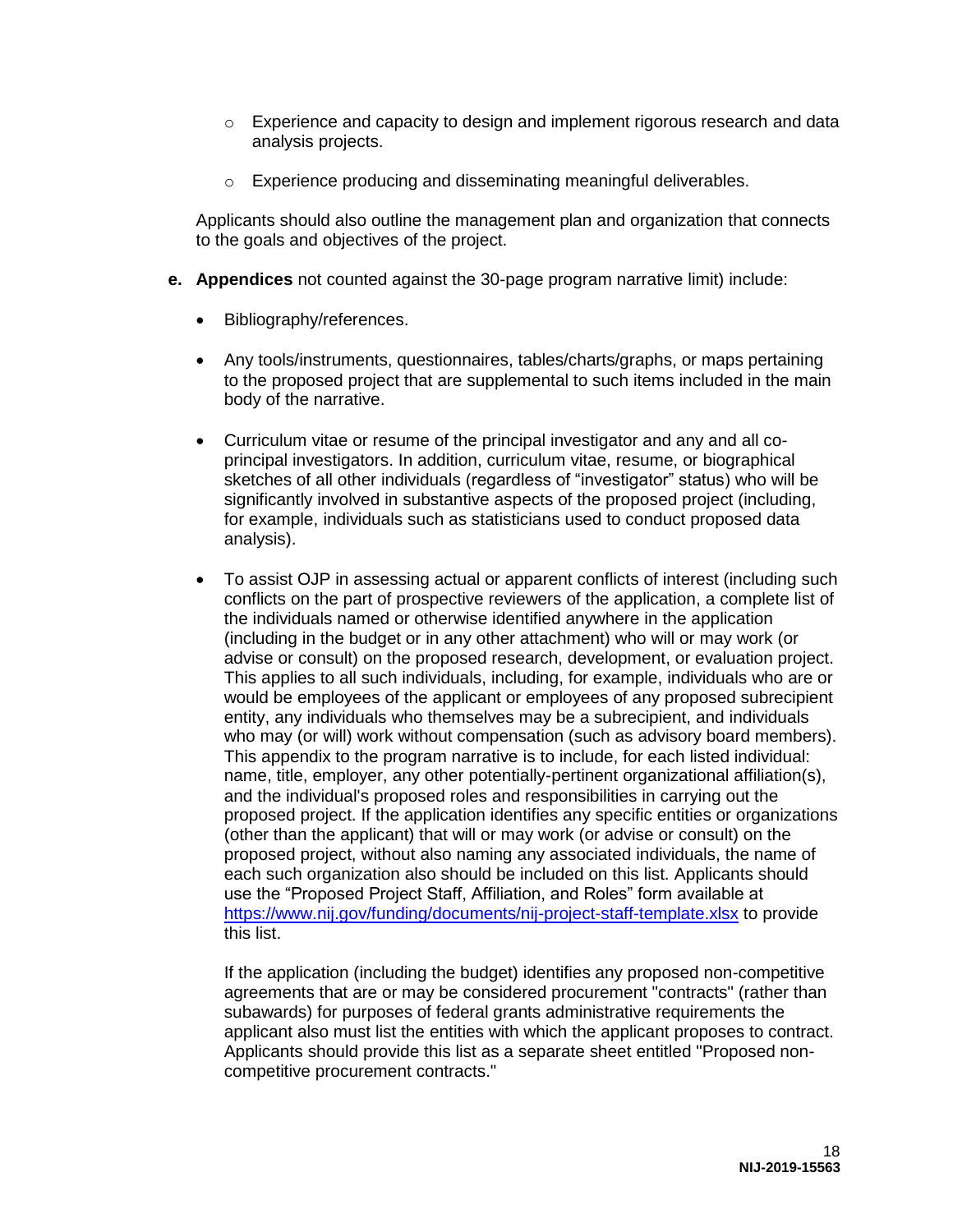- Experience and capacity to design and implement rigorous research and data analysis projects.

   - Experience producing and disseminating meaningful deliverables.

   Applicants should also outline the management plan and organization that connects to the goals and objectives of the project.

e. **Appendices** not counted against the 30-page program narrative limit) include:

   - Bibliography/references.

   - Any tools/instruments, questionnaires, tables/charts/graphs, or maps pertaining to the proposed project that are supplemental to such items included in the main body of the narrative.

   - Curriculum vitae or resume of the principal investigator and any and all co-principal investigators. In addition, curriculum vitae, resume, or biographical sketches of all other individuals (regardless of "investigator" status) who will be significantly involved in substantive aspects of the proposed project (including, for example, individuals such as statisticians used to conduct proposed data analysis).

   - To assist OJP in assessing actual or apparent conflicts of interest (including such conflicts on the part of prospective reviewers of the application, a complete list of the individuals named or otherwise identified anywhere in the application (including in the budget or in any other attachment) who will or may work (or advise or consult) on the proposed research, development, or evaluation project. This applies to all such individuals, including, for example, individuals who are or would be employees of the applicant or employees of any proposed subrecipient entity, any individuals who themselves may be a subrecipient, and individuals who may (or will) work without compensation (such as advisory board members). This appendix to the program narrative is to include, for each listed individual: name, title, employer, any other potentially-pertinent organizational affiliation(s), and the individual's proposed roles and responsibilities in carrying out the proposed project. If the application identifies any specific entities or organizations (other than the applicant) that will or may work (or advise or consult) on the proposed project, without also naming any associated individuals, the name of each such organization also should be included on this list. Applicants should use the "Proposed Project Staff, Affiliation, and Roles" form available at [https://www.nij.gov/funding/documents/nij-project-staff-template.xlsx](https://www.nij.gov/funding/documents/nij-project-staff-template.xlsx) to provide this list.

     If the application (including the budget) identifies any proposed non-competitive agreements that are or may be considered procurement "contracts" (rather than subawards) for purposes of federal grants administrative requirements the applicant also must list the entities with which the applicant proposes to contract. Applicants should provide this list as a separate sheet entitled "Proposed non-competitive procurement contracts."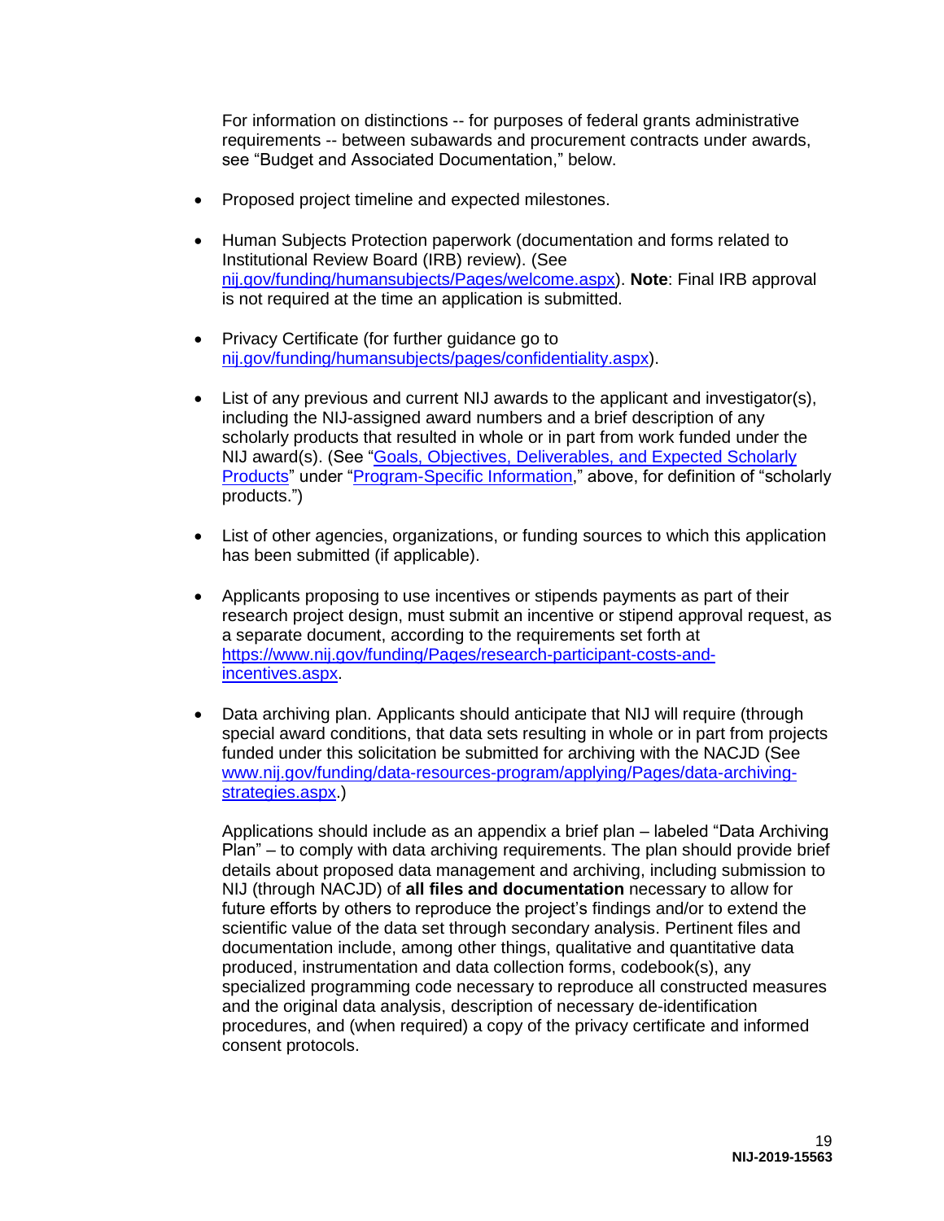For information on distinctions -- for purposes of federal grants administrative requirements -- between subawards and procurement contracts under awards, see "Budget and Associated Documentation," below.

- Proposed project timeline and expected milestones.

- Human Subjects Protection paperwork (documentation and forms related to Institutional Review Board (IRB) review). (See [nij.gov/funding/humansubjects/Pages/welcome.aspx](nij.gov/funding/humansubjects/Pages/welcome.aspx)). **Note**: Final IRB approval is not required at the time an application is submitted.

- Privacy Certificate (for further guidance go to [nij.gov/funding/humansubjects/pages/confidentiality.aspx](nij.gov/funding/humansubjects/pages/confidentiality.aspx)).

- List of any previous and current NIJ awards to the applicant and investigator(s), including the NIJ-assigned award numbers and a brief description of any scholarly products that resulted in whole or in part from work funded under the NIJ award(s). (See "Goals, Objectives, Deliverables, and Expected Scholarly Products" under "Program-Specific Information," above, for definition of "scholarly products.")

- List of other agencies, organizations, or funding sources to which this application has been submitted (if applicable).

- Applicants proposing to use incentives or stipends payments as part of their research project design, must submit an incentive or stipend approval request, as a separate document, according to the requirements set forth at [https://www.nij.gov/funding/Pages/research-participant-costs-and-incentives.aspx](https://www.nij.gov/funding/Pages/research-participant-costs-and-incentives.aspx).

- Data archiving plan. Applicants should anticipate that NIJ will require (through special award conditions, that data sets resulting in whole or in part from projects funded under this solicitation be submitted for archiving with the NACJD (See [www.nij.gov/funding/data-resources-program/applying/Pages/data-archiving-strategies.aspx](www.nij.gov/funding/data-resources-program/applying/Pages/data-archiving-strategies.aspx).)

  Applications should include as an appendix a brief plan – labeled "Data Archiving Plan" – to comply with data archiving requirements. The plan should provide brief details about proposed data management and archiving, including submission to NIJ (through NACJD) of **all files and documentation** necessary to allow for future efforts by others to reproduce the project's findings and/or to extend the scientific value of the data set through secondary analysis. Pertinent files and documentation include, among other things, qualitative and quantitative data produced, instrumentation and data collection forms, codebook(s), any specialized programming code necessary to reproduce all constructed measures and the original data analysis, description of necessary de-identification procedures, and (when required) a copy of the privacy certificate and informed consent protocols.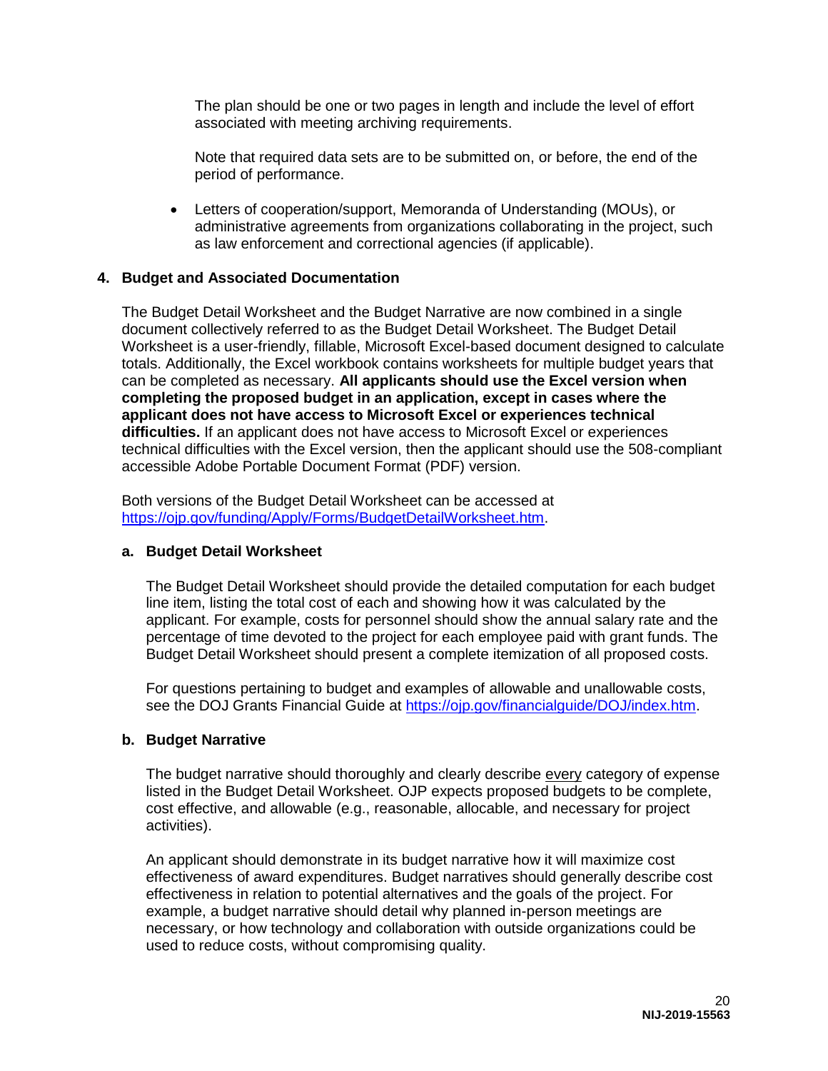The plan should be one or two pages in length and include the level of effort associated with meeting archiving requirements.

Note that required data sets are to be submitted on, or before, the end of the period of performance.

- Letters of cooperation/support, Memoranda of Understanding (MOUs), or administrative agreements from organizations collaborating in the project, such as law enforcement and correctional agencies (if applicable).

### 4. Budget and Associated Documentation

The Budget Detail Worksheet and the Budget Narrative are now combined in a single document collectively referred to as the Budget Detail Worksheet. The Budget Detail Worksheet is a user-friendly, fillable, Microsoft Excel-based document designed to calculate totals. Additionally, the Excel workbook contains worksheets for multiple budget years that can be completed as necessary. **All applicants should use the Excel version when completing the proposed budget in an application, except in cases where the applicant does not have access to Microsoft Excel or experiences technical difficulties.** If an applicant does not have access to Microsoft Excel or experiences technical difficulties with the Excel version, then the applicant should use the 508-compliant accessible Adobe Portable Document Format (PDF) version.

Both versions of the Budget Detail Worksheet can be accessed at https://ojp.gov/funding/Apply/Forms/BudgetDetailWorksheet.htm.

#### a. Budget Detail Worksheet

The Budget Detail Worksheet should provide the detailed computation for each budget line item, listing the total cost of each and showing how it was calculated by the applicant. For example, costs for personnel should show the annual salary rate and the percentage of time devoted to the project for each employee paid with grant funds. The Budget Detail Worksheet should present a complete itemization of all proposed costs.

For questions pertaining to budget and examples of allowable and unallowable costs, see the DOJ Grants Financial Guide at https://ojp.gov/financialguide/DOJ/index.htm.

#### b. Budget Narrative

The budget narrative should thoroughly and clearly describe every category of expense listed in the Budget Detail Worksheet. OJP expects proposed budgets to be complete, cost effective, and allowable (e.g., reasonable, allocable, and necessary for project activities).

An applicant should demonstrate in its budget narrative how it will maximize cost effectiveness of award expenditures. Budget narratives should generally describe cost effectiveness in relation to potential alternatives and the goals of the project. For example, a budget narrative should detail why planned in-person meetings are necessary, or how technology and collaboration with outside organizations could be used to reduce costs, without compromising quality.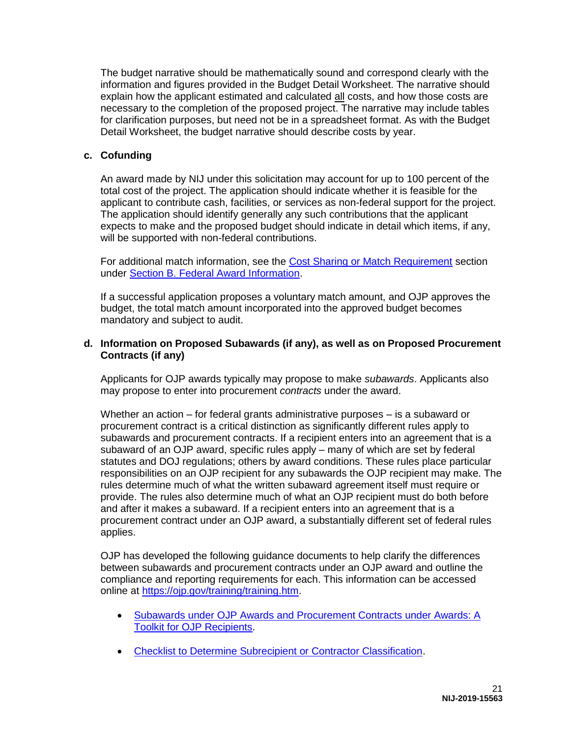The budget narrative should be mathematically sound and correspond clearly with the information and figures provided in the Budget Detail Worksheet. The narrative should explain how the applicant estimated and calculated all costs, and how those costs are necessary to the completion of the proposed project. The narrative may include tables for clarification purposes, but need not be in a spreadsheet format. As with the Budget Detail Worksheet, the budget narrative should describe costs by year.

**c. Cofunding**

An award made by NIJ under this solicitation may account for up to 100 percent of the total cost of the project. The application should indicate whether it is feasible for the applicant to contribute cash, facilities, or services as non-federal support for the project. The application should identify generally any such contributions that the applicant expects to make and the proposed budget should indicate in detail which items, if any, will be supported with non-federal contributions.

For additional match information, see the Cost Sharing or Match Requirement section under Section B. Federal Award Information.

If a successful application proposes a voluntary match amount, and OJP approves the budget, the total match amount incorporated into the approved budget becomes mandatory and subject to audit.

**d. Information on Proposed Subawards (if any), as well as on Proposed Procurement Contracts (if any)**

Applicants for OJP awards typically may propose to make *subawards*. Applicants also may propose to enter into procurement *contracts* under the award.

Whether an action – for federal grants administrative purposes – is a subaward or procurement contract is a critical distinction as significantly different rules apply to subawards and procurement contracts. If a recipient enters into an agreement that is a subaward of an OJP award, specific rules apply – many of which are set by federal statutes and DOJ regulations; others by award conditions. These rules place particular responsibilities on an OJP recipient for any subawards the OJP recipient may make. The rules determine much of what the written subaward agreement itself must require or provide. The rules also determine much of what an OJP recipient must do both before and after it makes a subaward. If a recipient enters into an agreement that is a procurement contract under an OJP award, a substantially different set of federal rules applies.

OJP has developed the following guidance documents to help clarify the differences between subawards and procurement contracts under an OJP award and outline the compliance and reporting requirements for each. This information can be accessed online at https://ojp.gov/training/training.htm.

- Subawards under OJP Awards and Procurement Contracts under Awards: A Toolkit for OJP Recipients.
- Checklist to Determine Subrecipient or Contractor Classification.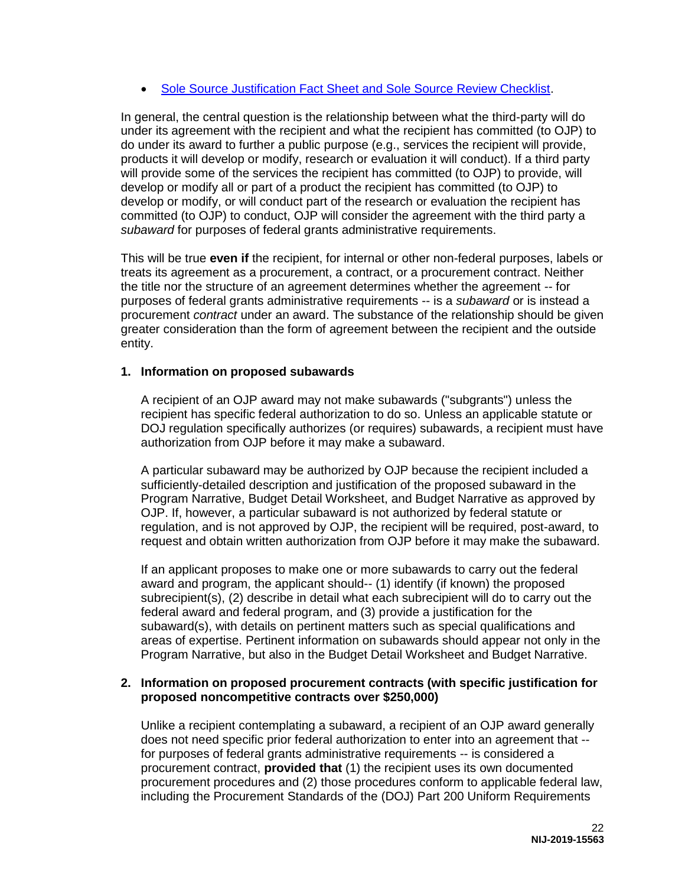- Sole Source Justification Fact Sheet and Sole Source Review Checklist.

In general, the central question is the relationship between what the third-party will do under its agreement with the recipient and what the recipient has committed (to OJP) to do under its award to further a public purpose (e.g., services the recipient will provide, products it will develop or modify, research or evaluation it will conduct). If a third party will provide some of the services the recipient has committed (to OJP) to provide, will develop or modify all or part of a product the recipient has committed (to OJP) to develop or modify, or will conduct part of the research or evaluation the recipient has committed (to OJP) to conduct, OJP will consider the agreement with the third party a *subaward* for purposes of federal grants administrative requirements.

This will be true **even if** the recipient, for internal or other non-federal purposes, labels or treats its agreement as a procurement, a contract, or a procurement contract. Neither the title nor the structure of an agreement determines whether the agreement -- for purposes of federal grants administrative requirements -- is a *subaward* or is instead a procurement *contract* under an award. The substance of the relationship should be given greater consideration than the form of agreement between the recipient and the outside entity.

**1. Information on proposed subawards**

A recipient of an OJP award may not make subawards ("subgrants") unless the recipient has specific federal authorization to do so. Unless an applicable statute or DOJ regulation specifically authorizes (or requires) subawards, a recipient must have authorization from OJP before it may make a subaward.

A particular subaward may be authorized by OJP because the recipient included a sufficiently-detailed description and justification of the proposed subaward in the Program Narrative, Budget Detail Worksheet, and Budget Narrative as approved by OJP. If, however, a particular subaward is not authorized by federal statute or regulation, and is not approved by OJP, the recipient will be required, post-award, to request and obtain written authorization from OJP before it may make the subaward.

If an applicant proposes to make one or more subawards to carry out the federal award and program, the applicant should-- (1) identify (if known) the proposed subrecipient(s), (2) describe in detail what each subrecipient will do to carry out the federal award and federal program, and (3) provide a justification for the subaward(s), with details on pertinent matters such as special qualifications and areas of expertise. Pertinent information on subawards should appear not only in the Program Narrative, but also in the Budget Detail Worksheet and Budget Narrative.

**2. Information on proposed procurement contracts (with specific justification for proposed noncompetitive contracts over $250,000)**

Unlike a recipient contemplating a subaward, a recipient of an OJP award generally does not need specific prior federal authorization to enter into an agreement that -- for purposes of federal grants administrative requirements -- is considered a procurement contract, **provided that** (1) the recipient uses its own documented procurement procedures and (2) those procedures conform to applicable federal law, including the Procurement Standards of the (DOJ) Part 200 Uniform Requirements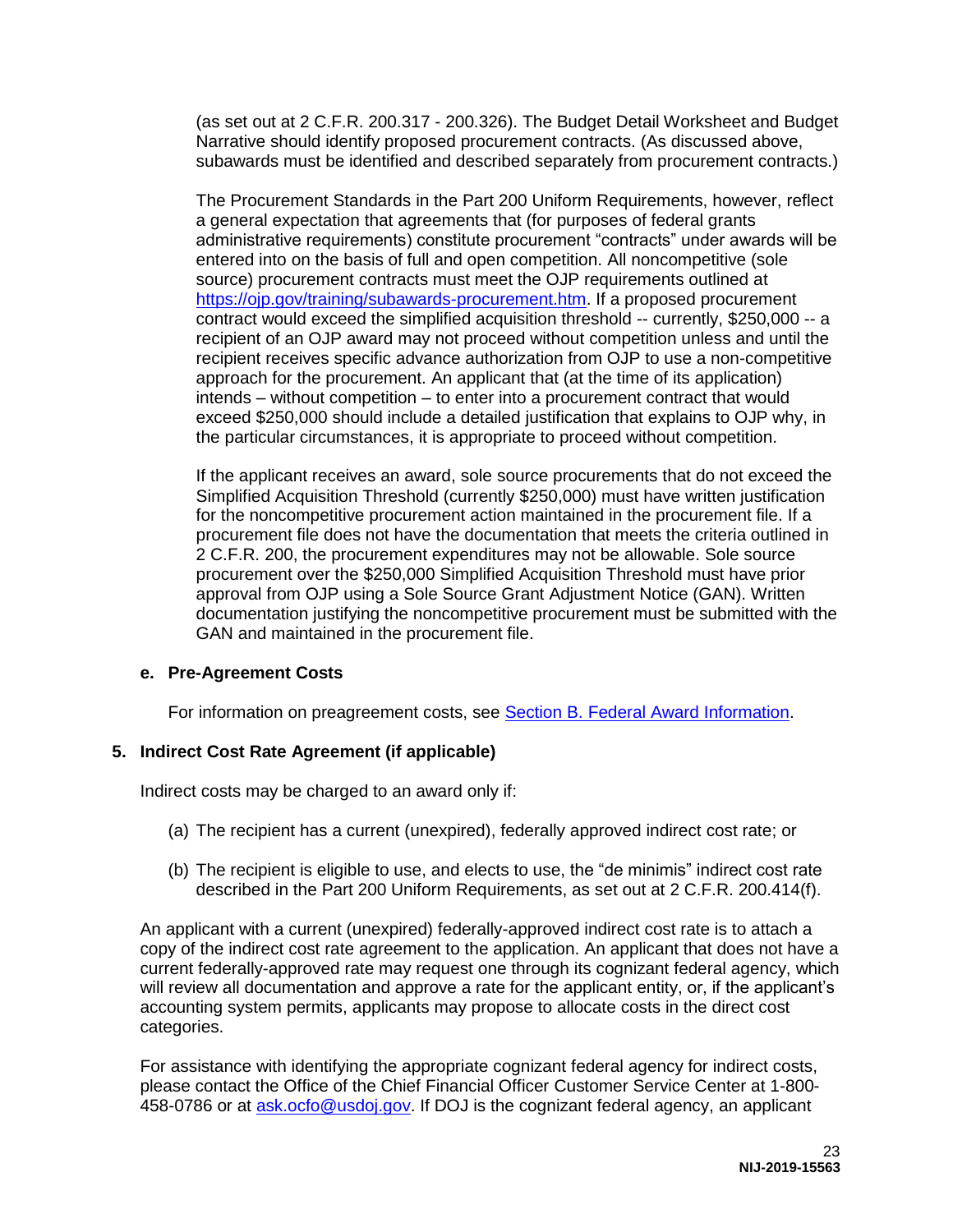(as set out at 2 C.F.R. 200.317 - 200.326). The Budget Detail Worksheet and Budget Narrative should identify proposed procurement contracts. (As discussed above, subawards must be identified and described separately from procurement contracts.)

The Procurement Standards in the Part 200 Uniform Requirements, however, reflect a general expectation that agreements that (for purposes of federal grants administrative requirements) constitute procurement "contracts" under awards will be entered into on the basis of full and open competition. All noncompetitive (sole source) procurement contracts must meet the OJP requirements outlined at https://ojp.gov/training/subawards-procurement.htm. If a proposed procurement contract would exceed the simplified acquisition threshold -- currently, $250,000 -- a recipient of an OJP award may not proceed without competition unless and until the recipient receives specific advance authorization from OJP to use a non-competitive approach for the procurement. An applicant that (at the time of its application) intends – without competition – to enter into a procurement contract that would exceed $250,000 should include a detailed justification that explains to OJP why, in the particular circumstances, it is appropriate to proceed without competition.

If the applicant receives an award, sole source procurements that do not exceed the Simplified Acquisition Threshold (currently $250,000) must have written justification for the noncompetitive procurement action maintained in the procurement file. If a procurement file does not have the documentation that meets the criteria outlined in 2 C.F.R. 200, the procurement expenditures may not be allowable. Sole source procurement over the $250,000 Simplified Acquisition Threshold must have prior approval from OJP using a Sole Source Grant Adjustment Notice (GAN). Written documentation justifying the noncompetitive procurement must be submitted with the GAN and maintained in the procurement file.

#### e. Pre-Agreement Costs

For information on preagreement costs, see Section B. Federal Award Information.

### 5. Indirect Cost Rate Agreement (if applicable)

Indirect costs may be charged to an award only if:

(a) The recipient has a current (unexpired), federally approved indirect cost rate; or

(b) The recipient is eligible to use, and elects to use, the "de minimis" indirect cost rate described in the Part 200 Uniform Requirements, as set out at 2 C.F.R. 200.414(f).

An applicant with a current (unexpired) federally-approved indirect cost rate is to attach a copy of the indirect cost rate agreement to the application. An applicant that does not have a current federally-approved rate may request one through its cognizant federal agency, which will review all documentation and approve a rate for the applicant entity, or, if the applicant's accounting system permits, applicants may propose to allocate costs in the direct cost categories.

For assistance with identifying the appropriate cognizant federal agency for indirect costs, please contact the Office of the Chief Financial Officer Customer Service Center at 1-800-458-0786 or at ask.ocfo@usdoj.gov. If DOJ is the cognizant federal agency, an applicant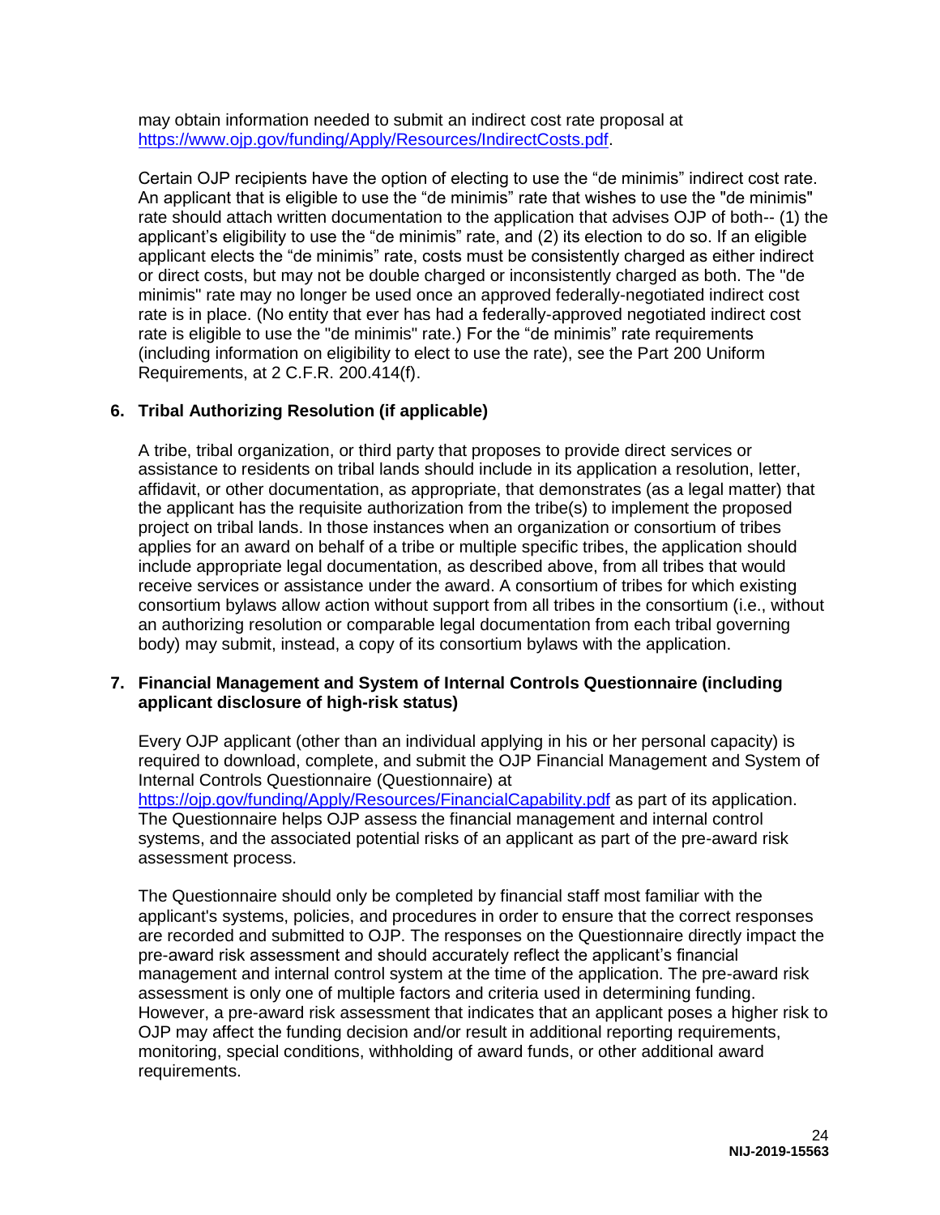may obtain information needed to submit an indirect cost rate proposal at [https://www.ojp.gov/funding/Apply/Resources/IndirectCosts.pdf](https://www.ojp.gov/funding/Apply/Resources/IndirectCosts.pdf).

Certain OJP recipients have the option of electing to use the "de minimis" indirect cost rate. An applicant that is eligible to use the "de minimis" rate that wishes to use the "de minimis" rate should attach written documentation to the application that advises OJP of both-- (1) the applicant's eligibility to use the "de minimis" rate, and (2) its election to do so. If an eligible applicant elects the "de minimis" rate, costs must be consistently charged as either indirect or direct costs, but may not be double charged or inconsistently charged as both. The "de minimis" rate may no longer be used once an approved federally-negotiated indirect cost rate is in place. (No entity that ever has had a federally-approved negotiated indirect cost rate is eligible to use the "de minimis" rate.) For the "de minimis" rate requirements (including information on eligibility to elect to use the rate), see the Part 200 Uniform Requirements, at 2 C.F.R. 200.414(f).

**6. Tribal Authorizing Resolution (if applicable)**

A tribe, tribal organization, or third party that proposes to provide direct services or assistance to residents on tribal lands should include in its application a resolution, letter, affidavit, or other documentation, as appropriate, that demonstrates (as a legal matter) that the applicant has the requisite authorization from the tribe(s) to implement the proposed project on tribal lands. In those instances when an organization or consortium of tribes applies for an award on behalf of a tribe or multiple specific tribes, the application should include appropriate legal documentation, as described above, from all tribes that would receive services or assistance under the award. A consortium of tribes for which existing consortium bylaws allow action without support from all tribes in the consortium (i.e., without an authorizing resolution or comparable legal documentation from each tribal governing body) may submit, instead, a copy of its consortium bylaws with the application.

**7. Financial Management and System of Internal Controls Questionnaire (including applicant disclosure of high-risk status)**

Every OJP applicant (other than an individual applying in his or her personal capacity) is required to download, complete, and submit the OJP Financial Management and System of Internal Controls Questionnaire (Questionnaire) at [https://ojp.gov/funding/Apply/Resources/FinancialCapability.pdf](https://ojp.gov/funding/Apply/Resources/FinancialCapability.pdf) as part of its application. The Questionnaire helps OJP assess the financial management and internal control systems, and the associated potential risks of an applicant as part of the pre-award risk assessment process.

The Questionnaire should only be completed by financial staff most familiar with the applicant's systems, policies, and procedures in order to ensure that the correct responses are recorded and submitted to OJP. The responses on the Questionnaire directly impact the pre-award risk assessment and should accurately reflect the applicant's financial management and internal control system at the time of the application. The pre-award risk assessment is only one of multiple factors and criteria used in determining funding. However, a pre-award risk assessment that indicates that an applicant poses a higher risk to OJP may affect the funding decision and/or result in additional reporting requirements, monitoring, special conditions, withholding of award funds, or other additional award requirements.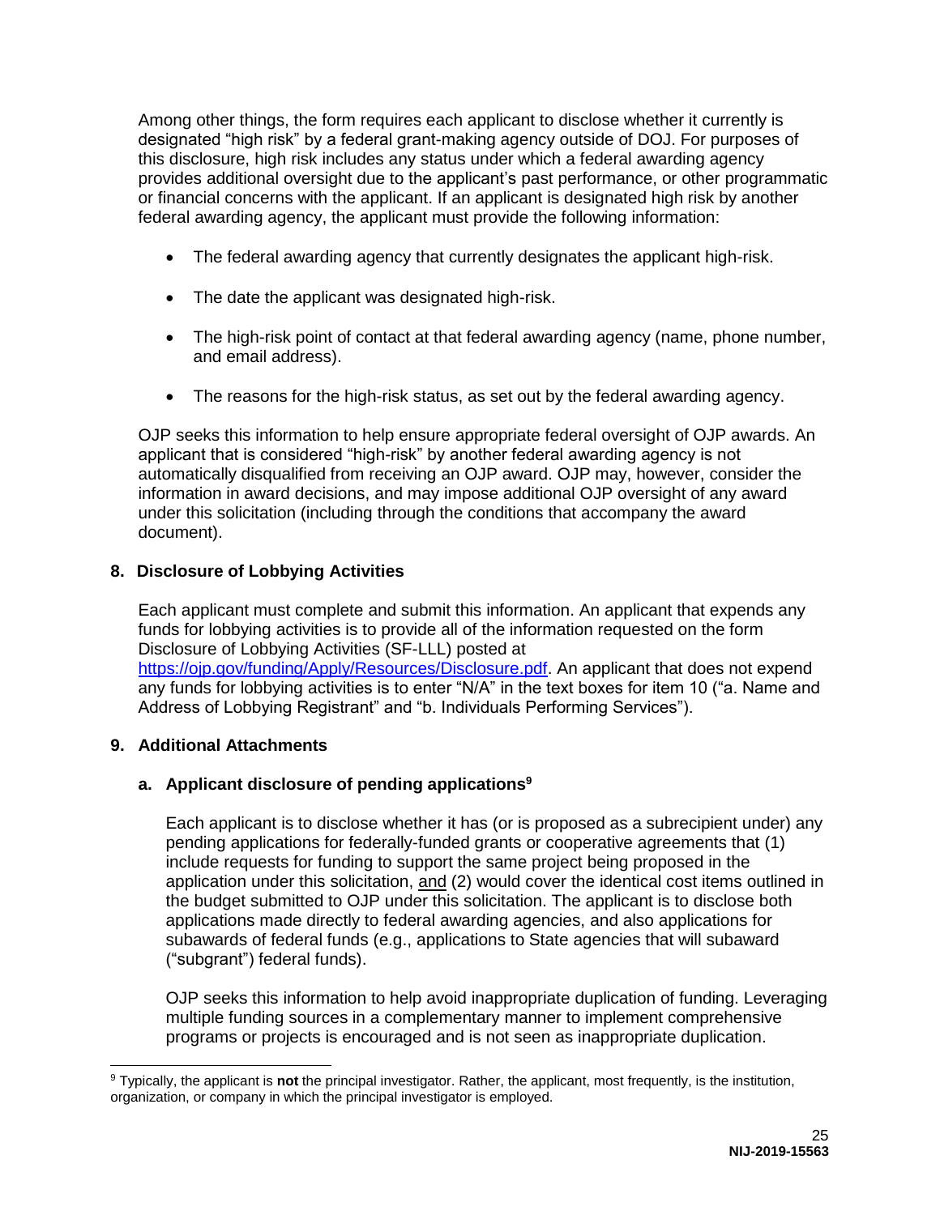Among other things, the form requires each applicant to disclose whether it currently is designated "high risk" by a federal grant-making agency outside of DOJ. For purposes of this disclosure, high risk includes any status under which a federal awarding agency provides additional oversight due to the applicant's past performance, or other programmatic or financial concerns with the applicant. If an applicant is designated high risk by another federal awarding agency, the applicant must provide the following information:

- The federal awarding agency that currently designates the applicant high-risk.
- The date the applicant was designated high-risk.
- The high-risk point of contact at that federal awarding agency (name, phone number, and email address).
- The reasons for the high-risk status, as set out by the federal awarding agency.

OJP seeks this information to help ensure appropriate federal oversight of OJP awards. An applicant that is considered "high-risk" by another federal awarding agency is not automatically disqualified from receiving an OJP award. OJP may, however, consider the information in award decisions, and may impose additional OJP oversight of any award under this solicitation (including through the conditions that accompany the award document).

### 8. Disclosure of Lobbying Activities

Each applicant must complete and submit this information. An applicant that expends any funds for lobbying activities is to provide all of the information requested on the form Disclosure of Lobbying Activities (SF-LLL) posted at https://ojp.gov/funding/Apply/Resources/Disclosure.pdf. An applicant that does not expend any funds for lobbying activities is to enter "N/A" in the text boxes for item 10 ("a. Name and Address of Lobbying Registrant" and "b. Individuals Performing Services").

### 9. Additional Attachments

#### a. Applicant disclosure of pending applications[9]

Each applicant is to disclose whether it has (or is proposed as a subrecipient under) any pending applications for federally-funded grants or cooperative agreements that (1) include requests for funding to support the same project being proposed in the application under this solicitation, and (2) would cover the identical cost items outlined in the budget submitted to OJP under this solicitation. The applicant is to disclose both applications made directly to federal awarding agencies, and also applications for subawards of federal funds (e.g., applications to State agencies that will subaward ("subgrant") federal funds).

OJP seeks this information to help avoid inappropriate duplication of funding. Leveraging multiple funding sources in a complementary manner to implement comprehensive programs or projects is encouraged and is not seen as inappropriate duplication.

---

[9] Typically, the applicant is **not** the principal investigator. Rather, the applicant, most frequently, is the institution, organization, or company in which the principal investigator is employed.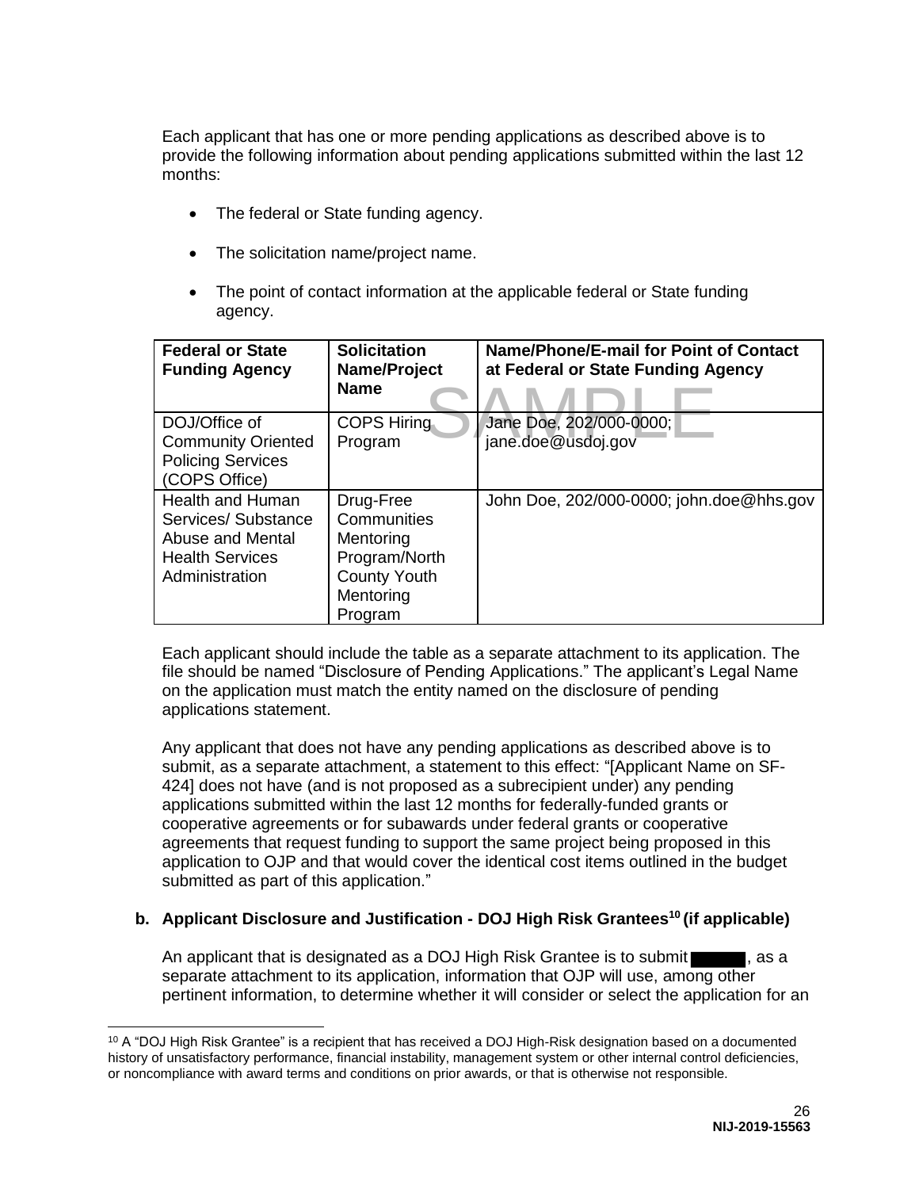Each applicant that has one or more pending applications as described above is to provide the following information about pending applications submitted within the last 12 months:

- The federal or State funding agency.
- The solicitation name/project name.
- The point of contact information at the applicable federal or State funding agency.

| Federal or State Funding Agency | Solicitation Name/Project Name | Name/Phone/E-mail for Point of Contact at Federal or State Funding Agency |
|---|---|---|
| DOJ/Office of Community Oriented Policing Services (COPS Office) | COPS Hiring Program | Jane Doe, 202/000-0000; jane.doe@usdoj.gov |
| Health and Human Services/ Substance Abuse and Mental Health Services Administration | Drug-Free Communities Mentoring Program/North County Youth Mentoring Program | John Doe, 202/000-0000; john.doe@hhs.gov |

Each applicant should include the table as a separate attachment to its application. The file should be named "Disclosure of Pending Applications." The applicant's Legal Name on the application must match the entity named on the disclosure of pending applications statement.

Any applicant that does not have any pending applications as described above is to submit, as a separate attachment, a statement to this effect: "[Applicant Name on SF-424] does not have (and is not proposed as a subrecipient under) any pending applications submitted within the last 12 months for federally-funded grants or cooperative agreements or for subawards under federal grants or cooperative agreements that request funding to support the same project being proposed in this application to OJP and that would cover the identical cost items outlined in the budget submitted as part of this application."

### b. Applicant Disclosure and Justification - DOJ High Risk Grantees[10] (if applicable)

An applicant that is designated as a DOJ High Risk Grantee is to submit ██████, as a separate attachment to its application, information that OJP will use, among other pertinent information, to determine whether it will consider or select the application for an

[10] A "DOJ High Risk Grantee" is a recipient that has received a DOJ High-Risk designation based on a documented history of unsatisfactory performance, financial instability, management system or other internal control deficiencies, or noncompliance with award terms and conditions on prior awards, or that is otherwise not responsible.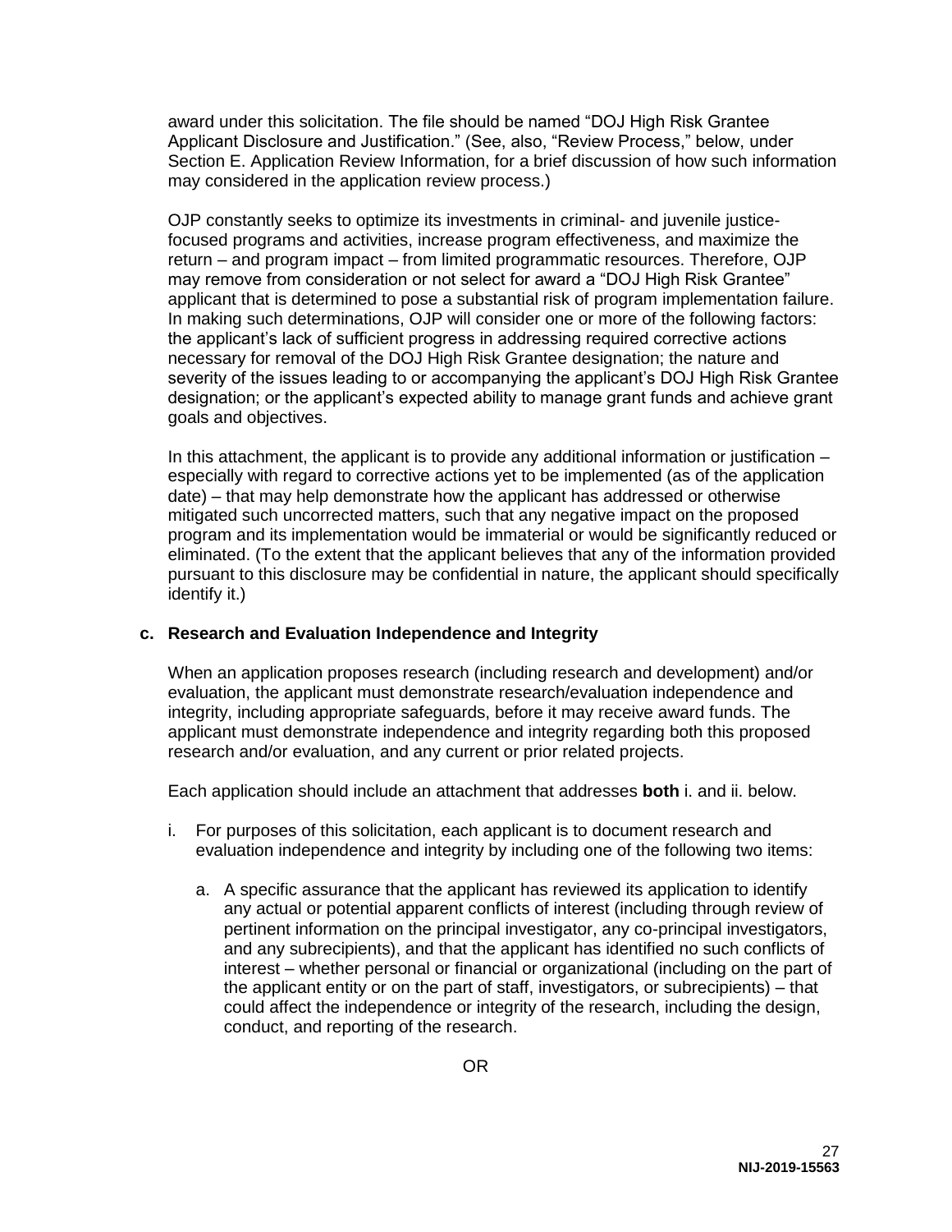award under this solicitation. The file should be named "DOJ High Risk Grantee Applicant Disclosure and Justification." (See, also, "Review Process," below, under Section E. Application Review Information, for a brief discussion of how such information may considered in the application review process.)

OJP constantly seeks to optimize its investments in criminal- and juvenile justice-focused programs and activities, increase program effectiveness, and maximize the return – and program impact – from limited programmatic resources. Therefore, OJP may remove from consideration or not select for award a "DOJ High Risk Grantee" applicant that is determined to pose a substantial risk of program implementation failure. In making such determinations, OJP will consider one or more of the following factors: the applicant's lack of sufficient progress in addressing required corrective actions necessary for removal of the DOJ High Risk Grantee designation; the nature and severity of the issues leading to or accompanying the applicant's DOJ High Risk Grantee designation; or the applicant's expected ability to manage grant funds and achieve grant goals and objectives.

In this attachment, the applicant is to provide any additional information or justification – especially with regard to corrective actions yet to be implemented (as of the application date) – that may help demonstrate how the applicant has addressed or otherwise mitigated such uncorrected matters, such that any negative impact on the proposed program and its implementation would be immaterial or would be significantly reduced or eliminated. (To the extent that the applicant believes that any of the information provided pursuant to this disclosure may be confidential in nature, the applicant should specifically identify it.)

**c. Research and Evaluation Independence and Integrity**

When an application proposes research (including research and development) and/or evaluation, the applicant must demonstrate research/evaluation independence and integrity, including appropriate safeguards, before it may receive award funds. The applicant must demonstrate independence and integrity regarding both this proposed research and/or evaluation, and any current or prior related projects.

Each application should include an attachment that addresses **both** i. and ii. below.

i. For purposes of this solicitation, each applicant is to document research and evaluation independence and integrity by including one of the following two items:

   a. A specific assurance that the applicant has reviewed its application to identify any actual or potential apparent conflicts of interest (including through review of pertinent information on the principal investigator, any co-principal investigators, and any subrecipients), and that the applicant has identified no such conflicts of interest – whether personal or financial or organizational (including on the part of the applicant entity or on the part of staff, investigators, or subrecipients) – that could affect the independence or integrity of the research, including the design, conduct, and reporting of the research.

OR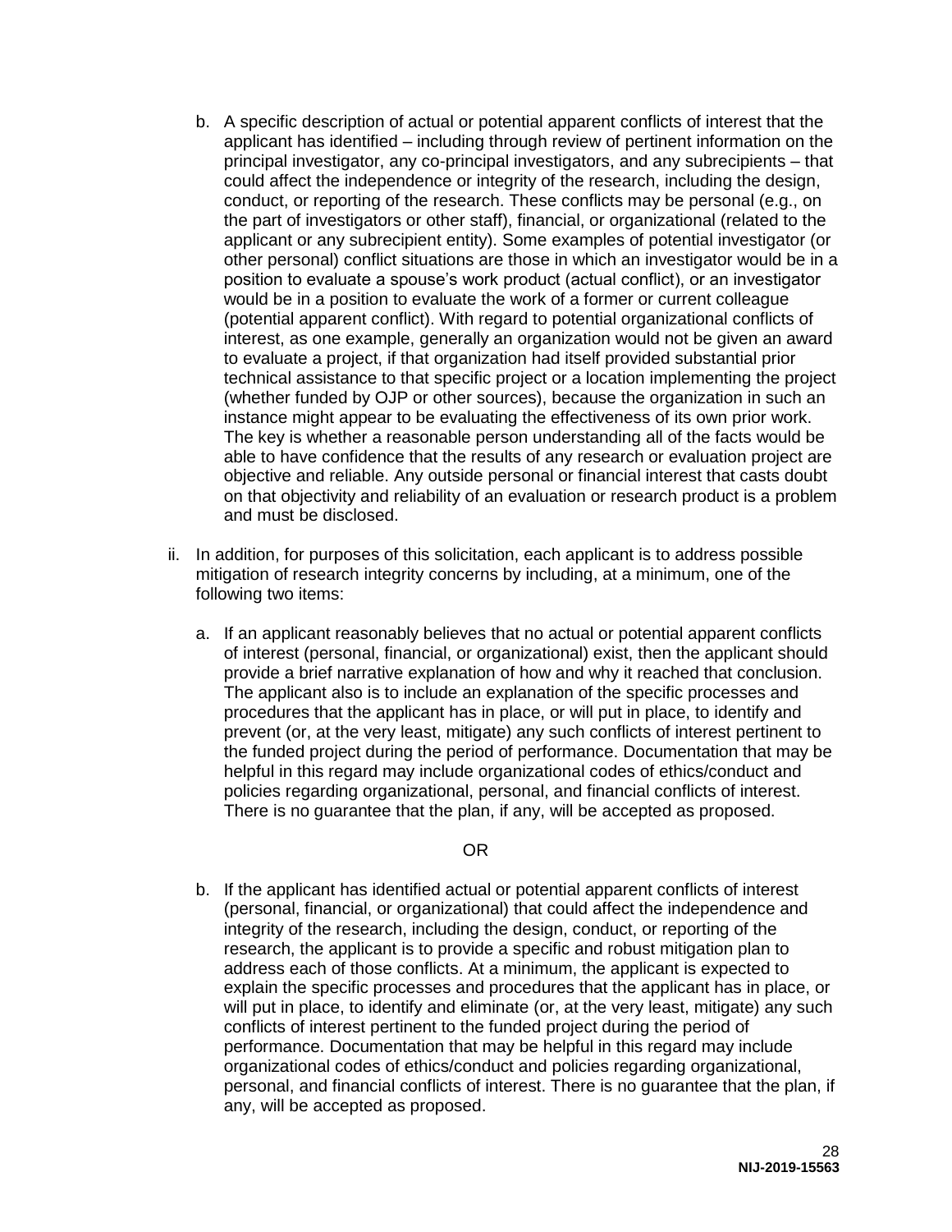b. A specific description of actual or potential apparent conflicts of interest that the applicant has identified – including through review of pertinent information on the principal investigator, any co-principal investigators, and any subrecipients – that could affect the independence or integrity of the research, including the design, conduct, or reporting of the research. These conflicts may be personal (e.g., on the part of investigators or other staff), financial, or organizational (related to the applicant or any subrecipient entity). Some examples of potential investigator (or other personal) conflict situations are those in which an investigator would be in a position to evaluate a spouse's work product (actual conflict), or an investigator would be in a position to evaluate the work of a former or current colleague (potential apparent conflict). With regard to potential organizational conflicts of interest, as one example, generally an organization would not be given an award to evaluate a project, if that organization had itself provided substantial prior technical assistance to that specific project or a location implementing the project (whether funded by OJP or other sources), because the organization in such an instance might appear to be evaluating the effectiveness of its own prior work. The key is whether a reasonable person understanding all of the facts would be able to have confidence that the results of any research or evaluation project are objective and reliable. Any outside personal or financial interest that casts doubt on that objectivity and reliability of an evaluation or research product is a problem and must be disclosed.

ii. In addition, for purposes of this solicitation, each applicant is to address possible mitigation of research integrity concerns by including, at a minimum, one of the following two items:

a. If an applicant reasonably believes that no actual or potential apparent conflicts of interest (personal, financial, or organizational) exist, then the applicant should provide a brief narrative explanation of how and why it reached that conclusion. The applicant also is to include an explanation of the specific processes and procedures that the applicant has in place, or will put in place, to identify and prevent (or, at the very least, mitigate) any such conflicts of interest pertinent to the funded project during the period of performance. Documentation that may be helpful in this regard may include organizational codes of ethics/conduct and policies regarding organizational, personal, and financial conflicts of interest. There is no guarantee that the plan, if any, will be accepted as proposed.

OR

b. If the applicant has identified actual or potential apparent conflicts of interest (personal, financial, or organizational) that could affect the independence and integrity of the research, including the design, conduct, or reporting of the research, the applicant is to provide a specific and robust mitigation plan to address each of those conflicts. At a minimum, the applicant is expected to explain the specific processes and procedures that the applicant has in place, or will put in place, to identify and eliminate (or, at the very least, mitigate) any such conflicts of interest pertinent to the funded project during the period of performance. Documentation that may be helpful in this regard may include organizational codes of ethics/conduct and policies regarding organizational, personal, and financial conflicts of interest. There is no guarantee that the plan, if any, will be accepted as proposed.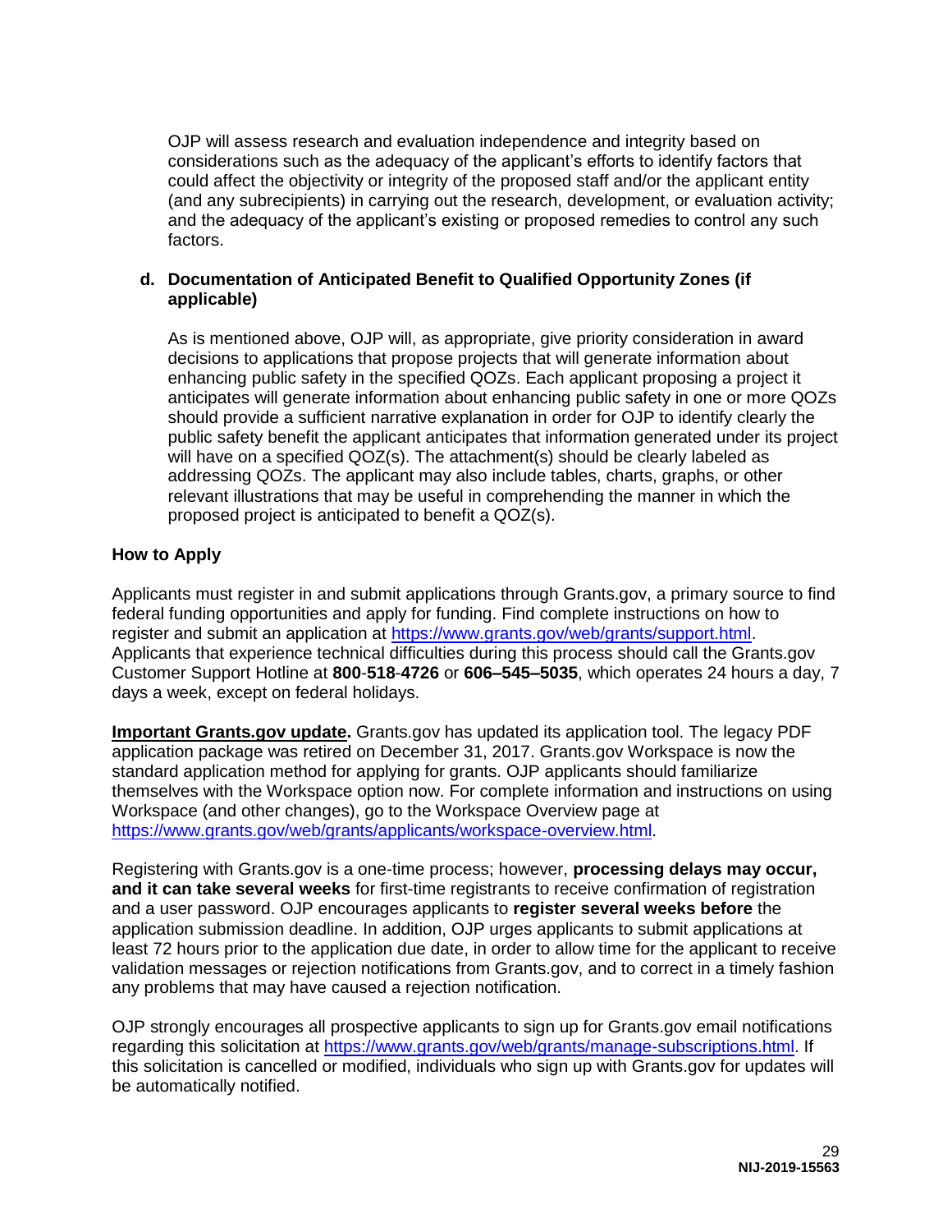OJP will assess research and evaluation independence and integrity based on considerations such as the adequacy of the applicant's efforts to identify factors that could affect the objectivity or integrity of the proposed staff and/or the applicant entity (and any subrecipients) in carrying out the research, development, or evaluation activity; and the adequacy of the applicant's existing or proposed remedies to control any such factors.

**d. Documentation of Anticipated Benefit to Qualified Opportunity Zones (if applicable)**

As is mentioned above, OJP will, as appropriate, give priority consideration in award decisions to applications that propose projects that will generate information about enhancing public safety in the specified QOZs. Each applicant proposing a project it anticipates will generate information about enhancing public safety in one or more QOZs should provide a sufficient narrative explanation in order for OJP to identify clearly the public safety benefit the applicant anticipates that information generated under its project will have on a specified QOZ(s). The attachment(s) should be clearly labeled as addressing QOZs. The applicant may also include tables, charts, graphs, or other relevant illustrations that may be useful in comprehending the manner in which the proposed project is anticipated to benefit a QOZ(s).

### How to Apply

Applicants must register in and submit applications through Grants.gov, a primary source to find federal funding opportunities and apply for funding. Find complete instructions on how to register and submit an application at https://www.grants.gov/web/grants/support.html. Applicants that experience technical difficulties during this process should call the Grants.gov Customer Support Hotline at **800**-**518**-**4726** or **606–545–5035**, which operates 24 hours a day, 7 days a week, except on federal holidays.

**Important Grants.gov update.** Grants.gov has updated its application tool. The legacy PDF application package was retired on December 31, 2017. Grants.gov Workspace is now the standard application method for applying for grants. OJP applicants should familiarize themselves with the Workspace option now. For complete information and instructions on using Workspace (and other changes), go to the Workspace Overview page at https://www.grants.gov/web/grants/applicants/workspace-overview.html.

Registering with Grants.gov is a one-time process; however, **processing delays may occur, and it can take several weeks** for first-time registrants to receive confirmation of registration and a user password. OJP encourages applicants to **register several weeks before** the application submission deadline. In addition, OJP urges applicants to submit applications at least 72 hours prior to the application due date, in order to allow time for the applicant to receive validation messages or rejection notifications from Grants.gov, and to correct in a timely fashion any problems that may have caused a rejection notification.

OJP strongly encourages all prospective applicants to sign up for Grants.gov email notifications regarding this solicitation at https://www.grants.gov/web/grants/manage-subscriptions.html. If this solicitation is cancelled or modified, individuals who sign up with Grants.gov for updates will be automatically notified.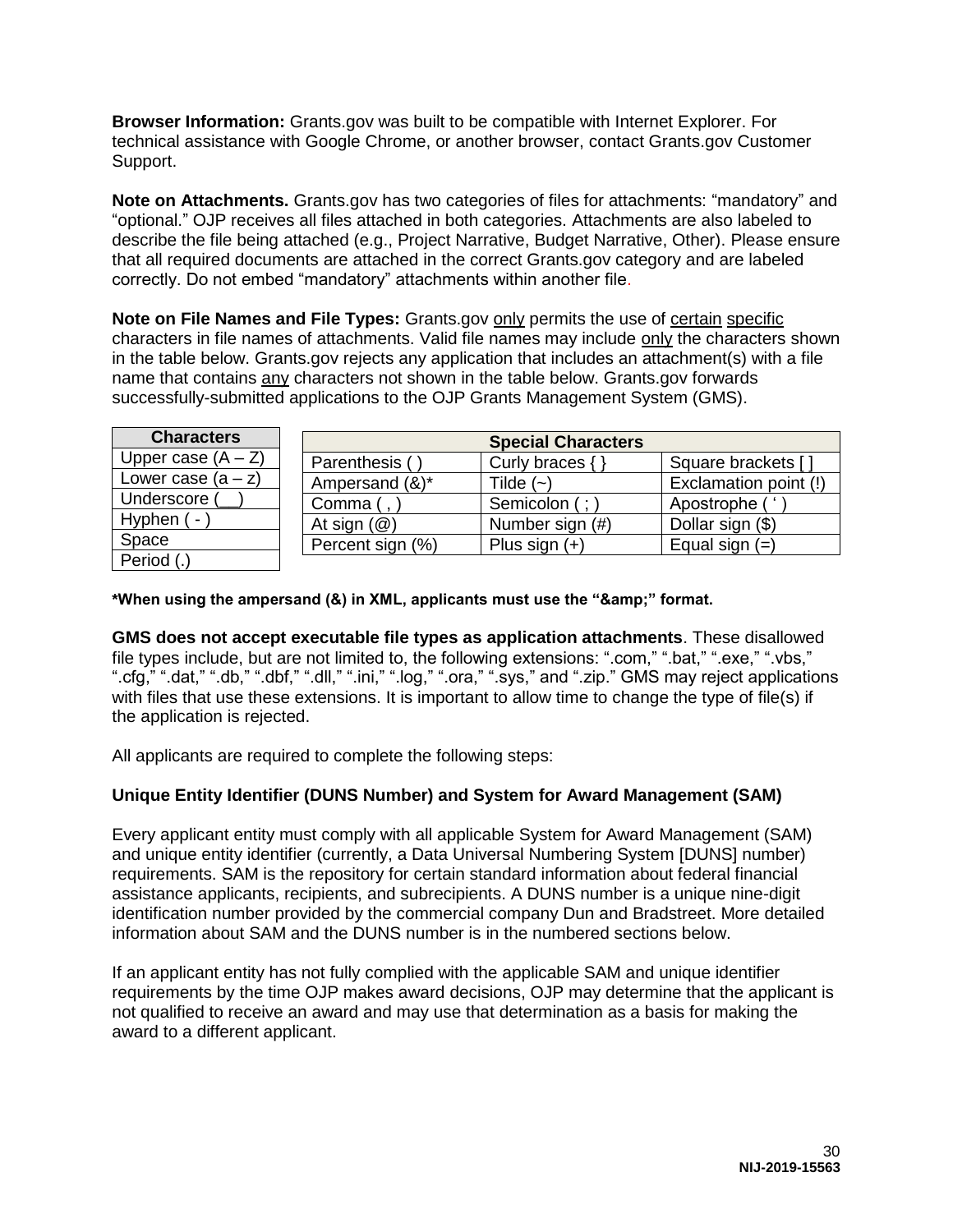**Browser Information:** Grants.gov was built to be compatible with Internet Explorer. For technical assistance with Google Chrome, or another browser, contact Grants.gov Customer Support.

**Note on Attachments.** Grants.gov has two categories of files for attachments: "mandatory" and "optional." OJP receives all files attached in both categories. Attachments are also labeled to describe the file being attached (e.g., Project Narrative, Budget Narrative, Other). Please ensure that all required documents are attached in the correct Grants.gov category and are labeled correctly. Do not embed "mandatory" attachments within another file.

**Note on File Names and File Types:** Grants.gov only permits the use of certain specific characters in file names of attachments. Valid file names may include only the characters shown in the table below. Grants.gov rejects any application that includes an attachment(s) with a file name that contains any characters not shown in the table below. Grants.gov forwards successfully-submitted applications to the OJP Grants Management System (GMS).

| Characters |
|---|
| Upper case (A – Z) |
| Lower case (a – z) |
| Underscore (__) |
| Hyphen ( - ) |
| Space |
| Period (.) |

| Special Characters | | |
|---|---|---|
| Parenthesis ( ) | Curly braces { } | Square brackets [ ] |
| Ampersand (&)* | Tilde (~) | Exclamation point (!) |
| Comma ( , ) | Semicolon ( ; ) | Apostrophe ( ' ) |
| At sign (@) | Number sign (#) | Dollar sign ($) |
| Percent sign (%) | Plus sign (+) | Equal sign (=) |

**\*When using the ampersand (&) in XML, applicants must use the "&amp;amp;" format.**

**GMS does not accept executable file types as application attachments**. These disallowed file types include, but are not limited to, the following extensions: ".com," ".bat," ".exe," ".vbs," ".cfg," ".dat," ".db," ".dbf," ".dll," ".ini," ".log," ".ora," ".sys," and ".zip." GMS may reject applications with files that use these extensions. It is important to allow time to change the type of file(s) if the application is rejected.

All applicants are required to complete the following steps:

**Unique Entity Identifier (DUNS Number) and System for Award Management (SAM)**

Every applicant entity must comply with all applicable System for Award Management (SAM) and unique entity identifier (currently, a Data Universal Numbering System [DUNS] number) requirements. SAM is the repository for certain standard information about federal financial assistance applicants, recipients, and subrecipients. A DUNS number is a unique nine-digit identification number provided by the commercial company Dun and Bradstreet. More detailed information about SAM and the DUNS number is in the numbered sections below.

If an applicant entity has not fully complied with the applicable SAM and unique identifier requirements by the time OJP makes award decisions, OJP may determine that the applicant is not qualified to receive an award and may use that determination as a basis for making the award to a different applicant.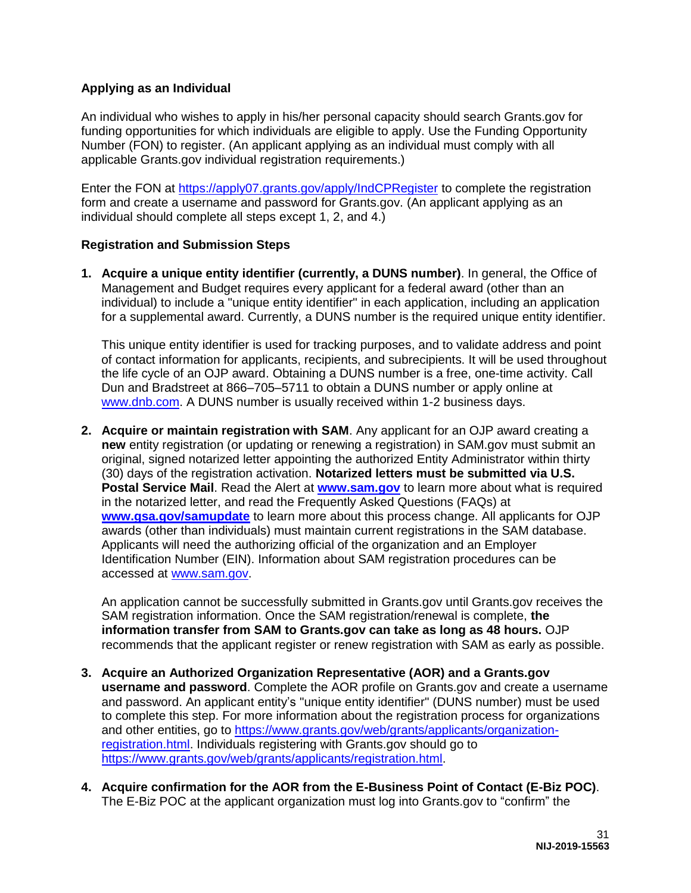**Applying as an Individual**

An individual who wishes to apply in his/her personal capacity should search Grants.gov for funding opportunities for which individuals are eligible to apply. Use the Funding Opportunity Number (FON) to register. (An applicant applying as an individual must comply with all applicable Grants.gov individual registration requirements.)

Enter the FON at https://apply07.grants.gov/apply/IndCPRegister to complete the registration form and create a username and password for Grants.gov. (An applicant applying as an individual should complete all steps except 1, 2, and 4.)

**Registration and Submission Steps**

1. **Acquire a unique entity identifier (currently, a DUNS number)**. In general, the Office of Management and Budget requires every applicant for a federal award (other than an individual) to include a "unique entity identifier" in each application, including an application for a supplemental award. Currently, a DUNS number is the required unique entity identifier.

   This unique entity identifier is used for tracking purposes, and to validate address and point of contact information for applicants, recipients, and subrecipients. It will be used throughout the life cycle of an OJP award. Obtaining a DUNS number is a free, one-time activity. Call Dun and Bradstreet at 866–705–5711 to obtain a DUNS number or apply online at www.dnb.com. A DUNS number is usually received within 1-2 business days.

2. **Acquire or maintain registration with SAM**. Any applicant for an OJP award creating a **new** entity registration (or updating or renewing a registration) in SAM.gov must submit an original, signed notarized letter appointing the authorized Entity Administrator within thirty (30) days of the registration activation. **Notarized letters must be submitted via U.S. Postal Service Mail**. Read the Alert at **www.sam.gov** to learn more about what is required in the notarized letter, and read the Frequently Asked Questions (FAQs) at **www.gsa.gov/samupdate** to learn more about this process change. All applicants for OJP awards (other than individuals) must maintain current registrations in the SAM database. Applicants will need the authorizing official of the organization and an Employer Identification Number (EIN). Information about SAM registration procedures can be accessed at www.sam.gov.

   An application cannot be successfully submitted in Grants.gov until Grants.gov receives the SAM registration information. Once the SAM registration/renewal is complete, **the information transfer from SAM to Grants.gov can take as long as 48 hours.** OJP recommends that the applicant register or renew registration with SAM as early as possible.

3. **Acquire an Authorized Organization Representative (AOR) and a Grants.gov username and password**. Complete the AOR profile on Grants.gov and create a username and password. An applicant entity's "unique entity identifier" (DUNS number) must be used to complete this step. For more information about the registration process for organizations and other entities, go to https://www.grants.gov/web/grants/applicants/organization-registration.html. Individuals registering with Grants.gov should go to https://www.grants.gov/web/grants/applicants/registration.html.

4. **Acquire confirmation for the AOR from the E-Business Point of Contact (E-Biz POC)**. The E-Biz POC at the applicant organization must log into Grants.gov to "confirm" the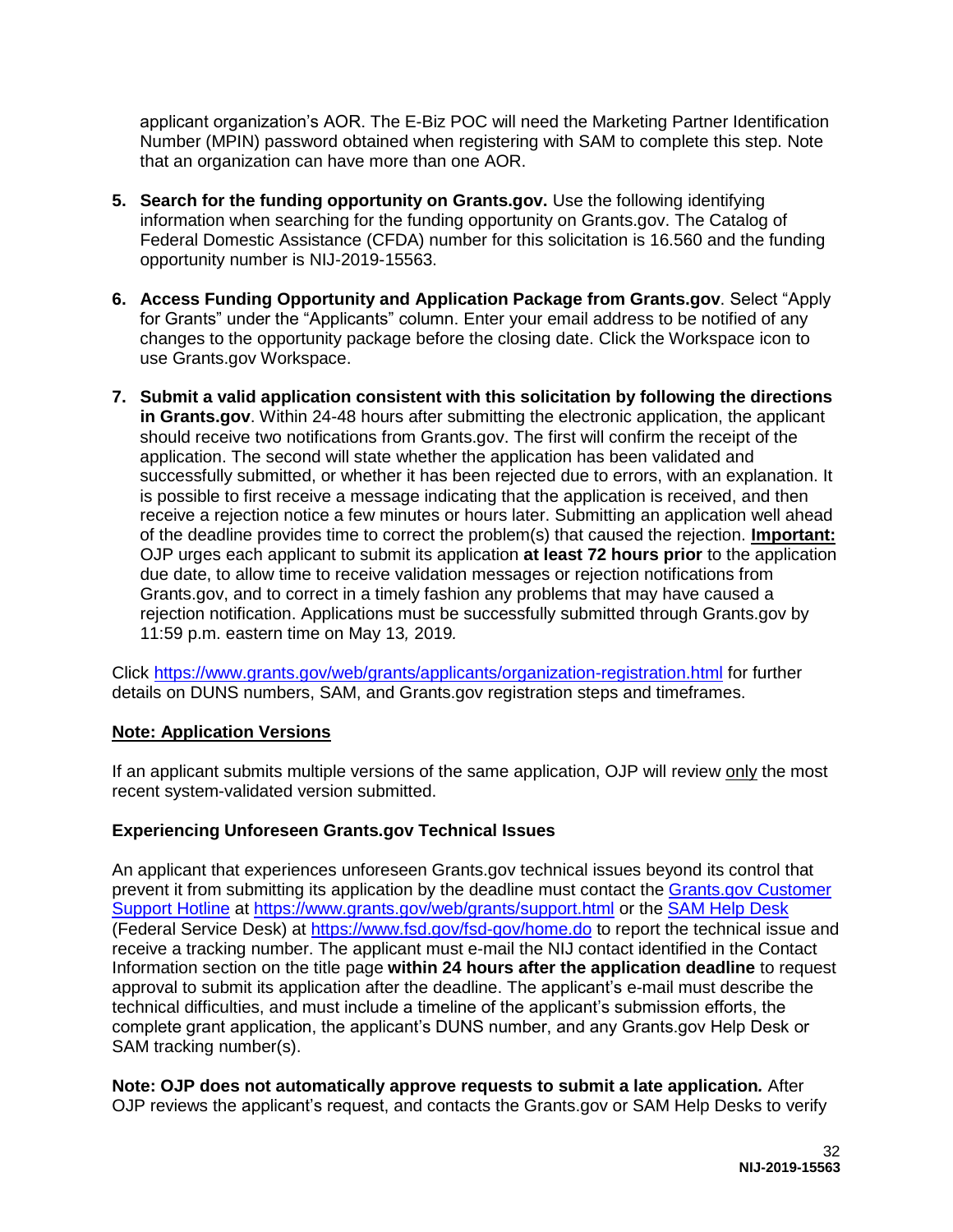applicant organization's AOR. The E-Biz POC will need the Marketing Partner Identification Number (MPIN) password obtained when registering with SAM to complete this step. Note that an organization can have more than one AOR.

5. **Search for the funding opportunity on Grants.gov.** Use the following identifying information when searching for the funding opportunity on Grants.gov. The Catalog of Federal Domestic Assistance (CFDA) number for this solicitation is 16.560 and the funding opportunity number is NIJ-2019-15563.

6. **Access Funding Opportunity and Application Package from Grants.gov**. Select "Apply for Grants" under the "Applicants" column. Enter your email address to be notified of any changes to the opportunity package before the closing date. Click the Workspace icon to use Grants.gov Workspace.

7. **Submit a valid application consistent with this solicitation by following the directions in Grants.gov**. Within 24-48 hours after submitting the electronic application, the applicant should receive two notifications from Grants.gov. The first will confirm the receipt of the application. The second will state whether the application has been validated and successfully submitted, or whether it has been rejected due to errors, with an explanation. It is possible to first receive a message indicating that the application is received, and then receive a rejection notice a few minutes or hours later. Submitting an application well ahead of the deadline provides time to correct the problem(s) that caused the rejection. **Important:** OJP urges each applicant to submit its application **at least 72 hours prior** to the application due date, to allow time to receive validation messages or rejection notifications from Grants.gov, and to correct in a timely fashion any problems that may have caused a rejection notification. Applications must be successfully submitted through Grants.gov by 11:59 p.m. eastern time on May 13*,* 2019*.*

Click https://www.grants.gov/web/grants/applicants/organization-registration.html for further details on DUNS numbers, SAM, and Grants.gov registration steps and timeframes.

**Note: Application Versions**

If an applicant submits multiple versions of the same application, OJP will review only the most recent system-validated version submitted.

**Experiencing Unforeseen Grants.gov Technical Issues**

An applicant that experiences unforeseen Grants.gov technical issues beyond its control that prevent it from submitting its application by the deadline must contact the Grants.gov Customer Support Hotline at https://www.grants.gov/web/grants/support.html or the SAM Help Desk (Federal Service Desk) at https://www.fsd.gov/fsd-gov/home.do to report the technical issue and receive a tracking number. The applicant must e-mail the NIJ contact identified in the Contact Information section on the title page **within 24 hours after the application deadline** to request approval to submit its application after the deadline. The applicant's e-mail must describe the technical difficulties, and must include a timeline of the applicant's submission efforts, the complete grant application, the applicant's DUNS number, and any Grants.gov Help Desk or SAM tracking number(s).

**Note: OJP does not automatically approve requests to submit a late application***.* After OJP reviews the applicant's request, and contacts the Grants.gov or SAM Help Desks to verify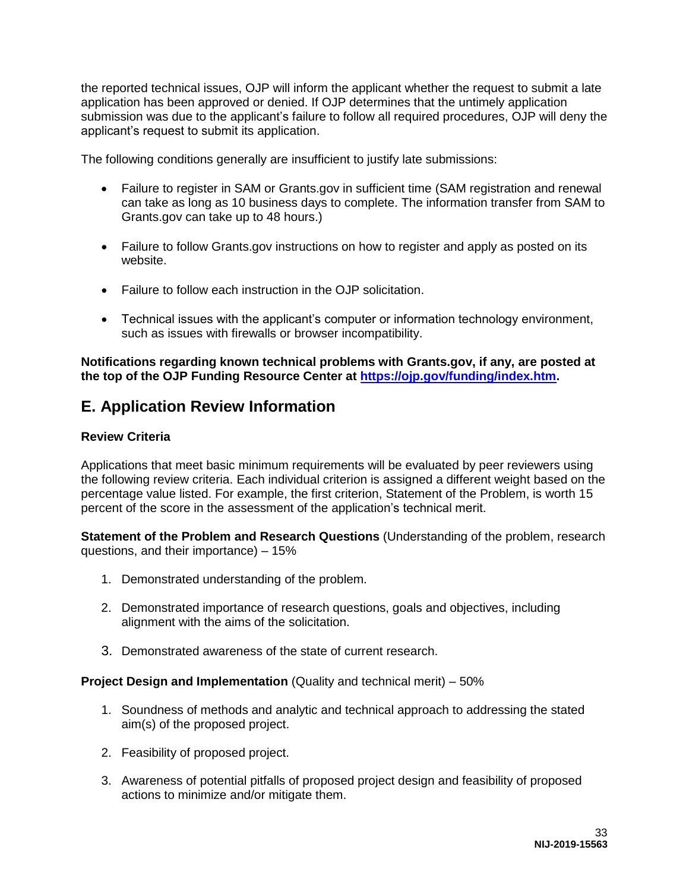the reported technical issues, OJP will inform the applicant whether the request to submit a late application has been approved or denied. If OJP determines that the untimely application submission was due to the applicant's failure to follow all required procedures, OJP will deny the applicant's request to submit its application.

The following conditions generally are insufficient to justify late submissions:

- Failure to register in SAM or Grants.gov in sufficient time (SAM registration and renewal can take as long as 10 business days to complete. The information transfer from SAM to Grants.gov can take up to 48 hours.)
- Failure to follow Grants.gov instructions on how to register and apply as posted on its website.
- Failure to follow each instruction in the OJP solicitation.
- Technical issues with the applicant's computer or information technology environment, such as issues with firewalls or browser incompatibility.

**Notifications regarding known technical problems with Grants.gov, if any, are posted at the top of the OJP Funding Resource Center at [https://ojp.gov/funding/index.htm](https://ojp.gov/funding/index.htm).**

## E. Application Review Information

### Review Criteria

Applications that meet basic minimum requirements will be evaluated by peer reviewers using the following review criteria. Each individual criterion is assigned a different weight based on the percentage value listed. For example, the first criterion, Statement of the Problem, is worth 15 percent of the score in the assessment of the application's technical merit.

**Statement of the Problem and Research Questions** (Understanding of the problem, research questions, and their importance) – 15%

1. Demonstrated understanding of the problem.
2. Demonstrated importance of research questions, goals and objectives, including alignment with the aims of the solicitation.
3. Demonstrated awareness of the state of current research.

**Project Design and Implementation** (Quality and technical merit) – 50%

1. Soundness of methods and analytic and technical approach to addressing the stated aim(s) of the proposed project.
2. Feasibility of proposed project.
3. Awareness of potential pitfalls of proposed project design and feasibility of proposed actions to minimize and/or mitigate them.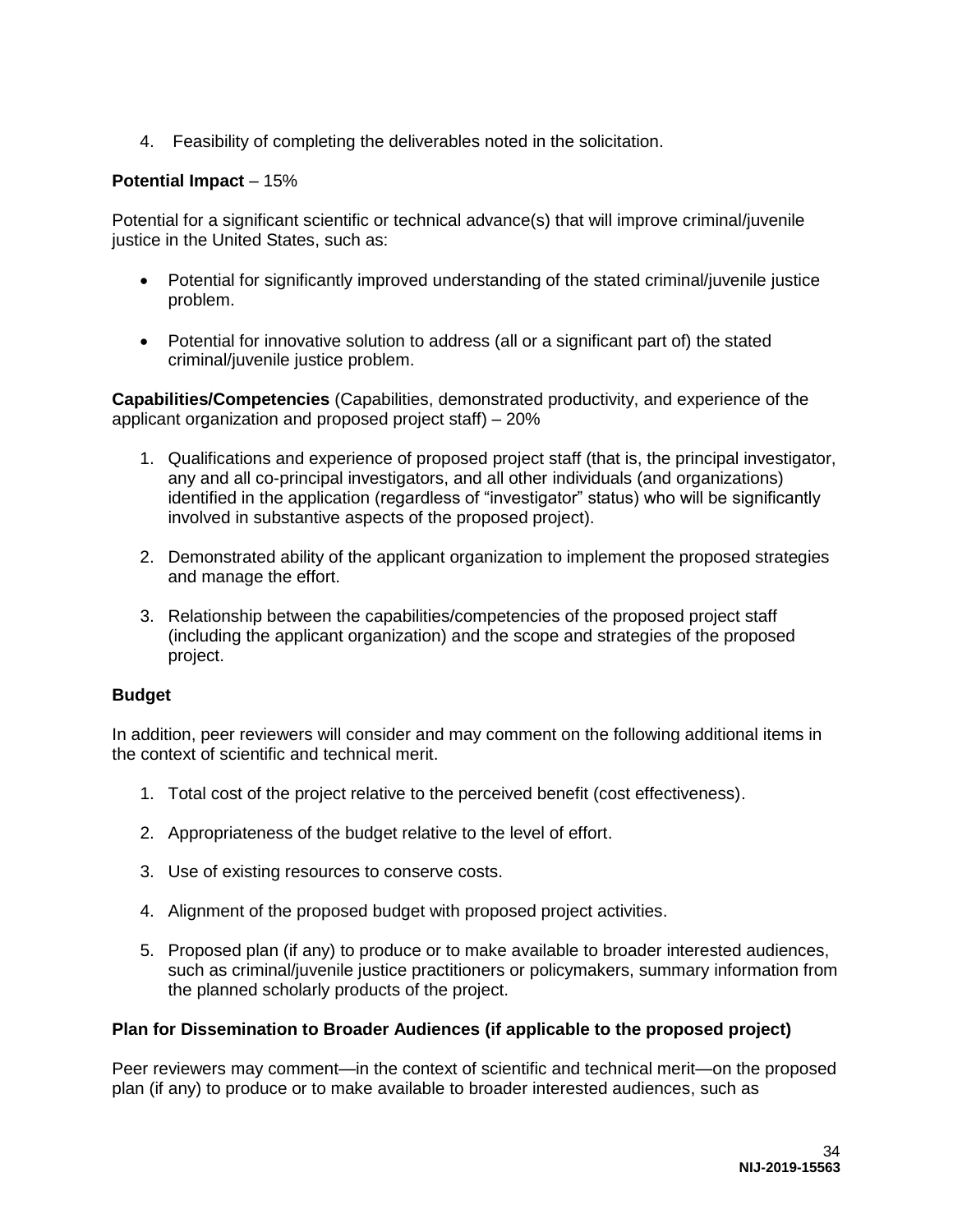4. Feasibility of completing the deliverables noted in the solicitation.

**Potential Impact** – 15%

Potential for a significant scientific or technical advance(s) that will improve criminal/juvenile justice in the United States, such as:

- Potential for significantly improved understanding of the stated criminal/juvenile justice problem.
- Potential for innovative solution to address (all or a significant part of) the stated criminal/juvenile justice problem.

**Capabilities/Competencies** (Capabilities, demonstrated productivity, and experience of the applicant organization and proposed project staff) – 20%

1. Qualifications and experience of proposed project staff (that is, the principal investigator, any and all co-principal investigators, and all other individuals (and organizations) identified in the application (regardless of "investigator" status) who will be significantly involved in substantive aspects of the proposed project).
2. Demonstrated ability of the applicant organization to implement the proposed strategies and manage the effort.
3. Relationship between the capabilities/competencies of the proposed project staff (including the applicant organization) and the scope and strategies of the proposed project.

**Budget**

In addition, peer reviewers will consider and may comment on the following additional items in the context of scientific and technical merit.

1. Total cost of the project relative to the perceived benefit (cost effectiveness).
2. Appropriateness of the budget relative to the level of effort.
3. Use of existing resources to conserve costs.
4. Alignment of the proposed budget with proposed project activities.
5. Proposed plan (if any) to produce or to make available to broader interested audiences, such as criminal/juvenile justice practitioners or policymakers, summary information from the planned scholarly products of the project.

**Plan for Dissemination to Broader Audiences (if applicable to the proposed project)**

Peer reviewers may comment—in the context of scientific and technical merit—on the proposed plan (if any) to produce or to make available to broader interested audiences, such as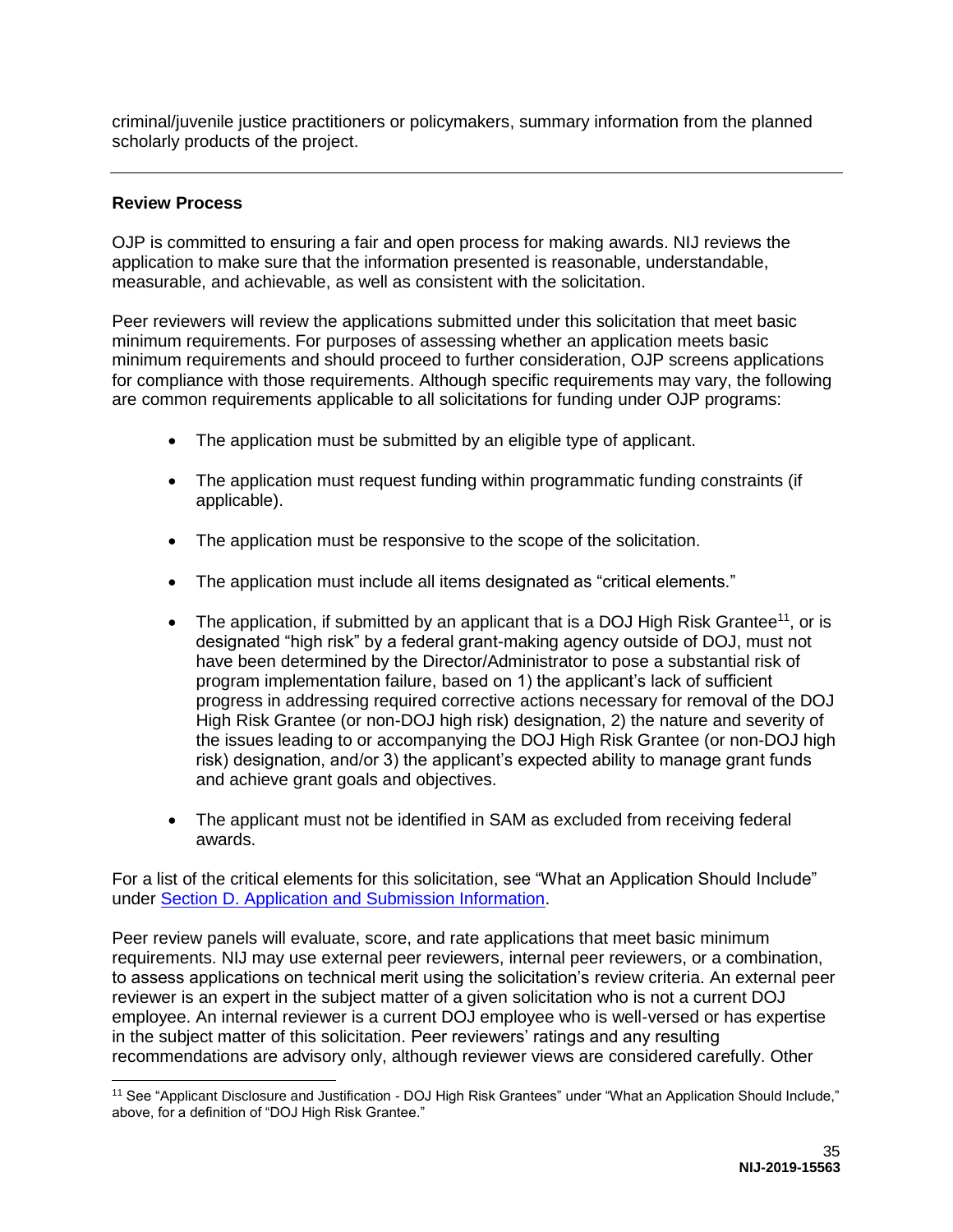criminal/juvenile justice practitioners or policymakers, summary information from the planned scholarly products of the project.

---

**Review Process**

OJP is committed to ensuring a fair and open process for making awards. NIJ reviews the application to make sure that the information presented is reasonable, understandable, measurable, and achievable, as well as consistent with the solicitation.

Peer reviewers will review the applications submitted under this solicitation that meet basic minimum requirements. For purposes of assessing whether an application meets basic minimum requirements and should proceed to further consideration, OJP screens applications for compliance with those requirements. Although specific requirements may vary, the following are common requirements applicable to all solicitations for funding under OJP programs:

- The application must be submitted by an eligible type of applicant.
- The application must request funding within programmatic funding constraints (if applicable).
- The application must be responsive to the scope of the solicitation.
- The application must include all items designated as "critical elements."
- The application, if submitted by an applicant that is a DOJ High Risk Grantee[11], or is designated "high risk" by a federal grant-making agency outside of DOJ, must not have been determined by the Director/Administrator to pose a substantial risk of program implementation failure, based on 1) the applicant's lack of sufficient progress in addressing required corrective actions necessary for removal of the DOJ High Risk Grantee (or non-DOJ high risk) designation, 2) the nature and severity of the issues leading to or accompanying the DOJ High Risk Grantee (or non-DOJ high risk) designation, and/or 3) the applicant's expected ability to manage grant funds and achieve grant goals and objectives.
- The applicant must not be identified in SAM as excluded from receiving federal awards.

For a list of the critical elements for this solicitation, see "What an Application Should Include" under Section D. Application and Submission Information.

Peer review panels will evaluate, score, and rate applications that meet basic minimum requirements. NIJ may use external peer reviewers, internal peer reviewers, or a combination, to assess applications on technical merit using the solicitation's review criteria. An external peer reviewer is an expert in the subject matter of a given solicitation who is not a current DOJ employee. An internal reviewer is a current DOJ employee who is well-versed or has expertise in the subject matter of this solicitation. Peer reviewers' ratings and any resulting recommendations are advisory only, although reviewer views are considered carefully. Other

---

[11] See "Applicant Disclosure and Justification - DOJ High Risk Grantees" under "What an Application Should Include," above, for a definition of "DOJ High Risk Grantee."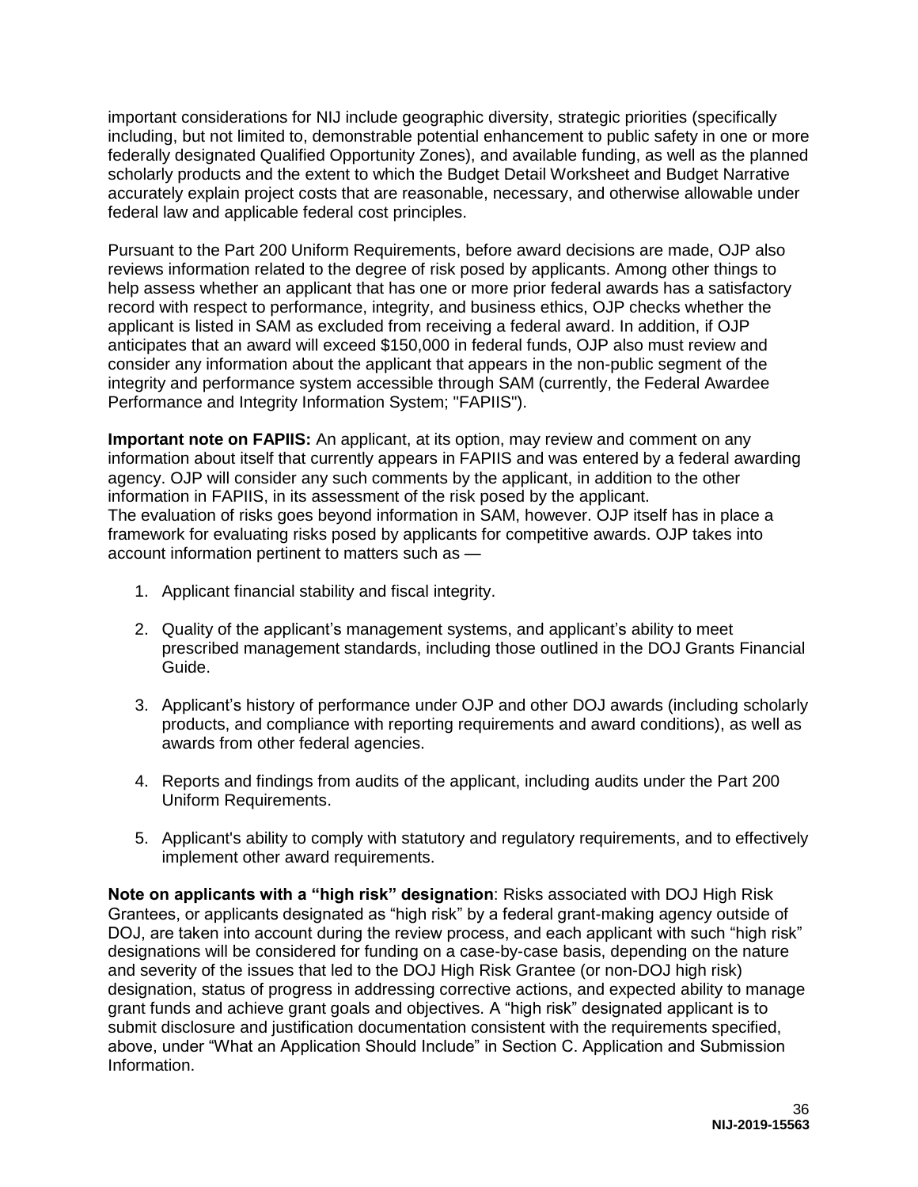important considerations for NIJ include geographic diversity, strategic priorities (specifically including, but not limited to, demonstrable potential enhancement to public safety in one or more federally designated Qualified Opportunity Zones), and available funding, as well as the planned scholarly products and the extent to which the Budget Detail Worksheet and Budget Narrative accurately explain project costs that are reasonable, necessary, and otherwise allowable under federal law and applicable federal cost principles.

Pursuant to the Part 200 Uniform Requirements, before award decisions are made, OJP also reviews information related to the degree of risk posed by applicants. Among other things to help assess whether an applicant that has one or more prior federal awards has a satisfactory record with respect to performance, integrity, and business ethics, OJP checks whether the applicant is listed in SAM as excluded from receiving a federal award. In addition, if OJP anticipates that an award will exceed $150,000 in federal funds, OJP also must review and consider any information about the applicant that appears in the non-public segment of the integrity and performance system accessible through SAM (currently, the Federal Awardee Performance and Integrity Information System; "FAPIIS").

**Important note on FAPIIS:** An applicant, at its option, may review and comment on any information about itself that currently appears in FAPIIS and was entered by a federal awarding agency. OJP will consider any such comments by the applicant, in addition to the other information in FAPIIS, in its assessment of the risk posed by the applicant.
The evaluation of risks goes beyond information in SAM, however. OJP itself has in place a framework for evaluating risks posed by applicants for competitive awards. OJP takes into account information pertinent to matters such as —

1. Applicant financial stability and fiscal integrity.
2. Quality of the applicant's management systems, and applicant's ability to meet prescribed management standards, including those outlined in the DOJ Grants Financial Guide.
3. Applicant's history of performance under OJP and other DOJ awards (including scholarly products, and compliance with reporting requirements and award conditions), as well as awards from other federal agencies.
4. Reports and findings from audits of the applicant, including audits under the Part 200 Uniform Requirements.
5. Applicant's ability to comply with statutory and regulatory requirements, and to effectively implement other award requirements.

**Note on applicants with a "high risk" designation**: Risks associated with DOJ High Risk Grantees, or applicants designated as "high risk" by a federal grant-making agency outside of DOJ, are taken into account during the review process, and each applicant with such "high risk" designations will be considered for funding on a case-by-case basis, depending on the nature and severity of the issues that led to the DOJ High Risk Grantee (or non-DOJ high risk) designation, status of progress in addressing corrective actions, and expected ability to manage grant funds and achieve grant goals and objectives. A "high risk" designated applicant is to submit disclosure and justification documentation consistent with the requirements specified, above, under "What an Application Should Include" in Section C. Application and Submission Information.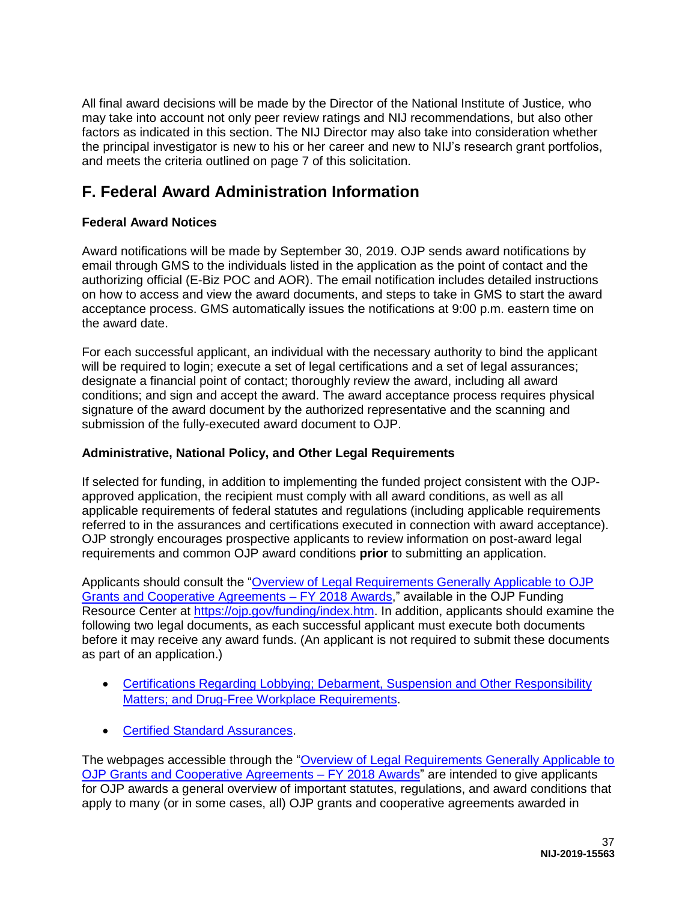All final award decisions will be made by the Director of the National Institute of Justice, who may take into account not only peer review ratings and NIJ recommendations, but also other factors as indicated in this section. The NIJ Director may also take into consideration whether the principal investigator is new to his or her career and new to NIJ's research grant portfolios, and meets the criteria outlined on page 7 of this solicitation.

## F. Federal Award Administration Information

### Federal Award Notices

Award notifications will be made by September 30, 2019. OJP sends award notifications by email through GMS to the individuals listed in the application as the point of contact and the authorizing official (E-Biz POC and AOR). The email notification includes detailed instructions on how to access and view the award documents, and steps to take in GMS to start the award acceptance process. GMS automatically issues the notifications at 9:00 p.m. eastern time on the award date.

For each successful applicant, an individual with the necessary authority to bind the applicant will be required to login; execute a set of legal certifications and a set of legal assurances; designate a financial point of contact; thoroughly review the award, including all award conditions; and sign and accept the award. The award acceptance process requires physical signature of the award document by the authorized representative and the scanning and submission of the fully-executed award document to OJP.

### Administrative, National Policy, and Other Legal Requirements

If selected for funding, in addition to implementing the funded project consistent with the OJP-approved application, the recipient must comply with all award conditions, as well as all applicable requirements of federal statutes and regulations (including applicable requirements referred to in the assurances and certifications executed in connection with award acceptance). OJP strongly encourages prospective applicants to review information on post-award legal requirements and common OJP award conditions **prior** to submitting an application.

Applicants should consult the "Overview of Legal Requirements Generally Applicable to OJP Grants and Cooperative Agreements – FY 2018 Awards," available in the OJP Funding Resource Center at https://ojp.gov/funding/index.htm. In addition, applicants should examine the following two legal documents, as each successful applicant must execute both documents before it may receive any award funds. (An applicant is not required to submit these documents as part of an application.)

- Certifications Regarding Lobbying; Debarment, Suspension and Other Responsibility Matters; and Drug-Free Workplace Requirements.
- Certified Standard Assurances.

The webpages accessible through the "Overview of Legal Requirements Generally Applicable to OJP Grants and Cooperative Agreements – FY 2018 Awards" are intended to give applicants for OJP awards a general overview of important statutes, regulations, and award conditions that apply to many (or in some cases, all) OJP grants and cooperative agreements awarded in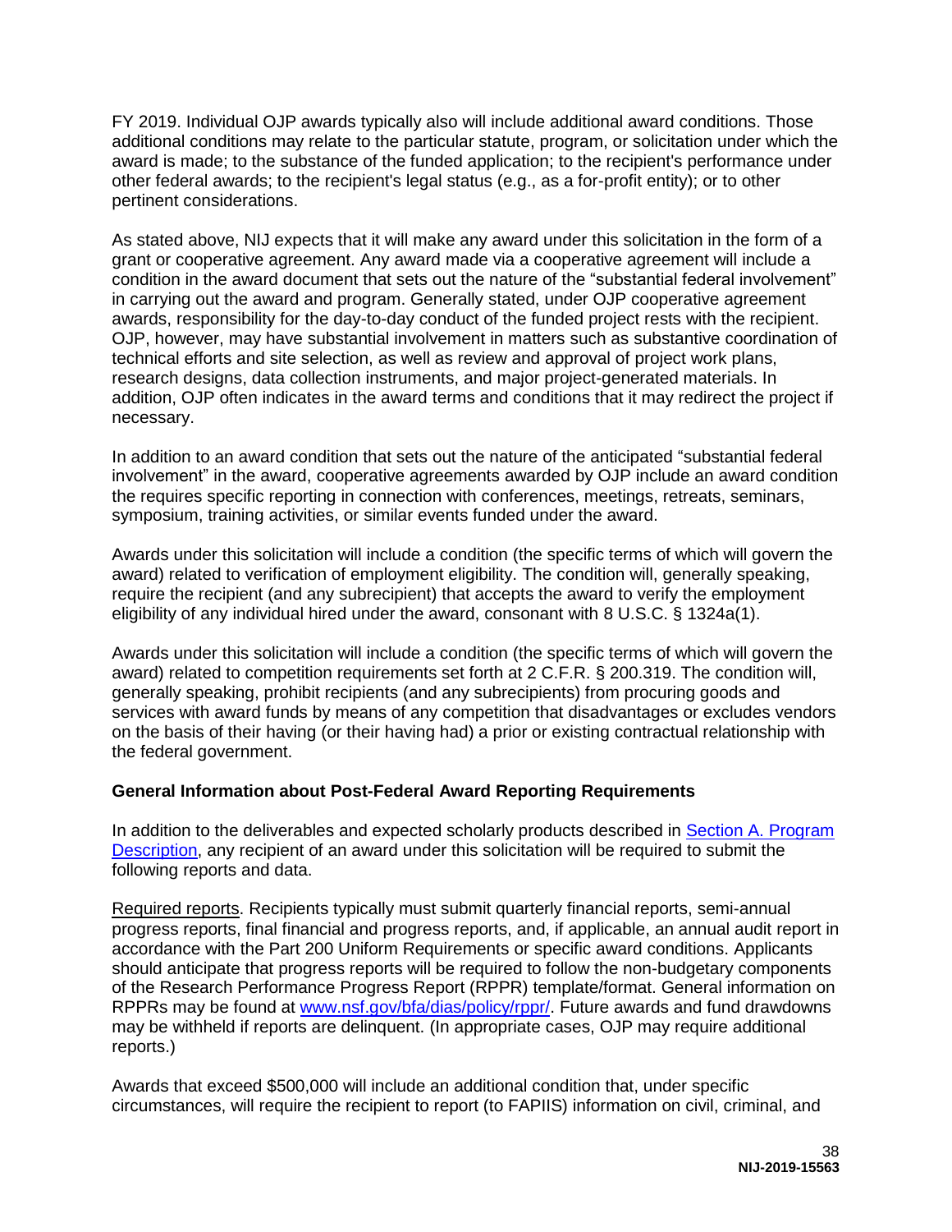FY 2019. Individual OJP awards typically also will include additional award conditions. Those additional conditions may relate to the particular statute, program, or solicitation under which the award is made; to the substance of the funded application; to the recipient's performance under other federal awards; to the recipient's legal status (e.g., as a for-profit entity); or to other pertinent considerations.

As stated above, NIJ expects that it will make any award under this solicitation in the form of a grant or cooperative agreement. Any award made via a cooperative agreement will include a condition in the award document that sets out the nature of the "substantial federal involvement" in carrying out the award and program. Generally stated, under OJP cooperative agreement awards, responsibility for the day-to-day conduct of the funded project rests with the recipient. OJP, however, may have substantial involvement in matters such as substantive coordination of technical efforts and site selection, as well as review and approval of project work plans, research designs, data collection instruments, and major project-generated materials. In addition, OJP often indicates in the award terms and conditions that it may redirect the project if necessary.

In addition to an award condition that sets out the nature of the anticipated "substantial federal involvement" in the award, cooperative agreements awarded by OJP include an award condition the requires specific reporting in connection with conferences, meetings, retreats, seminars, symposium, training activities, or similar events funded under the award.

Awards under this solicitation will include a condition (the specific terms of which will govern the award) related to verification of employment eligibility. The condition will, generally speaking, require the recipient (and any subrecipient) that accepts the award to verify the employment eligibility of any individual hired under the award, consonant with 8 U.S.C. § 1324a(1).

Awards under this solicitation will include a condition (the specific terms of which will govern the award) related to competition requirements set forth at 2 C.F.R. § 200.319. The condition will, generally speaking, prohibit recipients (and any subrecipients) from procuring goods and services with award funds by means of any competition that disadvantages or excludes vendors on the basis of their having (or their having had) a prior or existing contractual relationship with the federal government.

**General Information about Post-Federal Award Reporting Requirements**

In addition to the deliverables and expected scholarly products described in Section A. Program Description, any recipient of an award under this solicitation will be required to submit the following reports and data.

Required reports. Recipients typically must submit quarterly financial reports, semi-annual progress reports, final financial and progress reports, and, if applicable, an annual audit report in accordance with the Part 200 Uniform Requirements or specific award conditions. Applicants should anticipate that progress reports will be required to follow the non-budgetary components of the Research Performance Progress Report (RPPR) template/format. General information on RPPRs may be found at www.nsf.gov/bfa/dias/policy/rppr/. Future awards and fund drawdowns may be withheld if reports are delinquent. (In appropriate cases, OJP may require additional reports.)

Awards that exceed $500,000 will include an additional condition that, under specific circumstances, will require the recipient to report (to FAPIIS) information on civil, criminal, and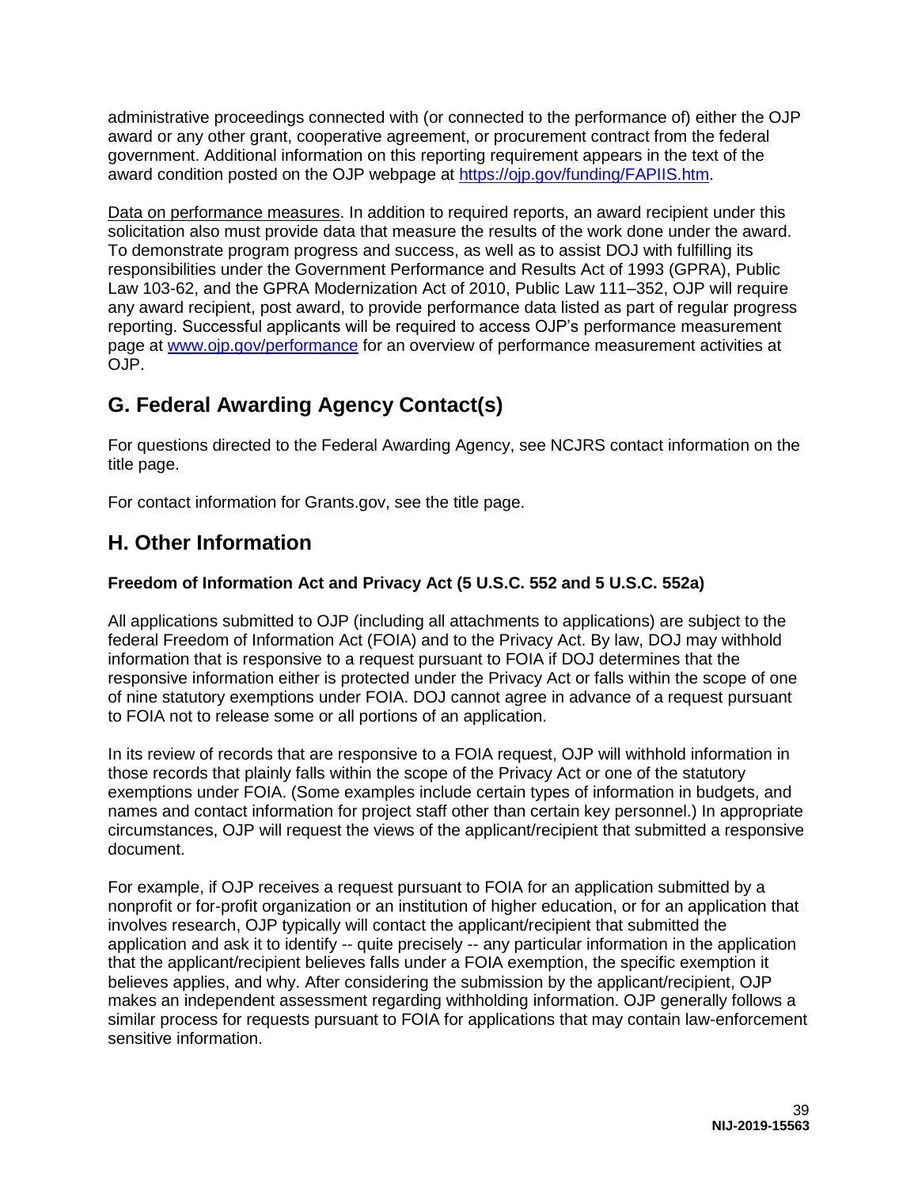administrative proceedings connected with (or connected to the performance of) either the OJP award or any other grant, cooperative agreement, or procurement contract from the federal government. Additional information on this reporting requirement appears in the text of the award condition posted on the OJP webpage at https://ojp.gov/funding/FAPIIS.htm.

Data on performance measures. In addition to required reports, an award recipient under this solicitation also must provide data that measure the results of the work done under the award. To demonstrate program progress and success, as well as to assist DOJ with fulfilling its responsibilities under the Government Performance and Results Act of 1993 (GPRA), Public Law 103-62, and the GPRA Modernization Act of 2010, Public Law 111–352, OJP will require any award recipient, post award, to provide performance data listed as part of regular progress reporting. Successful applicants will be required to access OJP's performance measurement page at www.ojp.gov/performance for an overview of performance measurement activities at OJP.

## G. Federal Awarding Agency Contact(s)

For questions directed to the Federal Awarding Agency, see NCJRS contact information on the title page.

For contact information for Grants.gov, see the title page.

## H. Other Information

**Freedom of Information Act and Privacy Act (5 U.S.C. 552 and 5 U.S.C. 552a)**

All applications submitted to OJP (including all attachments to applications) are subject to the federal Freedom of Information Act (FOIA) and to the Privacy Act. By law, DOJ may withhold information that is responsive to a request pursuant to FOIA if DOJ determines that the responsive information either is protected under the Privacy Act or falls within the scope of one of nine statutory exemptions under FOIA. DOJ cannot agree in advance of a request pursuant to FOIA not to release some or all portions of an application.

In its review of records that are responsive to a FOIA request, OJP will withhold information in those records that plainly falls within the scope of the Privacy Act or one of the statutory exemptions under FOIA. (Some examples include certain types of information in budgets, and names and contact information for project staff other than certain key personnel.) In appropriate circumstances, OJP will request the views of the applicant/recipient that submitted a responsive document.

For example, if OJP receives a request pursuant to FOIA for an application submitted by a nonprofit or for-profit organization or an institution of higher education, or for an application that involves research, OJP typically will contact the applicant/recipient that submitted the application and ask it to identify -- quite precisely -- any particular information in the application that the applicant/recipient believes falls under a FOIA exemption, the specific exemption it believes applies, and why. After considering the submission by the applicant/recipient, OJP makes an independent assessment regarding withholding information. OJP generally follows a similar process for requests pursuant to FOIA for applications that may contain law-enforcement sensitive information.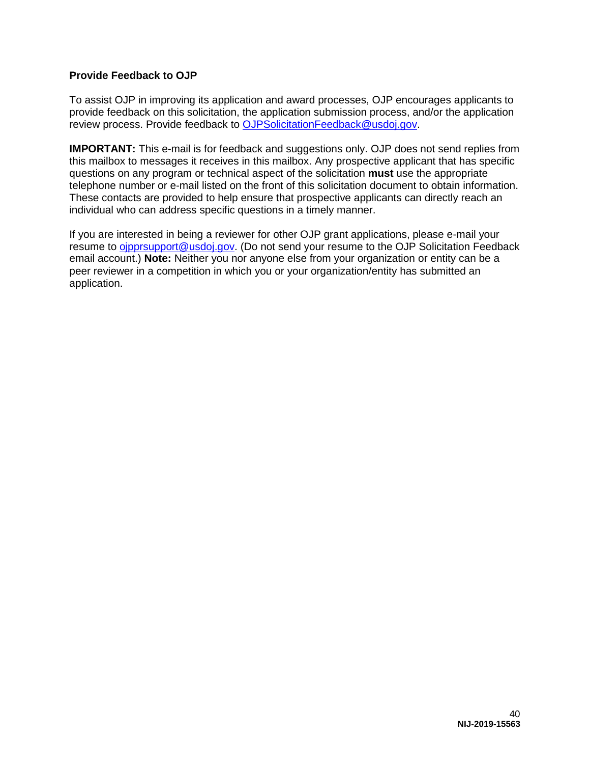### Provide Feedback to OJP

To assist OJP in improving its application and award processes, OJP encourages applicants to provide feedback on this solicitation, the application submission process, and/or the application review process. Provide feedback to OJPSolicitationFeedback@usdoj.gov.

**IMPORTANT:** This e-mail is for feedback and suggestions only. OJP does not send replies from this mailbox to messages it receives in this mailbox. Any prospective applicant that has specific questions on any program or technical aspect of the solicitation **must** use the appropriate telephone number or e-mail listed on the front of this solicitation document to obtain information. These contacts are provided to help ensure that prospective applicants can directly reach an individual who can address specific questions in a timely manner.

If you are interested in being a reviewer for other OJP grant applications, please e-mail your resume to ojpprsupport@usdoj.gov. (Do not send your resume to the OJP Solicitation Feedback email account.) **Note:** Neither you nor anyone else from your organization or entity can be a peer reviewer in a competition in which you or your organization/entity has submitted an application.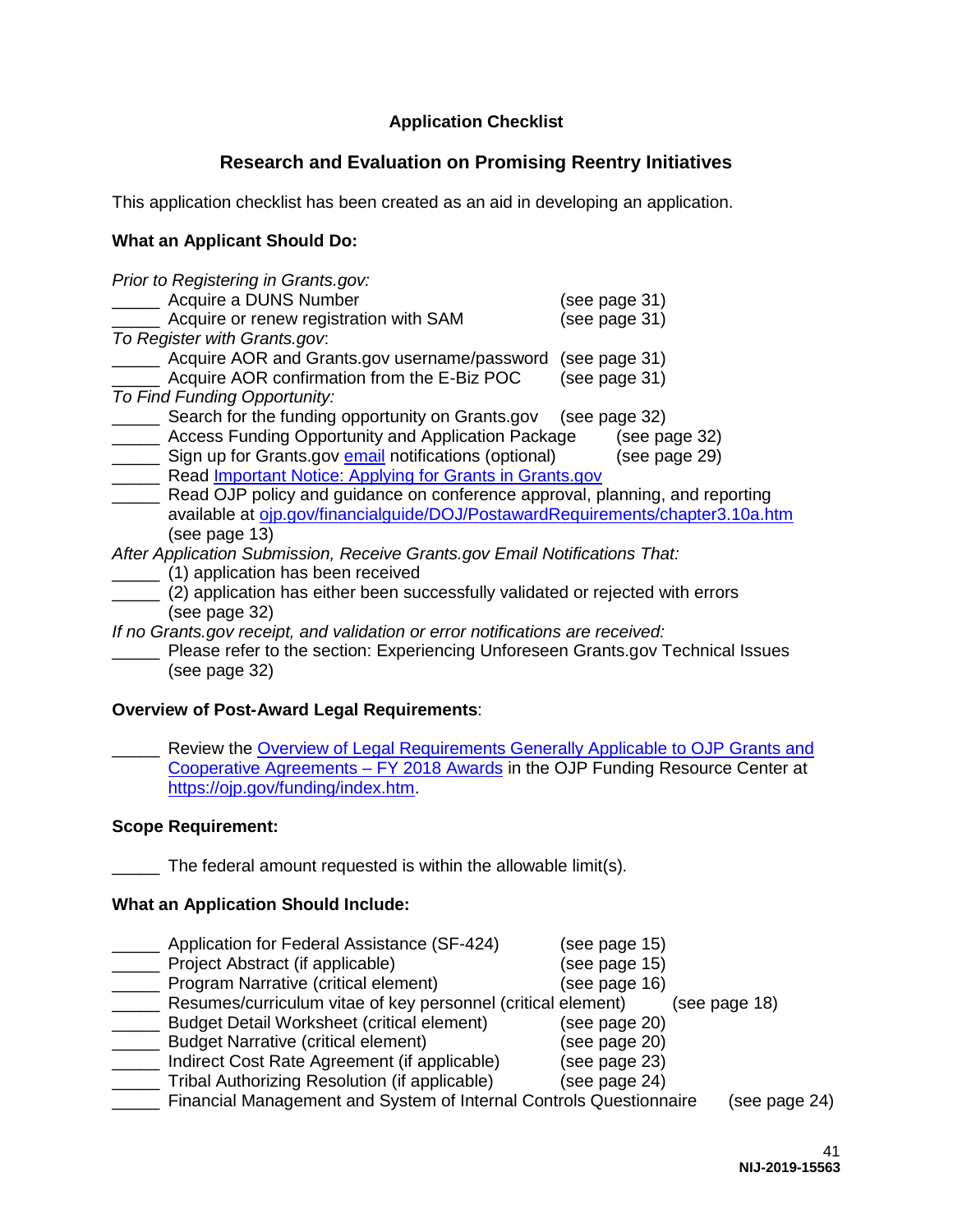**Application Checklist**

**Research and Evaluation on Promising Reentry Initiatives**

This application checklist has been created as an aid in developing an application.

**What an Applicant Should Do:**

*Prior to Registering in Grants.gov:*
_____ Acquire a DUNS Number (see page 31)
_____ Acquire or renew registration with SAM (see page 31)
*To Register with Grants.gov*:
_____ Acquire AOR and Grants.gov username/password (see page 31)
_____ Acquire AOR confirmation from the E-Biz POC (see page 31)
*To Find Funding Opportunity:*
_____ Search for the funding opportunity on Grants.gov (see page 32)
_____ Access Funding Opportunity and Application Package (see page 32)
_____ Sign up for Grants.gov email notifications (optional) (see page 29)
_____ Read Important Notice: Applying for Grants in Grants.gov
_____ Read OJP policy and guidance on conference approval, planning, and reporting available at ojp.gov/financialguide/DOJ/PostawardRequirements/chapter3.10a.htm (see page 13)
*After Application Submission, Receive Grants.gov Email Notifications That:*
_____ (1) application has been received
_____ (2) application has either been successfully validated or rejected with errors (see page 32)
*If no Grants.gov receipt, and validation or error notifications are received:*
_____ Please refer to the section: Experiencing Unforeseen Grants.gov Technical Issues (see page 32)

**Overview of Post-Award Legal Requirements**:

_____ Review the Overview of Legal Requirements Generally Applicable to OJP Grants and Cooperative Agreements – FY 2018 Awards in the OJP Funding Resource Center at https://ojp.gov/funding/index.htm.

**Scope Requirement:**

_____ The federal amount requested is within the allowable limit(s).

**What an Application Should Include:**

_____ Application for Federal Assistance (SF-424) (see page 15)
_____ Project Abstract (if applicable) (see page 15)
_____ Program Narrative (critical element) (see page 16)
_____ Resumes/curriculum vitae of key personnel (critical element) (see page 18)
_____ Budget Detail Worksheet (critical element) (see page 20)
_____ Budget Narrative (critical element) (see page 20)
_____ Indirect Cost Rate Agreement (if applicable) (see page 23)
_____ Tribal Authorizing Resolution (if applicable) (see page 24)
_____ Financial Management and System of Internal Controls Questionnaire (see page 24)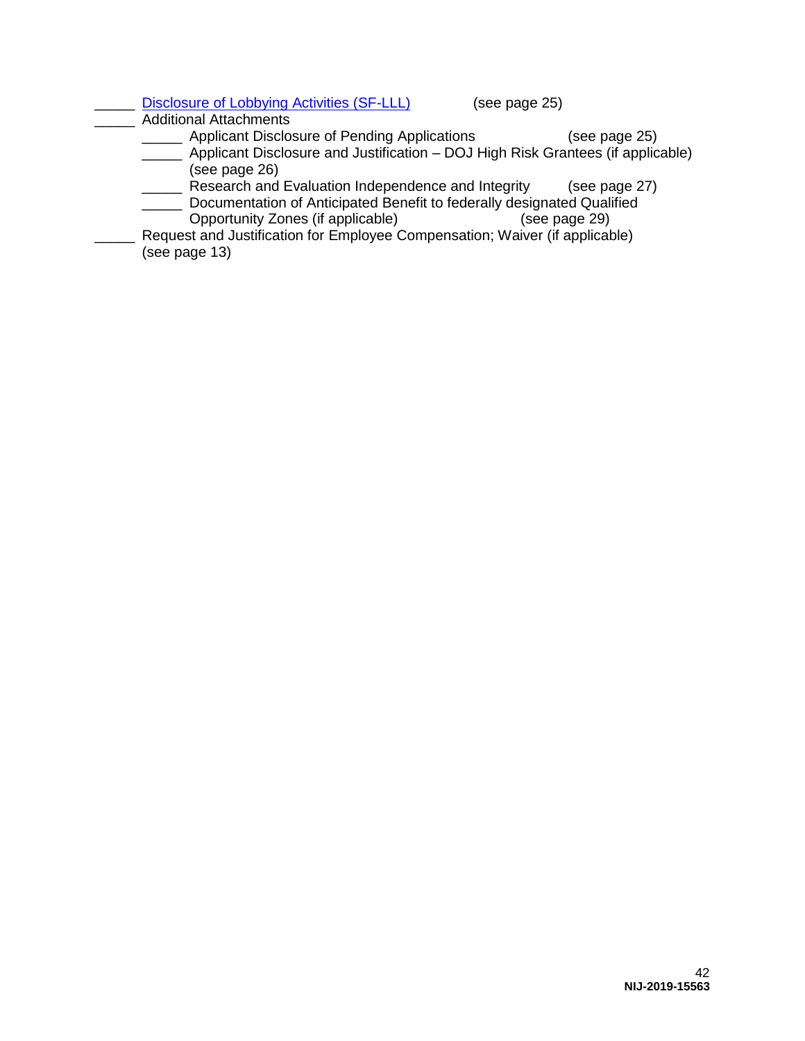_____ Disclosure of Lobbying Activities (SF-LLL) (see page 25)

_____ Additional Attachments

- _____ Applicant Disclosure of Pending Applications (see page 25)
- _____ Applicant Disclosure and Justification – DOJ High Risk Grantees (if applicable) (see page 26)
- _____ Research and Evaluation Independence and Integrity (see page 27)
- _____ Documentation of Anticipated Benefit to federally designated Qualified Opportunity Zones (if applicable) (see page 29)

_____ Request and Justification for Employee Compensation; Waiver (if applicable) (see page 13)